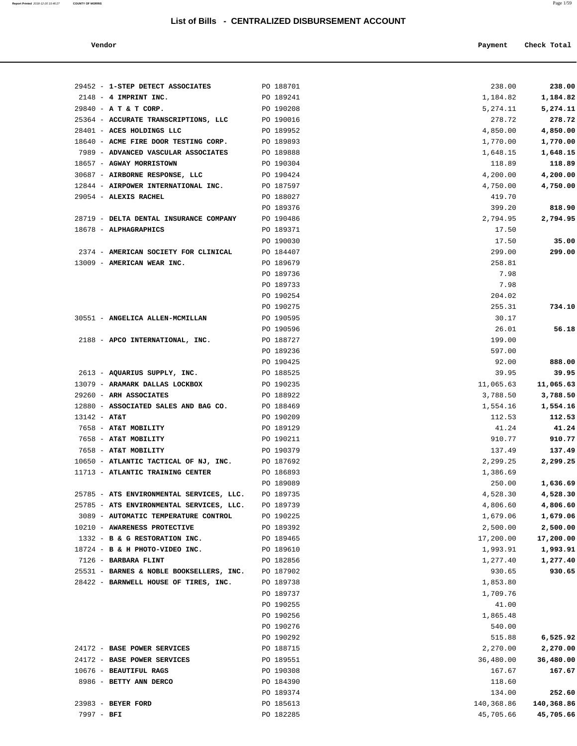# List of Bills - CENTRALIZED DISBURSEMENT ACCOUNT

| Vendor | | Payment | Check Total |
|---|---|---|---|
| 29452 - **1-STEP DETECT ASSOCIATES** | PO 188701 | 238.00 | **238.00** |
| 2148 - **4 IMPRINT INC.** | PO 189241 | 1,184.82 | **1,184.82** |
| 29840 - **A T & T CORP.** | PO 190208 | 5,274.11 | **5,274.11** |
| 25364 - **ACCURATE TRANSCRIPTIONS, LLC** | PO 190016 | 278.72 | **278.72** |
| 28401 - **ACES HOLDINGS LLC** | PO 189952 | 4,850.00 | **4,850.00** |
| 18640 - **ACME FIRE DOOR TESTING CORP.** | PO 189893 | 1,770.00 | **1,770.00** |
| 7989 - **ADVANCED VASCULAR ASSOCIATES** | PO 189888 | 1,648.15 | **1,648.15** |
| 18657 - **AGWAY MORRISTOWN** | PO 190304 | 118.89 | **118.89** |
| 30687 - **AIRBORNE RESPONSE, LLC** | PO 190424 | 4,200.00 | **4,200.00** |
| 12844 - **AIRPOWER INTERNATIONAL INC.** | PO 187597 | 4,750.00 | **4,750.00** |
| 29054 - **ALEXIS RACHEL** | PO 188027 | 419.70 | |
| | PO 189376 | 399.20 | **818.90** |
| 28719 - **DELTA DENTAL INSURANCE COMPANY** | PO 190486 | 2,794.95 | **2,794.95** |
| 18678 - **ALPHAGRAPHICS** | PO 189371 | 17.50 | |
| | PO 190030 | 17.50 | **35.00** |
| 2374 - **AMERICAN SOCIETY FOR CLINICAL** | PO 184407 | 299.00 | **299.00** |
| 13009 - **AMERICAN WEAR INC.** | PO 189679 | 258.81 | |
| | PO 189736 | 7.98 | |
| | PO 189733 | 7.98 | |
| | PO 190254 | 204.02 | |
| | PO 190275 | 255.31 | **734.10** |
| 30551 - **ANGELICA ALLEN-MCMILLAN** | PO 190595 | 30.17 | |
| | PO 190596 | 26.01 | **56.18** |
| 2188 - **APCO INTERNATIONAL, INC.** | PO 188727 | 199.00 | |
| | PO 189236 | 597.00 | |
| | PO 190425 | 92.00 | **888.00** |
| 2613 - **AQUARIUS SUPPLY, INC.** | PO 188525 | 39.95 | **39.95** |
| 13079 - **ARAMARK DALLAS LOCKBOX** | PO 190235 | 11,065.63 | **11,065.63** |
| 29260 - **ARH ASSOCIATES** | PO 188922 | 3,788.50 | **3,788.50** |
| 12880 - **ASSOCIATED SALES AND BAG CO.** | PO 188469 | 1,554.16 | **1,554.16** |
| 13142 - **AT&T** | PO 190209 | 112.53 | **112.53** |
| 7658 - **AT&T MOBILITY** | PO 189129 | 41.24 | **41.24** |
| 7658 - **AT&T MOBILITY** | PO 190211 | 910.77 | **910.77** |
| 7658 - **AT&T MOBILITY** | PO 190379 | 137.49 | **137.49** |
| 10650 - **ATLANTIC TACTICAL OF NJ, INC.** | PO 187692 | 2,299.25 | **2,299.25** |
| 11713 - **ATLANTIC TRAINING CENTER** | PO 186893 | 1,386.69 | |
| | PO 189089 | 250.00 | **1,636.69** |
| 25785 - **ATS ENVIRONMENTAL SERVICES, LLC.** | PO 189735 | 4,528.30 | **4,528.30** |
| 25785 - **ATS ENVIRONMENTAL SERVICES, LLC.** | PO 189739 | 4,806.60 | **4,806.60** |
| 3089 - **AUTOMATIC TEMPERATURE CONTROL** | PO 190225 | 1,679.06 | **1,679.06** |
| 10210 - **AWARENESS PROTECTIVE** | PO 189392 | 2,500.00 | **2,500.00** |
| 1332 - **B & G RESTORATION INC.** | PO 189465 | 17,200.00 | **17,200.00** |
| 18724 - **B & H PHOTO-VIDEO INC.** | PO 189610 | 1,993.91 | **1,993.91** |
| 7126 - **BARBARA FLINT** | PO 182856 | 1,277.40 | **1,277.40** |
| 25531 - **BARNES & NOBLE BOOKSELLERS, INC.** | PO 187902 | 930.65 | **930.65** |
| 28422 - **BARNWELL HOUSE OF TIRES, INC.** | PO 189738 | 1,853.80 | |
| | PO 189737 | 1,709.76 | |
| | PO 190255 | 41.00 | |
| | PO 190256 | 1,865.48 | |
| | PO 190276 | 540.00 | |
| | PO 190292 | 515.88 | **6,525.92** |
| 24172 - **BASE POWER SERVICES** | PO 188715 | 2,270.00 | **2,270.00** |
| 24172 - **BASE POWER SERVICES** | PO 189551 | 36,480.00 | **36,480.00** |
| 10676 - **BEAUTIFUL RAGS** | PO 190308 | 167.67 | **167.67** |
| 8986 - **BETTY ANN DERCO** | PO 184390 | 118.60 | |
| | PO 189374 | 134.00 | **252.60** |
| 23983 - **BEYER FORD** | PO 185613 | 140,368.86 | **140,368.86** |
| 7997 - **BFI** | PO 182285 | 45,705.66 | **45,705.66** |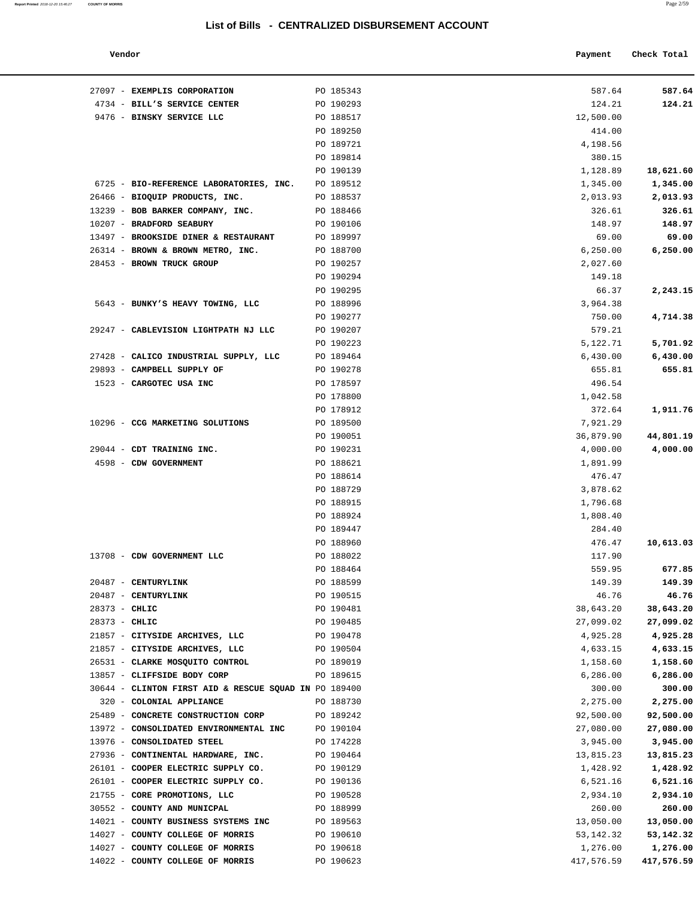# List of Bills - CENTRALIZED DISBURSEMENT ACCOUNT

| Vendor | | Payment | Check Total |
|---|---|---|---|
| 27097 - **EXEMPLIS CORPORATION** | PO 185343 | 587.64 | **587.64** |
| 4734 - **BILL'S SERVICE CENTER** | PO 190293 | 124.21 | **124.21** |
| 9476 - **BINSKY SERVICE LLC** | PO 188517 | 12,500.00 | |
| | PO 189250 | 414.00 | |
| | PO 189721 | 4,198.56 | |
| | PO 189814 | 380.15 | |
| | PO 190139 | 1,128.89 | **18,621.60** |
| 6725 - **BIO-REFERENCE LABORATORIES, INC.** | PO 189512 | 1,345.00 | **1,345.00** |
| 26466 - **BIOQUIP PRODUCTS, INC.** | PO 188537 | 2,013.93 | **2,013.93** |
| 13239 - **BOB BARKER COMPANY, INC.** | PO 188466 | 326.61 | **326.61** |
| 10207 - **BRADFORD SEABURY** | PO 190106 | 148.97 | **148.97** |
| 13497 - **BROOKSIDE DINER & RESTAURANT** | PO 189997 | 69.00 | **69.00** |
| 26314 - **BROWN & BROWN METRO, INC.** | PO 188700 | 6,250.00 | **6,250.00** |
| 28453 - **BROWN TRUCK GROUP** | PO 190257 | 2,027.60 | |
| | PO 190294 | 149.18 | |
| | PO 190295 | 66.37 | **2,243.15** |
| 5643 - **BUNKY'S HEAVY TOWING, LLC** | PO 188996 | 3,964.38 | |
| | PO 190277 | 750.00 | **4,714.38** |
| 29247 - **CABLEVISION LIGHTPATH NJ LLC** | PO 190207 | 579.21 | |
| | PO 190223 | 5,122.71 | **5,701.92** |
| 27428 - **CALICO INDUSTRIAL SUPPLY, LLC** | PO 189464 | 6,430.00 | **6,430.00** |
| 29893 - **CAMPBELL SUPPLY OF** | PO 190278 | 655.81 | **655.81** |
| 1523 - **CARGOTEC USA INC** | PO 178597 | 496.54 | |
| | PO 178800 | 1,042.58 | |
| | PO 178912 | 372.64 | **1,911.76** |
| 10296 - **CCG MARKETING SOLUTIONS** | PO 189500 | 7,921.29 | |
| | PO 190051 | 36,879.90 | **44,801.19** |
| 29044 - **CDT TRAINING INC.** | PO 190231 | 4,000.00 | **4,000.00** |
| 4598 - **CDW GOVERNMENT** | PO 188621 | 1,891.99 | |
| | PO 188614 | 476.47 | |
| | PO 188729 | 3,878.62 | |
| | PO 188915 | 1,796.68 | |
| | PO 188924 | 1,808.40 | |
| | PO 189447 | 284.40 | |
| | PO 188960 | 476.47 | **10,613.03** |
| 13708 - **CDW GOVERNMENT LLC** | PO 188022 | 117.90 | |
| | PO 188464 | 559.95 | **677.85** |
| 20487 - **CENTURYLINK** | PO 188599 | 149.39 | **149.39** |
| 20487 - **CENTURYLINK** | PO 190515 | 46.76 | **46.76** |
| 28373 - **CHLIC** | PO 190481 | 38,643.20 | **38,643.20** |
| 28373 - **CHLIC** | PO 190485 | 27,099.02 | **27,099.02** |
| 21857 - **CITYSIDE ARCHIVES, LLC** | PO 190478 | 4,925.28 | **4,925.28** |
| 21857 - **CITYSIDE ARCHIVES, LLC** | PO 190504 | 4,633.15 | **4,633.15** |
| 26531 - **CLARKE MOSQUITO CONTROL** | PO 189019 | 1,158.60 | **1,158.60** |
| 13857 - **CLIFFSIDE BODY CORP** | PO 189615 | 6,286.00 | **6,286.00** |
| 30644 - **CLINTON FIRST AID & RESCUE SQUAD IN** | PO 189400 | 300.00 | **300.00** |
| 320 - **COLONIAL APPLIANCE** | PO 188730 | 2,275.00 | **2,275.00** |
| 25489 - **CONCRETE CONSTRUCTION CORP** | PO 189242 | 92,500.00 | **92,500.00** |
| 13972 - **CONSOLIDATED ENVIRONMENTAL INC** | PO 190104 | 27,080.00 | **27,080.00** |
| 13976 - **CONSOLIDATED STEEL** | PO 174228 | 3,945.00 | **3,945.00** |
| 27936 - **CONTINENTAL HARDWARE, INC.** | PO 190464 | 13,815.23 | **13,815.23** |
| 26101 - **COOPER ELECTRIC SUPPLY CO.** | PO 190129 | 1,428.92 | **1,428.92** |
| 26101 - **COOPER ELECTRIC SUPPLY CO.** | PO 190136 | 6,521.16 | **6,521.16** |
| 21755 - **CORE PROMOTIONS, LLC** | PO 190528 | 2,934.10 | **2,934.10** |
| 30552 - **COUNTY AND MUNICPAL** | PO 188999 | 260.00 | **260.00** |
| 14021 - **COUNTY BUSINESS SYSTEMS INC** | PO 189563 | 13,050.00 | **13,050.00** |
| 14027 - **COUNTY COLLEGE OF MORRIS** | PO 190610 | 53,142.32 | **53,142.32** |
| 14027 - **COUNTY COLLEGE OF MORRIS** | PO 190618 | 1,276.00 | **1,276.00** |
| 14022 - **COUNTY COLLEGE OF MORRIS** | PO 190623 | 417,576.59 | **417,576.59** |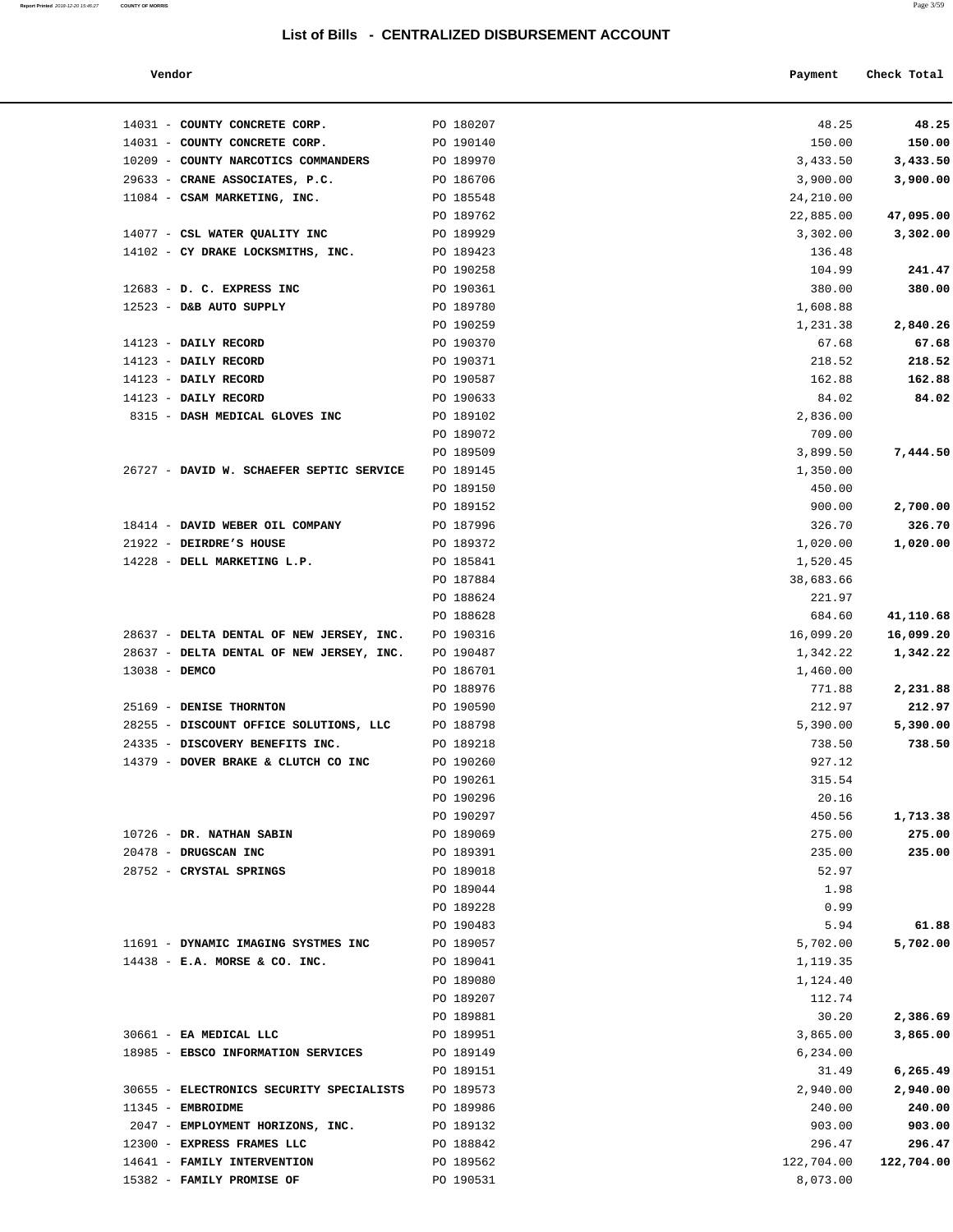# List of Bills - CENTRALIZED DISBURSEMENT ACCOUNT

| Vendor | | Payment | Check Total |
|---|---|---|---|
| 14031 - **COUNTY CONCRETE CORP.** | PO 180207 | 48.25 | **48.25** |
| 14031 - **COUNTY CONCRETE CORP.** | PO 190140 | 150.00 | **150.00** |
| 10209 - **COUNTY NARCOTICS COMMANDERS** | PO 189970 | 3,433.50 | **3,433.50** |
| 29633 - **CRANE ASSOCIATES, P.C.** | PO 186706 | 3,900.00 | **3,900.00** |
| 11084 - **CSAM MARKETING, INC.** | PO 185548 | 24,210.00 | |
| | PO 189762 | 22,885.00 | **47,095.00** |
| 14077 - **CSL WATER QUALITY INC** | PO 189929 | 3,302.00 | **3,302.00** |
| 14102 - **CY DRAKE LOCKSMITHS, INC.** | PO 189423 | 136.48 | |
| | PO 190258 | 104.99 | **241.47** |
| 12683 - **D. C. EXPRESS INC** | PO 190361 | 380.00 | **380.00** |
| 12523 - **D&B AUTO SUPPLY** | PO 189780 | 1,608.88 | |
| | PO 190259 | 1,231.38 | **2,840.26** |
| 14123 - **DAILY RECORD** | PO 190370 | 67.68 | **67.68** |
| 14123 - **DAILY RECORD** | PO 190371 | 218.52 | **218.52** |
| 14123 - **DAILY RECORD** | PO 190587 | 162.88 | **162.88** |
| 14123 - **DAILY RECORD** | PO 190633 | 84.02 | **84.02** |
| 8315 - **DASH MEDICAL GLOVES INC** | PO 189102 | 2,836.00 | |
| | PO 189072 | 709.00 | |
| | PO 189509 | 3,899.50 | **7,444.50** |
| 26727 - **DAVID W. SCHAEFER SEPTIC SERVICE** | PO 189145 | 1,350.00 | |
| | PO 189150 | 450.00 | |
| | PO 189152 | 900.00 | **2,700.00** |
| 18414 - **DAVID WEBER OIL COMPANY** | PO 187996 | 326.70 | **326.70** |
| 21922 - **DEIRDRE'S HOUSE** | PO 189372 | 1,020.00 | **1,020.00** |
| 14228 - **DELL MARKETING L.P.** | PO 185841 | 1,520.45 | |
| | PO 187884 | 38,683.66 | |
| | PO 188624 | 221.97 | |
| | PO 188628 | 684.60 | **41,110.68** |
| 28637 - **DELTA DENTAL OF NEW JERSEY, INC.** | PO 190316 | 16,099.20 | **16,099.20** |
| 28637 - **DELTA DENTAL OF NEW JERSEY, INC.** | PO 190487 | 1,342.22 | **1,342.22** |
| 13038 - **DEMCO** | PO 186701 | 1,460.00 | |
| | PO 188976 | 771.88 | **2,231.88** |
| 25169 - **DENISE THORNTON** | PO 190590 | 212.97 | **212.97** |
| 28255 - **DISCOUNT OFFICE SOLUTIONS, LLC** | PO 188798 | 5,390.00 | **5,390.00** |
| 24335 - **DISCOVERY BENEFITS INC.** | PO 189218 | 738.50 | **738.50** |
| 14379 - **DOVER BRAKE & CLUTCH CO INC** | PO 190260 | 927.12 | |
| | PO 190261 | 315.54 | |
| | PO 190296 | 20.16 | |
| | PO 190297 | 450.56 | **1,713.38** |
| 10726 - **DR. NATHAN SABIN** | PO 189069 | 275.00 | **275.00** |
| 20478 - **DRUGSCAN INC** | PO 189391 | 235.00 | **235.00** |
| 28752 - **CRYSTAL SPRINGS** | PO 189018 | 52.97 | |
| | PO 189044 | 1.98 | |
| | PO 189228 | 0.99 | |
| | PO 190483 | 5.94 | **61.88** |
| 11691 - **DYNAMIC IMAGING SYSTMES INC** | PO 189057 | 5,702.00 | **5,702.00** |
| 14438 - **E.A. MORSE & CO. INC.** | PO 189041 | 1,119.35 | |
| | PO 189080 | 1,124.40 | |
| | PO 189207 | 112.74 | |
| | PO 189881 | 30.20 | **2,386.69** |
| 30661 - **EA MEDICAL LLC** | PO 189951 | 3,865.00 | **3,865.00** |
| 18985 - **EBSCO INFORMATION SERVICES** | PO 189149 | 6,234.00 | |
| | PO 189151 | 31.49 | **6,265.49** |
| 30655 - **ELECTRONICS SECURITY SPECIALISTS** | PO 189573 | 2,940.00 | **2,940.00** |
| 11345 - **EMBROIDME** | PO 189986 | 240.00 | **240.00** |
| 2047 - **EMPLOYMENT HORIZONS, INC.** | PO 189132 | 903.00 | **903.00** |
| 12300 - **EXPRESS FRAMES LLC** | PO 188842 | 296.47 | **296.47** |
| 14641 - **FAMILY INTERVENTION** | PO 189562 | 122,704.00 | **122,704.00** |
| 15382 - **FAMILY PROMISE OF** | PO 190531 | 8,073.00 | |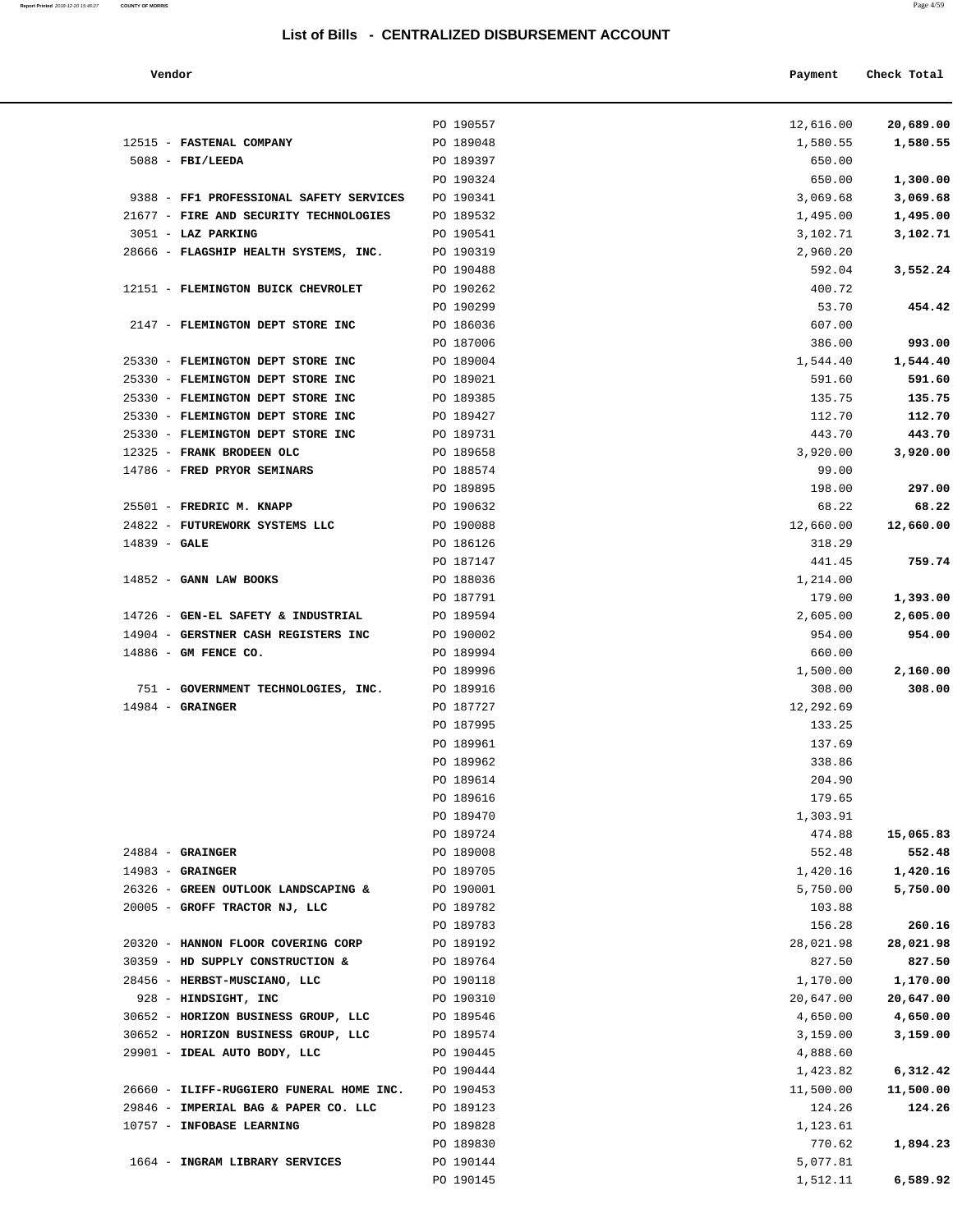# List of Bills - CENTRALIZED DISBURSEMENT ACCOUNT

| Vendor | | Payment | Check Total |
|---|---|---|---|
| | PO 190557 | 12,616.00 | **20,689.00** |
| 12515 - **FASTENAL COMPANY** | PO 189048 | 1,580.55 | **1,580.55** |
| 5088 - **FBI/LEEDA** | PO 189397 | 650.00 | |
| | PO 190324 | 650.00 | **1,300.00** |
| 9388 - **FF1 PROFESSIONAL SAFETY SERVICES** | PO 190341 | 3,069.68 | **3,069.68** |
| 21677 - **FIRE AND SECURITY TECHNOLOGIES** | PO 189532 | 1,495.00 | **1,495.00** |
| 3051 - **LAZ PARKING** | PO 190541 | 3,102.71 | **3,102.71** |
| 28666 - **FLAGSHIP HEALTH SYSTEMS, INC.** | PO 190319 | 2,960.20 | |
| | PO 190488 | 592.04 | **3,552.24** |
| 12151 - **FLEMINGTON BUICK CHEVROLET** | PO 190262 | 400.72 | |
| | PO 190299 | 53.70 | **454.42** |
| 2147 - **FLEMINGTON DEPT STORE INC** | PO 186036 | 607.00 | |
| | PO 187006 | 386.00 | **993.00** |
| 25330 - **FLEMINGTON DEPT STORE INC** | PO 189004 | 1,544.40 | **1,544.40** |
| 25330 - **FLEMINGTON DEPT STORE INC** | PO 189021 | 591.60 | **591.60** |
| 25330 - **FLEMINGTON DEPT STORE INC** | PO 189385 | 135.75 | **135.75** |
| 25330 - **FLEMINGTON DEPT STORE INC** | PO 189427 | 112.70 | **112.70** |
| 25330 - **FLEMINGTON DEPT STORE INC** | PO 189731 | 443.70 | **443.70** |
| 12325 - **FRANK BRODEEN OLC** | PO 189658 | 3,920.00 | **3,920.00** |
| 14786 - **FRED PRYOR SEMINARS** | PO 188574 | 99.00 | |
| | PO 189895 | 198.00 | **297.00** |
| 25501 - **FREDRIC M. KNAPP** | PO 190632 | 68.22 | **68.22** |
| 24822 - **FUTUREWORK SYSTEMS LLC** | PO 190088 | 12,660.00 | **12,660.00** |
| 14839 - **GALE** | PO 186126 | 318.29 | |
| | PO 187147 | 441.45 | **759.74** |
| 14852 - **GANN LAW BOOKS** | PO 188036 | 1,214.00 | |
| | PO 187791 | 179.00 | **1,393.00** |
| 14726 - **GEN-EL SAFETY & INDUSTRIAL** | PO 189594 | 2,605.00 | **2,605.00** |
| 14904 - **GERSTNER CASH REGISTERS INC** | PO 190002 | 954.00 | **954.00** |
| 14886 - **GM FENCE CO.** | PO 189994 | 660.00 | |
| | PO 189996 | 1,500.00 | **2,160.00** |
| 751 - **GOVERNMENT TECHNOLOGIES, INC.** | PO 189916 | 308.00 | **308.00** |
| 14984 - **GRAINGER** | PO 187727 | 12,292.69 | |
| | PO 187995 | 133.25 | |
| | PO 189961 | 137.69 | |
| | PO 189962 | 338.86 | |
| | PO 189614 | 204.90 | |
| | PO 189616 | 179.65 | |
| | PO 189470 | 1,303.91 | |
| | PO 189724 | 474.88 | **15,065.83** |
| 24884 - **GRAINGER** | PO 189008 | 552.48 | **552.48** |
| 14983 - **GRAINGER** | PO 189705 | 1,420.16 | **1,420.16** |
| 26326 - **GREEN OUTLOOK LANDSCAPING &** | PO 190001 | 5,750.00 | **5,750.00** |
| 20005 - **GROFF TRACTOR NJ, LLC** | PO 189782 | 103.88 | |
| | PO 189783 | 156.28 | **260.16** |
| 20320 - **HANNON FLOOR COVERING CORP** | PO 189192 | 28,021.98 | **28,021.98** |
| 30359 - **HD SUPPLY CONSTRUCTION &** | PO 189764 | 827.50 | **827.50** |
| 28456 - **HERBST-MUSCIANO, LLC** | PO 190118 | 1,170.00 | **1,170.00** |
| 928 - **HINDSIGHT, INC** | PO 190310 | 20,647.00 | **20,647.00** |
| 30652 - **HORIZON BUSINESS GROUP, LLC** | PO 189546 | 4,650.00 | **4,650.00** |
| 30652 - **HORIZON BUSINESS GROUP, LLC** | PO 189574 | 3,159.00 | **3,159.00** |
| 29901 - **IDEAL AUTO BODY, LLC** | PO 190445 | 4,888.60 | |
| | PO 190444 | 1,423.82 | **6,312.42** |
| 26660 - **ILIFF-RUGGIERO FUNERAL HOME INC.** | PO 190453 | 11,500.00 | **11,500.00** |
| 29846 - **IMPERIAL BAG & PAPER CO. LLC** | PO 189123 | 124.26 | **124.26** |
| 10757 - **INFOBASE LEARNING** | PO 189828 | 1,123.61 | |
| | PO 189830 | 770.62 | **1,894.23** |
| 1664 - **INGRAM LIBRARY SERVICES** | PO 190144 | 5,077.81 | |
| | PO 190145 | 1,512.11 | **6,589.92** |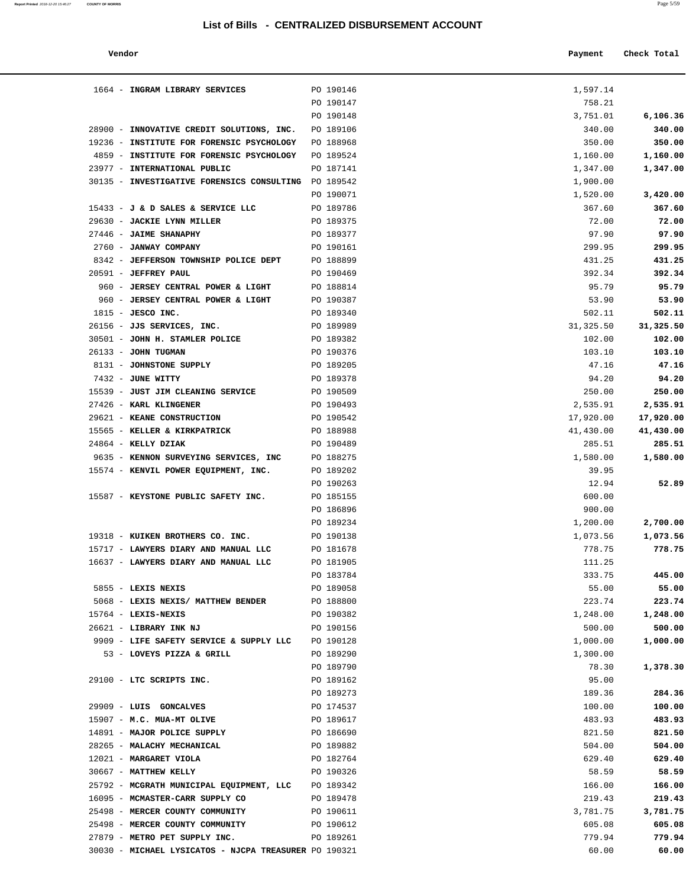## List of Bills - CENTRALIZED DISBURSEMENT ACCOUNT

| Vendor | | Payment | Check Total |
|---|---|---|---|
| 1664 - **INGRAM LIBRARY SERVICES** | PO 190146 | 1,597.14 | |
| | PO 190147 | 758.21 | |
| | PO 190148 | 3,751.01 | **6,106.36** |
| 28900 - **INNOVATIVE CREDIT SOLUTIONS, INC.** | PO 189106 | 340.00 | **340.00** |
| 19236 - **INSTITUTE FOR FORENSIC PSYCHOLOGY** | PO 188968 | 350.00 | **350.00** |
| 4859 - **INSTITUTE FOR FORENSIC PSYCHOLOGY** | PO 189524 | 1,160.00 | **1,160.00** |
| 23977 - **INTERNATIONAL PUBLIC** | PO 187141 | 1,347.00 | **1,347.00** |
| 30135 - **INVESTIGATIVE FORENSICS CONSULTING** | PO 189542 | 1,900.00 | |
| | PO 190071 | 1,520.00 | **3,420.00** |
| 15433 - **J & D SALES & SERVICE LLC** | PO 189786 | 367.60 | **367.60** |
| 29630 - **JACKIE LYNN MILLER** | PO 189375 | 72.00 | **72.00** |
| 27446 - **JAIME SHANAPHY** | PO 189377 | 97.90 | **97.90** |
| 2760 - **JANWAY COMPANY** | PO 190161 | 299.95 | **299.95** |
| 8342 - **JEFFERSON TOWNSHIP POLICE DEPT** | PO 188899 | 431.25 | **431.25** |
| 20591 - **JEFFREY PAUL** | PO 190469 | 392.34 | **392.34** |
| 960 - **JERSEY CENTRAL POWER & LIGHT** | PO 188814 | 95.79 | **95.79** |
| 960 - **JERSEY CENTRAL POWER & LIGHT** | PO 190387 | 53.90 | **53.90** |
| 1815 - **JESCO INC.** | PO 189340 | 502.11 | **502.11** |
| 26156 - **JJS SERVICES, INC.** | PO 189989 | 31,325.50 | **31,325.50** |
| 30501 - **JOHN H. STAMLER POLICE** | PO 189382 | 102.00 | **102.00** |
| 26133 - **JOHN TUGMAN** | PO 190376 | 103.10 | **103.10** |
| 8131 - **JOHNSTONE SUPPLY** | PO 189205 | 47.16 | **47.16** |
| 7432 - **JUNE WITTY** | PO 189378 | 94.20 | **94.20** |
| 15539 - **JUST JIM CLEANING SERVICE** | PO 190509 | 250.00 | **250.00** |
| 27426 - **KARL KLINGENER** | PO 190493 | 2,535.91 | **2,535.91** |
| 29621 - **KEANE CONSTRUCTION** | PO 190542 | 17,920.00 | **17,920.00** |
| 15565 - **KELLER & KIRKPATRICK** | PO 188988 | 41,430.00 | **41,430.00** |
| 24864 - **KELLY DZIAK** | PO 190489 | 285.51 | **285.51** |
| 9635 - **KENNON SURVEYING SERVICES, INC** | PO 188275 | 1,580.00 | **1,580.00** |
| 15574 - **KENVIL POWER EQUIPMENT, INC.** | PO 189202 | 39.95 | |
| | PO 190263 | 12.94 | **52.89** |
| 15587 - **KEYSTONE PUBLIC SAFETY INC.** | PO 185155 | 600.00 | |
| | PO 186896 | 900.00 | |
| | PO 189234 | 1,200.00 | **2,700.00** |
| 19318 - **KUIKEN BROTHERS CO. INC.** | PO 190138 | 1,073.56 | **1,073.56** |
| 15717 - **LAWYERS DIARY AND MANUAL LLC** | PO 181678 | 778.75 | **778.75** |
| 16637 - **LAWYERS DIARY AND MANUAL LLC** | PO 181905 | 111.25 | |
| | PO 183784 | 333.75 | **445.00** |
| 5855 - **LEXIS NEXIS** | PO 189058 | 55.00 | **55.00** |
| 5068 - **LEXIS NEXIS/ MATTHEW BENDER** | PO 188800 | 223.74 | **223.74** |
| 15764 - **LEXIS-NEXIS** | PO 190382 | 1,248.00 | **1,248.00** |
| 26621 - **LIBRARY INK NJ** | PO 190156 | 500.00 | **500.00** |
| 9909 - **LIFE SAFETY SERVICE & SUPPLY LLC** | PO 190128 | 1,000.00 | **1,000.00** |
| 53 - **LOVEYS PIZZA & GRILL** | PO 189290 | 1,300.00 | |
| | PO 189790 | 78.30 | **1,378.30** |
| 29100 - **LTC SCRIPTS INC.** | PO 189162 | 95.00 | |
| | PO 189273 | 189.36 | **284.36** |
| 29909 - **LUIS GONCALVES** | PO 174537 | 100.00 | **100.00** |
| 15907 - **M.C. MUA-MT OLIVE** | PO 189617 | 483.93 | **483.93** |
| 14891 - **MAJOR POLICE SUPPLY** | PO 186690 | 821.50 | **821.50** |
| 28265 - **MALACHY MECHANICAL** | PO 189882 | 504.00 | **504.00** |
| 12021 - **MARGARET VIOLA** | PO 182764 | 629.40 | **629.40** |
| 30667 - **MATTHEW KELLY** | PO 190326 | 58.59 | **58.59** |
| 25792 - **MCGRATH MUNICIPAL EQUIPMENT, LLC** | PO 189342 | 166.00 | **166.00** |
| 16095 - **MCMASTER-CARR SUPPLY CO** | PO 189478 | 219.43 | **219.43** |
| 25498 - **MERCER COUNTY COMMUNITY** | PO 190611 | 3,781.75 | **3,781.75** |
| 25498 - **MERCER COUNTY COMMUNITY** | PO 190612 | 605.08 | **605.08** |
| 27879 - **METRO PET SUPPLY INC.** | PO 189261 | 779.94 | **779.94** |
| 30030 - **MICHAEL LYSICATOS - NJCPA TREASURER** | PO 190321 | 60.00 | **60.00** |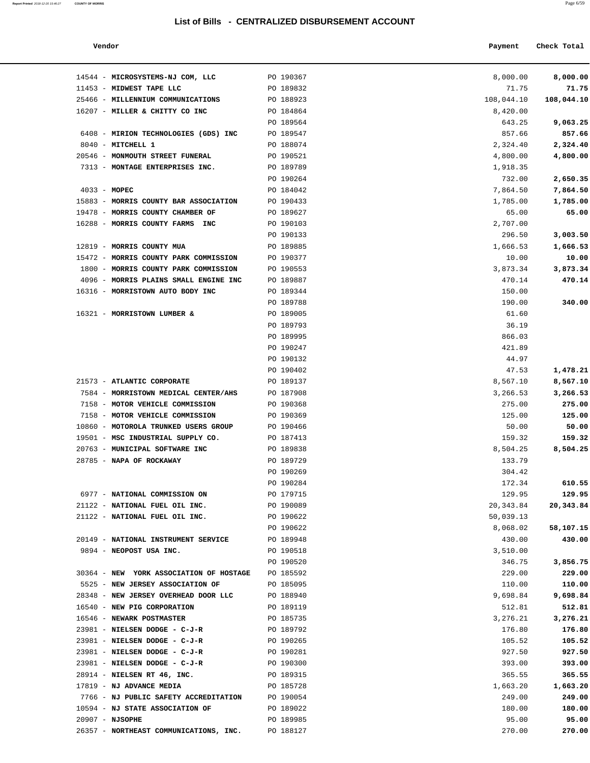# List of Bills - CENTRALIZED DISBURSEMENT ACCOUNT

| Vendor | | Payment | Check Total |
|---|---|---|---|
| 14544 - **MICROSYSTEMS-NJ COM, LLC** | PO 190367 | 8,000.00 | **8,000.00** |
| 11453 - **MIDWEST TAPE LLC** | PO 189832 | 71.75 | **71.75** |
| 25466 - **MILLENNIUM COMMUNICATIONS** | PO 188923 | 108,044.10 | **108,044.10** |
| 16207 - **MILLER & CHITTY CO INC** | PO 184864 | 8,420.00 | |
| | PO 189564 | 643.25 | **9,063.25** |
| 6408 - **MIRION TECHNOLOGIES (GDS) INC** | PO 189547 | 857.66 | **857.66** |
| 8040 - **MITCHELL 1** | PO 188074 | 2,324.40 | **2,324.40** |
| 20546 - **MONMOUTH STREET FUNERAL** | PO 190521 | 4,800.00 | **4,800.00** |
| 7313 - **MONTAGE ENTERPRISES INC.** | PO 189789 | 1,918.35 | |
| | PO 190264 | 732.00 | **2,650.35** |
| 4033 - **MOPEC** | PO 184042 | 7,864.50 | **7,864.50** |
| 15883 - **MORRIS COUNTY BAR ASSOCIATION** | PO 190433 | 1,785.00 | **1,785.00** |
| 19478 - **MORRIS COUNTY CHAMBER OF** | PO 189627 | 65.00 | **65.00** |
| 16288 - **MORRIS COUNTY FARMS INC** | PO 190103 | 2,707.00 | |
| | PO 190133 | 296.50 | **3,003.50** |
| 12819 - **MORRIS COUNTY MUA** | PO 189885 | 1,666.53 | **1,666.53** |
| 15472 - **MORRIS COUNTY PARK COMMISSION** | PO 190377 | 10.00 | **10.00** |
| 1800 - **MORRIS COUNTY PARK COMMISSION** | PO 190553 | 3,873.34 | **3,873.34** |
| 4096 - **MORRIS PLAINS SMALL ENGINE INC** | PO 189887 | 470.14 | **470.14** |
| 16316 - **MORRISTOWN AUTO BODY INC** | PO 189344 | 150.00 | |
| | PO 189788 | 190.00 | **340.00** |
| 16321 - **MORRISTOWN LUMBER &** | PO 189005 | 61.60 | |
| | PO 189793 | 36.19 | |
| | PO 189995 | 866.03 | |
| | PO 190247 | 421.89 | |
| | PO 190132 | 44.97 | |
| | PO 190402 | 47.53 | **1,478.21** |
| 21573 - **ATLANTIC CORPORATE** | PO 189137 | 8,567.10 | **8,567.10** |
| 7584 - **MORRISTOWN MEDICAL CENTER/AHS** | PO 187908 | 3,266.53 | **3,266.53** |
| 7158 - **MOTOR VEHICLE COMMISSION** | PO 190368 | 275.00 | **275.00** |
| 7158 - **MOTOR VEHICLE COMMISSION** | PO 190369 | 125.00 | **125.00** |
| 10860 - **MOTOROLA TRUNKED USERS GROUP** | PO 190466 | 50.00 | **50.00** |
| 19501 - **MSC INDUSTRIAL SUPPLY CO.** | PO 187413 | 159.32 | **159.32** |
| 20763 - **MUNICIPAL SOFTWARE INC** | PO 189838 | 8,504.25 | **8,504.25** |
| 28785 - **NAPA OF ROCKAWAY** | PO 189729 | 133.79 | |
| | PO 190269 | 304.42 | |
| | PO 190284 | 172.34 | **610.55** |
| 6977 - **NATIONAL COMMISSION ON** | PO 179715 | 129.95 | **129.95** |
| 21122 - **NATIONAL FUEL OIL INC.** | PO 190089 | 20,343.84 | **20,343.84** |
| 21122 - **NATIONAL FUEL OIL INC.** | PO 190622 | 50,039.13 | |
| | PO 190622 | 8,068.02 | **58,107.15** |
| 20149 - **NATIONAL INSTRUMENT SERVICE** | PO 189948 | 430.00 | **430.00** |
| 9894 - **NEOPOST USA INC.** | PO 190518 | 3,510.00 | |
| | PO 190520 | 346.75 | **3,856.75** |
| 30364 - **NEW YORK ASSOCIATION OF HOSTAGE** | PO 185592 | 229.00 | **229.00** |
| 5525 - **NEW JERSEY ASSOCIATION OF** | PO 185095 | 110.00 | **110.00** |
| 28348 - **NEW JERSEY OVERHEAD DOOR LLC** | PO 188940 | 9,698.84 | **9,698.84** |
| 16540 - **NEW PIG CORPORATION** | PO 189119 | 512.81 | **512.81** |
| 16546 - **NEWARK POSTMASTER** | PO 185735 | 3,276.21 | **3,276.21** |
| 23981 - **NIELSEN DODGE - C-J-R** | PO 189792 | 176.80 | **176.80** |
| 23981 - **NIELSEN DODGE - C-J-R** | PO 190265 | 105.52 | **105.52** |
| 23981 - **NIELSEN DODGE - C-J-R** | PO 190281 | 927.50 | **927.50** |
| 23981 - **NIELSEN DODGE - C-J-R** | PO 190300 | 393.00 | **393.00** |
| 28914 - **NIELSEN RT 46, INC.** | PO 189315 | 365.55 | **365.55** |
| 17819 - **NJ ADVANCE MEDIA** | PO 185728 | 1,663.20 | **1,663.20** |
| 7766 - **NJ PUBLIC SAFETY ACCREDITATION** | PO 190054 | 249.00 | **249.00** |
| 10594 - **NJ STATE ASSOCIATION OF** | PO 189022 | 180.00 | **180.00** |
| 20907 - **NJSOPHE** | PO 189985 | 95.00 | **95.00** |
| 26357 - **NORTHEAST COMMUNICATIONS, INC.** | PO 188127 | 270.00 | **270.00** |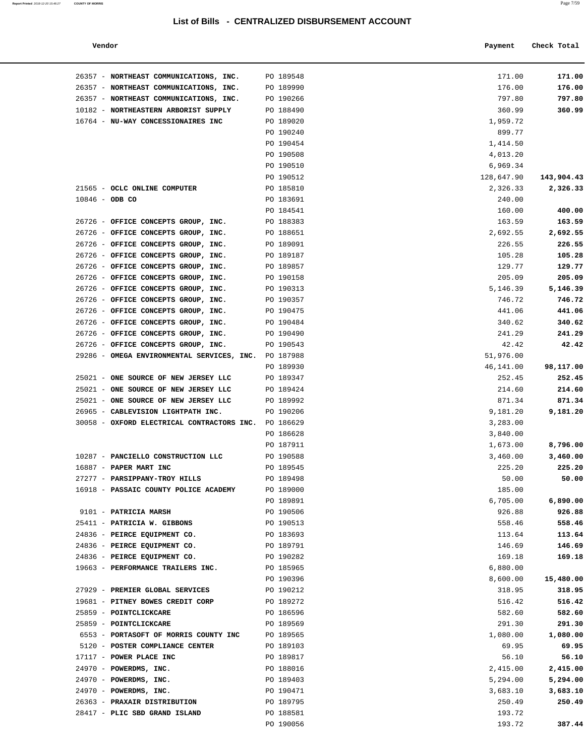## List of Bills - CENTRALIZED DISBURSEMENT ACCOUNT

| Vendor | | Payment | Check Total |
|---|---|---|---|
| 26357 - **NORTHEAST COMMUNICATIONS, INC.** | PO 189548 | 171.00 | **171.00** |
| 26357 - **NORTHEAST COMMUNICATIONS, INC.** | PO 189990 | 176.00 | **176.00** |
| 26357 - **NORTHEAST COMMUNICATIONS, INC.** | PO 190266 | 797.80 | **797.80** |
| 10182 - **NORTHEASTERN ARBORIST SUPPLY** | PO 188490 | 360.99 | **360.99** |
| 16764 - **NU-WAY CONCESSIONAIRES INC** | PO 189020 | 1,959.72 | |
| | PO 190240 | 899.77 | |
| | PO 190454 | 1,414.50 | |
| | PO 190508 | 4,013.20 | |
| | PO 190510 | 6,969.34 | |
| | PO 190512 | 128,647.90 | **143,904.43** |
| 21565 - **OCLC ONLINE COMPUTER** | PO 185810 | 2,326.33 | **2,326.33** |
| 10846 - **ODB CO** | PO 183691 | 240.00 | |
| | PO 184541 | 160.00 | **400.00** |
| 26726 - **OFFICE CONCEPTS GROUP, INC.** | PO 188383 | 163.59 | **163.59** |
| 26726 - **OFFICE CONCEPTS GROUP, INC.** | PO 188651 | 2,692.55 | **2,692.55** |
| 26726 - **OFFICE CONCEPTS GROUP, INC.** | PO 189091 | 226.55 | **226.55** |
| 26726 - **OFFICE CONCEPTS GROUP, INC.** | PO 189187 | 105.28 | **105.28** |
| 26726 - **OFFICE CONCEPTS GROUP, INC.** | PO 189857 | 129.77 | **129.77** |
| 26726 - **OFFICE CONCEPTS GROUP, INC.** | PO 190158 | 205.09 | **205.09** |
| 26726 - **OFFICE CONCEPTS GROUP, INC.** | PO 190313 | 5,146.39 | **5,146.39** |
| 26726 - **OFFICE CONCEPTS GROUP, INC.** | PO 190357 | 746.72 | **746.72** |
| 26726 - **OFFICE CONCEPTS GROUP, INC.** | PO 190475 | 441.06 | **441.06** |
| 26726 - **OFFICE CONCEPTS GROUP, INC.** | PO 190484 | 340.62 | **340.62** |
| 26726 - **OFFICE CONCEPTS GROUP, INC.** | PO 190490 | 241.29 | **241.29** |
| 26726 - **OFFICE CONCEPTS GROUP, INC.** | PO 190543 | 42.42 | **42.42** |
| 29286 - **OMEGA ENVIRONMENTAL SERVICES, INC.** | PO 187988 | 51,976.00 | |
| | PO 189930 | 46,141.00 | **98,117.00** |
| 25021 - **ONE SOURCE OF NEW JERSEY LLC** | PO 189347 | 252.45 | **252.45** |
| 25021 - **ONE SOURCE OF NEW JERSEY LLC** | PO 189424 | 214.60 | **214.60** |
| 25021 - **ONE SOURCE OF NEW JERSEY LLC** | PO 189992 | 871.34 | **871.34** |
| 26965 - **CABLEVISION LIGHTPATH INC.** | PO 190206 | 9,181.20 | **9,181.20** |
| 30058 - **OXFORD ELECTRICAL CONTRACTORS INC.** | PO 186629 | 3,283.00 | |
| | PO 186628 | 3,840.00 | |
| | PO 187911 | 1,673.00 | **8,796.00** |
| 10287 - **PANCIELLO CONSTRUCTION LLC** | PO 190588 | 3,460.00 | **3,460.00** |
| 16887 - **PAPER MART INC** | PO 189545 | 225.20 | **225.20** |
| 27277 - **PARSIPPANY-TROY HILLS** | PO 189498 | 50.00 | **50.00** |
| 16918 - **PASSAIC COUNTY POLICE ACADEMY** | PO 189000 | 185.00 | |
| | PO 189891 | 6,705.00 | **6,890.00** |
| 9101 - **PATRICIA MARSH** | PO 190506 | 926.88 | **926.88** |
| 25411 - **PATRICIA W. GIBBONS** | PO 190513 | 558.46 | **558.46** |
| 24836 - **PEIRCE EQUIPMENT CO.** | PO 183693 | 113.64 | **113.64** |
| 24836 - **PEIRCE EQUIPMENT CO.** | PO 189791 | 146.69 | **146.69** |
| 24836 - **PEIRCE EQUIPMENT CO.** | PO 190282 | 169.18 | **169.18** |
| 19663 - **PERFORMANCE TRAILERS INC.** | PO 185965 | 6,880.00 | |
| | PO 190396 | 8,600.00 | **15,480.00** |
| 27929 - **PREMIER GLOBAL SERVICES** | PO 190212 | 318.95 | **318.95** |
| 19681 - **PITNEY BOWES CREDIT CORP** | PO 189272 | 516.42 | **516.42** |
| 25859 - **POINTCLICKCARE** | PO 186596 | 582.60 | **582.60** |
| 25859 - **POINTCLICKCARE** | PO 189569 | 291.30 | **291.30** |
| 6553 - **PORTASOFT OF MORRIS COUNTY INC** | PO 189565 | 1,080.00 | **1,080.00** |
| 5120 - **POSTER COMPLIANCE CENTER** | PO 189103 | 69.95 | **69.95** |
| 17117 - **POWER PLACE INC** | PO 189817 | 56.10 | **56.10** |
| 24970 - **POWERDMS, INC.** | PO 188016 | 2,415.00 | **2,415.00** |
| 24970 - **POWERDMS, INC.** | PO 189403 | 5,294.00 | **5,294.00** |
| 24970 - **POWERDMS, INC.** | PO 190471 | 3,683.10 | **3,683.10** |
| 26363 - **PRAXAIR DISTRIBUTION** | PO 189795 | 250.49 | **250.49** |
| 28417 - **PLIC SBD GRAND ISLAND** | PO 188581 | 193.72 | |
| | PO 190056 | 193.72 | **387.44** |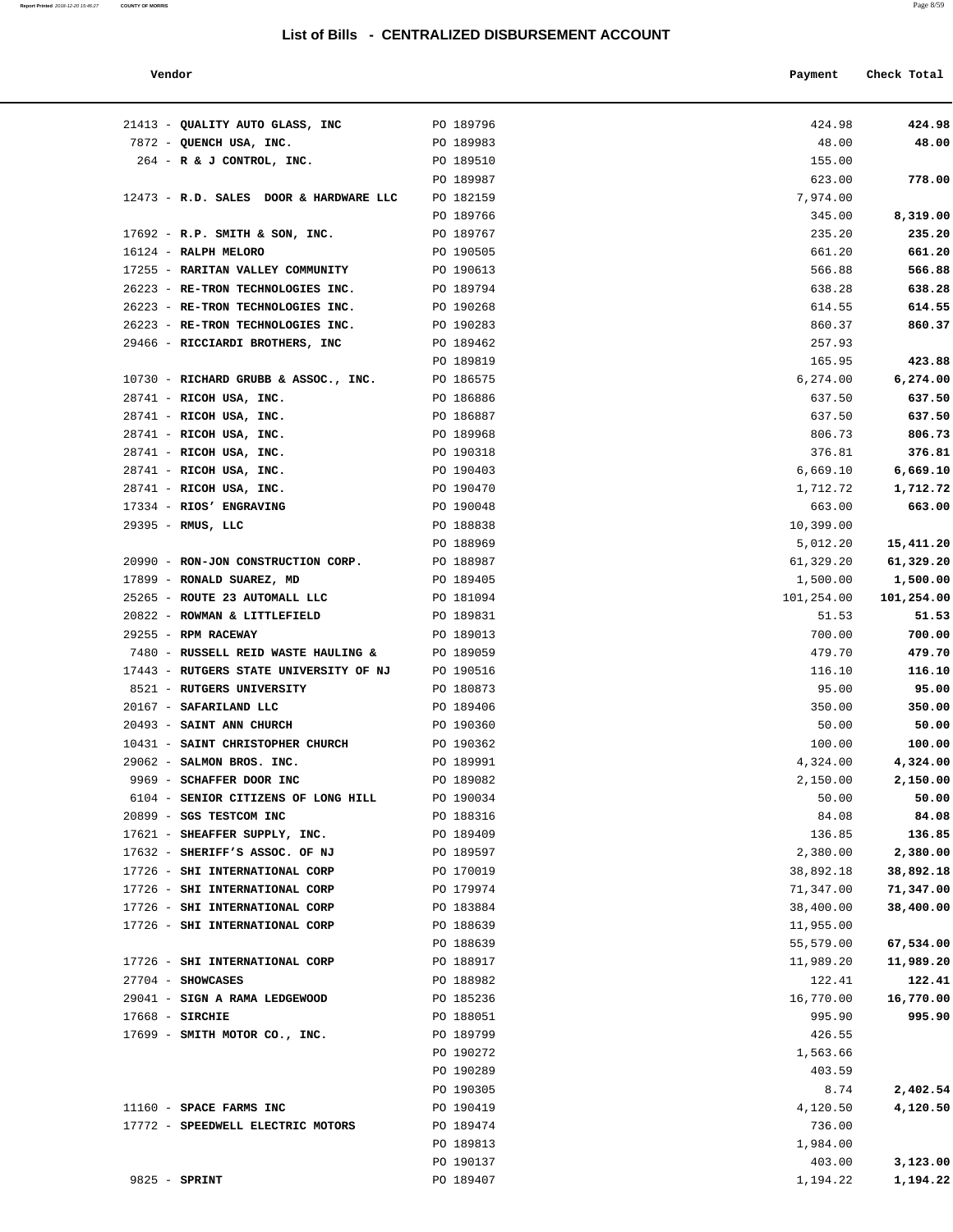## List of Bills - CENTRALIZED DISBURSEMENT ACCOUNT

| Vendor | | Payment | Check Total |
|---|---|---|---|
| 21413 - **QUALITY AUTO GLASS, INC** | PO 189796 | 424.98 | **424.98** |
| 7872 - **QUENCH USA, INC.** | PO 189983 | 48.00 | **48.00** |
| 264 - **R & J CONTROL, INC.** | PO 189510 | 155.00 | |
| | PO 189987 | 623.00 | **778.00** |
| 12473 - **R.D. SALES DOOR & HARDWARE LLC** | PO 182159 | 7,974.00 | |
| | PO 189766 | 345.00 | **8,319.00** |
| 17692 - **R.P. SMITH & SON, INC.** | PO 189767 | 235.20 | **235.20** |
| 16124 - **RALPH MELORO** | PO 190505 | 661.20 | **661.20** |
| 17255 - **RARITAN VALLEY COMMUNITY** | PO 190613 | 566.88 | **566.88** |
| 26223 - **RE-TRON TECHNOLOGIES INC.** | PO 189794 | 638.28 | **638.28** |
| 26223 - **RE-TRON TECHNOLOGIES INC.** | PO 190268 | 614.55 | **614.55** |
| 26223 - **RE-TRON TECHNOLOGIES INC.** | PO 190283 | 860.37 | **860.37** |
| 29466 - **RICCIARDI BROTHERS, INC** | PO 189462 | 257.93 | |
| | PO 189819 | 165.95 | **423.88** |
| 10730 - **RICHARD GRUBB & ASSOC., INC.** | PO 186575 | 6,274.00 | **6,274.00** |
| 28741 - **RICOH USA, INC.** | PO 186886 | 637.50 | **637.50** |
| 28741 - **RICOH USA, INC.** | PO 186887 | 637.50 | **637.50** |
| 28741 - **RICOH USA, INC.** | PO 189968 | 806.73 | **806.73** |
| 28741 - **RICOH USA, INC.** | PO 190318 | 376.81 | **376.81** |
| 28741 - **RICOH USA, INC.** | PO 190403 | 6,669.10 | **6,669.10** |
| 28741 - **RICOH USA, INC.** | PO 190470 | 1,712.72 | **1,712.72** |
| 17334 - **RIOS' ENGRAVING** | PO 190048 | 663.00 | **663.00** |
| 29395 - **RMUS, LLC** | PO 188838 | 10,399.00 | |
| | PO 188969 | 5,012.20 | **15,411.20** |
| 20990 - **RON-JON CONSTRUCTION CORP.** | PO 188987 | 61,329.20 | **61,329.20** |
| 17899 - **RONALD SUAREZ, MD** | PO 189405 | 1,500.00 | **1,500.00** |
| 25265 - **ROUTE 23 AUTOMALL LLC** | PO 181094 | 101,254.00 | **101,254.00** |
| 20822 - **ROWMAN & LITTLEFIELD** | PO 189831 | 51.53 | **51.53** |
| 29255 - **RPM RACEWAY** | PO 189013 | 700.00 | **700.00** |
| 7480 - **RUSSELL REID WASTE HAULING &** | PO 189059 | 479.70 | **479.70** |
| 17443 - **RUTGERS STATE UNIVERSITY OF NJ** | PO 190516 | 116.10 | **116.10** |
| 8521 - **RUTGERS UNIVERSITY** | PO 180873 | 95.00 | **95.00** |
| 20167 - **SAFARILAND LLC** | PO 189406 | 350.00 | **350.00** |
| 20493 - **SAINT ANN CHURCH** | PO 190360 | 50.00 | **50.00** |
| 10431 - **SAINT CHRISTOPHER CHURCH** | PO 190362 | 100.00 | **100.00** |
| 29062 - **SALMON BROS. INC.** | PO 189991 | 4,324.00 | **4,324.00** |
| 9969 - **SCHAFFER DOOR INC** | PO 189082 | 2,150.00 | **2,150.00** |
| 6104 - **SENIOR CITIZENS OF LONG HILL** | PO 190034 | 50.00 | **50.00** |
| 20899 - **SGS TESTCOM INC** | PO 188316 | 84.08 | **84.08** |
| 17621 - **SHEAFFER SUPPLY, INC.** | PO 189409 | 136.85 | **136.85** |
| 17632 - **SHERIFF'S ASSOC. OF NJ** | PO 189597 | 2,380.00 | **2,380.00** |
| 17726 - **SHI INTERNATIONAL CORP** | PO 170019 | 38,892.18 | **38,892.18** |
| 17726 - **SHI INTERNATIONAL CORP** | PO 179974 | 71,347.00 | **71,347.00** |
| 17726 - **SHI INTERNATIONAL CORP** | PO 183884 | 38,400.00 | **38,400.00** |
| 17726 - **SHI INTERNATIONAL CORP** | PO 188639 | 11,955.00 | |
| | PO 188639 | 55,579.00 | **67,534.00** |
| 17726 - **SHI INTERNATIONAL CORP** | PO 188917 | 11,989.20 | **11,989.20** |
| 27704 - **SHOWCASES** | PO 188982 | 122.41 | **122.41** |
| 29041 - **SIGN A RAMA LEDGEWOOD** | PO 185236 | 16,770.00 | **16,770.00** |
| 17668 - **SIRCHIE** | PO 188051 | 995.90 | **995.90** |
| 17699 - **SMITH MOTOR CO., INC.** | PO 189799 | 426.55 | |
| | PO 190272 | 1,563.66 | |
| | PO 190289 | 403.59 | |
| | PO 190305 | 8.74 | **2,402.54** |
| 11160 - **SPACE FARMS INC** | PO 190419 | 4,120.50 | **4,120.50** |
| 17772 - **SPEEDWELL ELECTRIC MOTORS** | PO 189474 | 736.00 | |
| | PO 189813 | 1,984.00 | |
| | PO 190137 | 403.00 | **3,123.00** |
| 9825 - **SPRINT** | PO 189407 | 1,194.22 | **1,194.22** |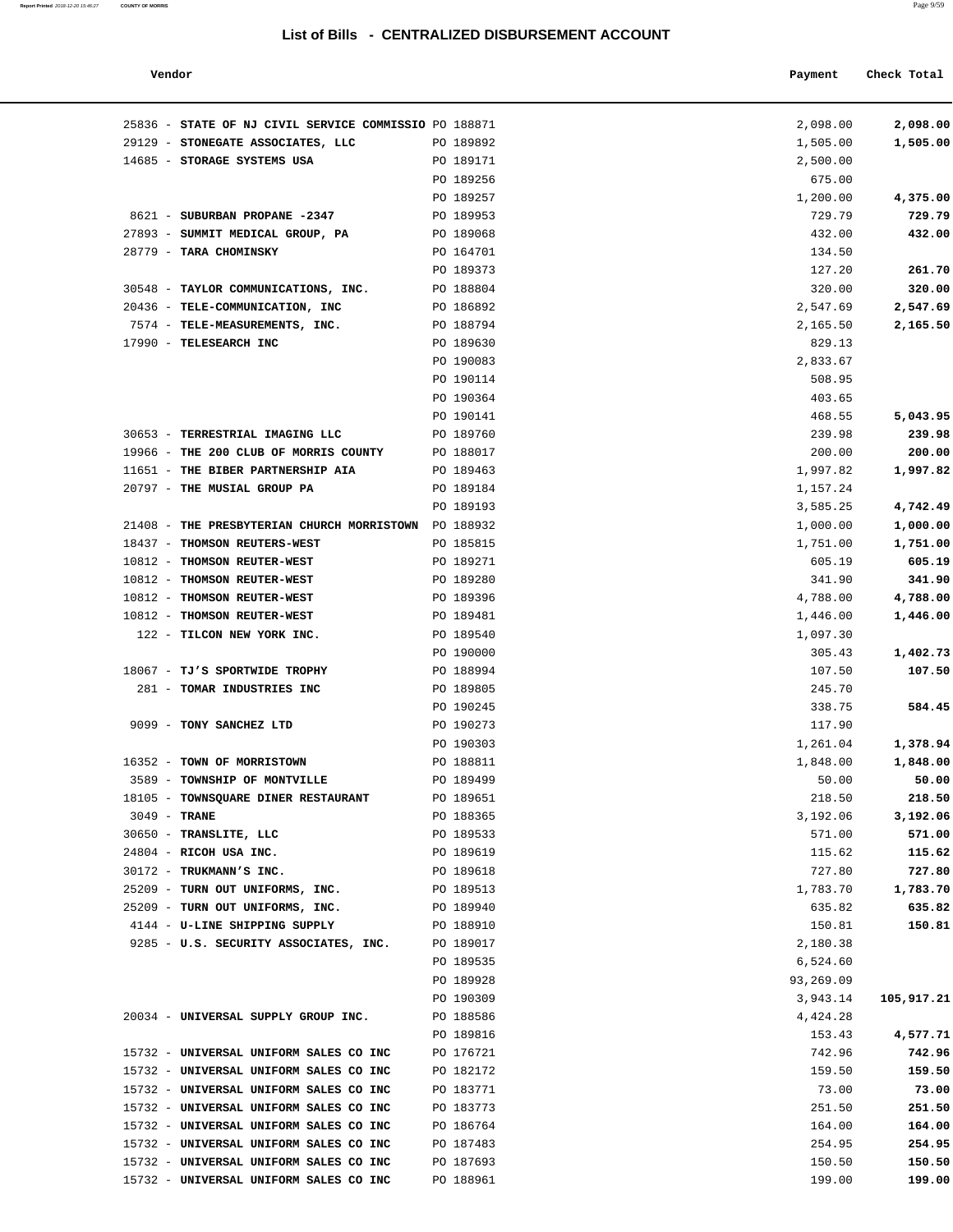## List of Bills - CENTRALIZED DISBURSEMENT ACCOUNT

| Vendor | | Payment | Check Total |
|---|---|---|---|
| 25836 - **STATE OF NJ CIVIL SERVICE COMMISSIO** | PO 188871 | 2,098.00 | **2,098.00** |
| 29129 - **STONEGATE ASSOCIATES, LLC** | PO 189892 | 1,505.00 | **1,505.00** |
| 14685 - **STORAGE SYSTEMS USA** | PO 189171 | 2,500.00 | |
| | PO 189256 | 675.00 | |
| | PO 189257 | 1,200.00 | **4,375.00** |
| 8621 - **SUBURBAN PROPANE -2347** | PO 189953 | 729.79 | **729.79** |
| 27893 - **SUMMIT MEDICAL GROUP, PA** | PO 189068 | 432.00 | **432.00** |
| 28779 - **TARA CHOMINSKY** | PO 164701 | 134.50 | |
| | PO 189373 | 127.20 | **261.70** |
| 30548 - **TAYLOR COMMUNICATIONS, INC.** | PO 188804 | 320.00 | **320.00** |
| 20436 - **TELE-COMMUNICATION, INC** | PO 186892 | 2,547.69 | **2,547.69** |
| 7574 - **TELE-MEASUREMENTS, INC.** | PO 188794 | 2,165.50 | **2,165.50** |
| 17990 - **TELESEARCH INC** | PO 189630 | 829.13 | |
| | PO 190083 | 2,833.67 | |
| | PO 190114 | 508.95 | |
| | PO 190364 | 403.65 | |
| | PO 190141 | 468.55 | **5,043.95** |
| 30653 - **TERRESTRIAL IMAGING LLC** | PO 189760 | 239.98 | **239.98** |
| 19966 - **THE 200 CLUB OF MORRIS COUNTY** | PO 188017 | 200.00 | **200.00** |
| 11651 - **THE BIBER PARTNERSHIP AIA** | PO 189463 | 1,997.82 | **1,997.82** |
| 20797 - **THE MUSIAL GROUP PA** | PO 189184 | 1,157.24 | |
| | PO 189193 | 3,585.25 | **4,742.49** |
| 21408 - **THE PRESBYTERIAN CHURCH MORRISTOWN** | PO 188932 | 1,000.00 | **1,000.00** |
| 18437 - **THOMSON REUTERS-WEST** | PO 185815 | 1,751.00 | **1,751.00** |
| 10812 - **THOMSON REUTER-WEST** | PO 189271 | 605.19 | **605.19** |
| 10812 - **THOMSON REUTER-WEST** | PO 189280 | 341.90 | **341.90** |
| 10812 - **THOMSON REUTER-WEST** | PO 189396 | 4,788.00 | **4,788.00** |
| 10812 - **THOMSON REUTER-WEST** | PO 189481 | 1,446.00 | **1,446.00** |
| 122 - **TILCON NEW YORK INC.** | PO 189540 | 1,097.30 | |
| | PO 190000 | 305.43 | **1,402.73** |
| 18067 - **TJ'S SPORTWIDE TROPHY** | PO 188994 | 107.50 | **107.50** |
| 281 - **TOMAR INDUSTRIES INC** | PO 189805 | 245.70 | |
| | PO 190245 | 338.75 | **584.45** |
| 9099 - **TONY SANCHEZ LTD** | PO 190273 | 117.90 | |
| | PO 190303 | 1,261.04 | **1,378.94** |
| 16352 - **TOWN OF MORRISTOWN** | PO 188811 | 1,848.00 | **1,848.00** |
| 3589 - **TOWNSHIP OF MONTVILLE** | PO 189499 | 50.00 | **50.00** |
| 18105 - **TOWNSQUARE DINER RESTAURANT** | PO 189651 | 218.50 | **218.50** |
| 3049 - **TRANE** | PO 188365 | 3,192.06 | **3,192.06** |
| 30650 - **TRANSLITE, LLC** | PO 189533 | 571.00 | **571.00** |
| 24804 - **RICOH USA INC.** | PO 189619 | 115.62 | **115.62** |
| 30172 - **TRUKMANN'S INC.** | PO 189618 | 727.80 | **727.80** |
| 25209 - **TURN OUT UNIFORMS, INC.** | PO 189513 | 1,783.70 | **1,783.70** |
| 25209 - **TURN OUT UNIFORMS, INC.** | PO 189940 | 635.82 | **635.82** |
| 4144 - **U-LINE SHIPPING SUPPLY** | PO 188910 | 150.81 | **150.81** |
| 9285 - **U.S. SECURITY ASSOCIATES, INC.** | PO 189017 | 2,180.38 | |
| | PO 189535 | 6,524.60 | |
| | PO 189928 | 93,269.09 | |
| | PO 190309 | 3,943.14 | **105,917.21** |
| 20034 - **UNIVERSAL SUPPLY GROUP INC.** | PO 188586 | 4,424.28 | |
| | PO 189816 | 153.43 | **4,577.71** |
| 15732 - **UNIVERSAL UNIFORM SALES CO INC** | PO 176721 | 742.96 | **742.96** |
| 15732 - **UNIVERSAL UNIFORM SALES CO INC** | PO 182172 | 159.50 | **159.50** |
| 15732 - **UNIVERSAL UNIFORM SALES CO INC** | PO 183771 | 73.00 | **73.00** |
| 15732 - **UNIVERSAL UNIFORM SALES CO INC** | PO 183773 | 251.50 | **251.50** |
| 15732 - **UNIVERSAL UNIFORM SALES CO INC** | PO 186764 | 164.00 | **164.00** |
| 15732 - **UNIVERSAL UNIFORM SALES CO INC** | PO 187483 | 254.95 | **254.95** |
| 15732 - **UNIVERSAL UNIFORM SALES CO INC** | PO 187693 | 150.50 | **150.50** |
| 15732 - **UNIVERSAL UNIFORM SALES CO INC** | PO 188961 | 199.00 | **199.00** |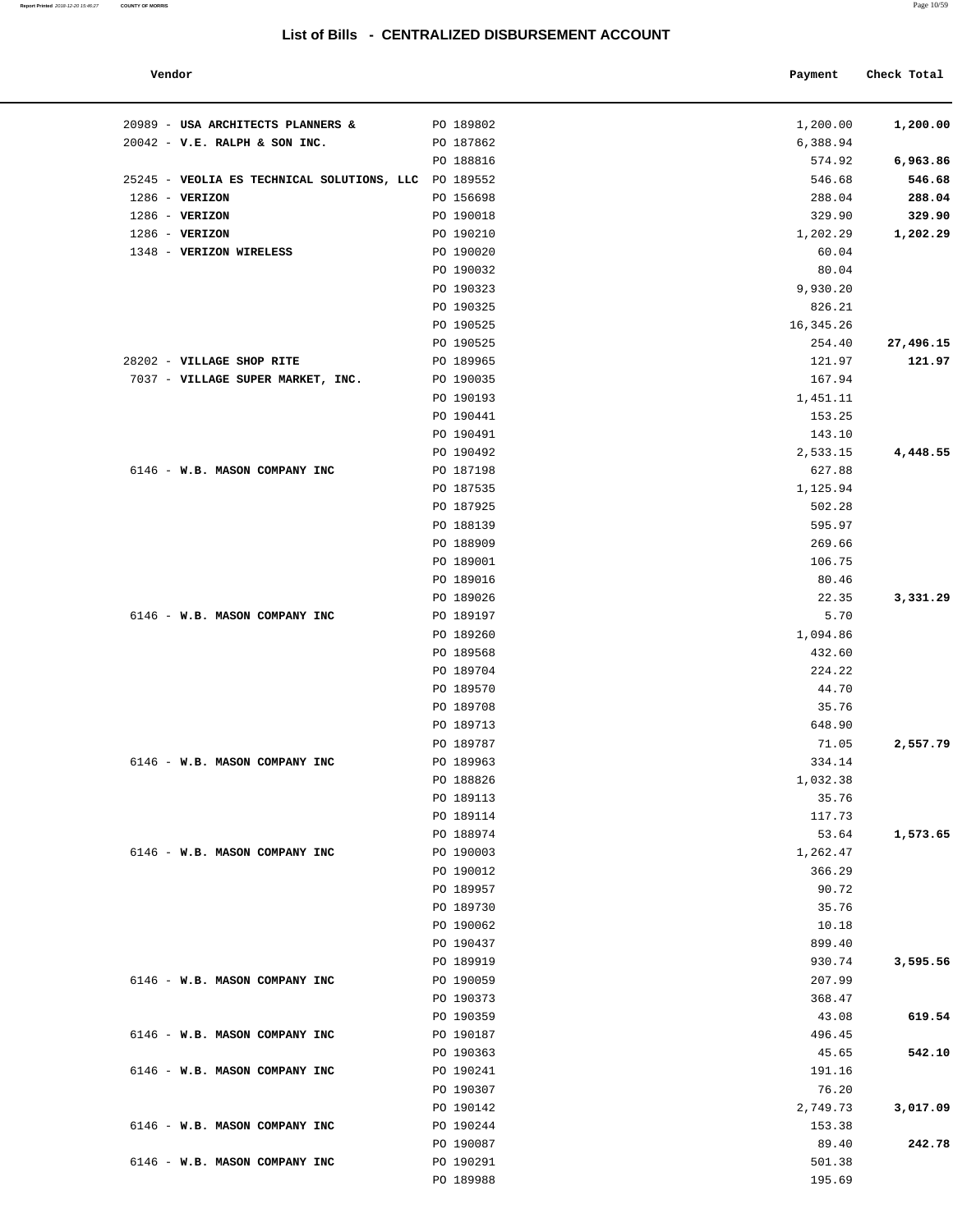## List of Bills - CENTRALIZED DISBURSEMENT ACCOUNT

| Vendor | | Payment | Check Total |
|---|---|---|---|
| 20989 - **USA ARCHITECTS PLANNERS &** | PO 189802 | 1,200.00 | **1,200.00** |
| 20042 - **V.E. RALPH & SON INC.** | PO 187862 | 6,388.94 | |
| | PO 188816 | 574.92 | **6,963.86** |
| 25245 - **VEOLIA ES TECHNICAL SOLUTIONS, LLC** | PO 189552 | 546.68 | **546.68** |
| 1286 - **VERIZON** | PO 156698 | 288.04 | **288.04** |
| 1286 - **VERIZON** | PO 190018 | 329.90 | **329.90** |
| 1286 - **VERIZON** | PO 190210 | 1,202.29 | **1,202.29** |
| 1348 - **VERIZON WIRELESS** | PO 190020 | 60.04 | |
| | PO 190032 | 80.04 | |
| | PO 190323 | 9,930.20 | |
| | PO 190325 | 826.21 | |
| | PO 190525 | 16,345.26 | |
| | PO 190525 | 254.40 | **27,496.15** |
| 28202 - **VILLAGE SHOP RITE** | PO 189965 | 121.97 | **121.97** |
| 7037 - **VILLAGE SUPER MARKET, INC.** | PO 190035 | 167.94 | |
| | PO 190193 | 1,451.11 | |
| | PO 190441 | 153.25 | |
| | PO 190491 | 143.10 | |
| | PO 190492 | 2,533.15 | **4,448.55** |
| 6146 - **W.B. MASON COMPANY INC** | PO 187198 | 627.88 | |
| | PO 187535 | 1,125.94 | |
| | PO 187925 | 502.28 | |
| | PO 188139 | 595.97 | |
| | PO 188909 | 269.66 | |
| | PO 189001 | 106.75 | |
| | PO 189016 | 80.46 | |
| | PO 189026 | 22.35 | **3,331.29** |
| 6146 - **W.B. MASON COMPANY INC** | PO 189197 | 5.70 | |
| | PO 189260 | 1,094.86 | |
| | PO 189568 | 432.60 | |
| | PO 189704 | 224.22 | |
| | PO 189570 | 44.70 | |
| | PO 189708 | 35.76 | |
| | PO 189713 | 648.90 | |
| | PO 189787 | 71.05 | **2,557.79** |
| 6146 - **W.B. MASON COMPANY INC** | PO 189963 | 334.14 | |
| | PO 188826 | 1,032.38 | |
| | PO 189113 | 35.76 | |
| | PO 189114 | 117.73 | |
| | PO 188974 | 53.64 | **1,573.65** |
| 6146 - **W.B. MASON COMPANY INC** | PO 190003 | 1,262.47 | |
| | PO 190012 | 366.29 | |
| | PO 189957 | 90.72 | |
| | PO 189730 | 35.76 | |
| | PO 190062 | 10.18 | |
| | PO 190437 | 899.40 | |
| | PO 189919 | 930.74 | **3,595.56** |
| 6146 - **W.B. MASON COMPANY INC** | PO 190059 | 207.99 | |
| | PO 190373 | 368.47 | |
| | PO 190359 | 43.08 | **619.54** |
| 6146 - **W.B. MASON COMPANY INC** | PO 190187 | 496.45 | |
| | PO 190363 | 45.65 | **542.10** |
| 6146 - **W.B. MASON COMPANY INC** | PO 190241 | 191.16 | |
| | PO 190307 | 76.20 | |
| | PO 190142 | 2,749.73 | **3,017.09** |
| 6146 - **W.B. MASON COMPANY INC** | PO 190244 | 153.38 | |
| | PO 190087 | 89.40 | **242.78** |
| 6146 - **W.B. MASON COMPANY INC** | PO 190291 | 501.38 | |
| | PO 189988 | 195.69 | |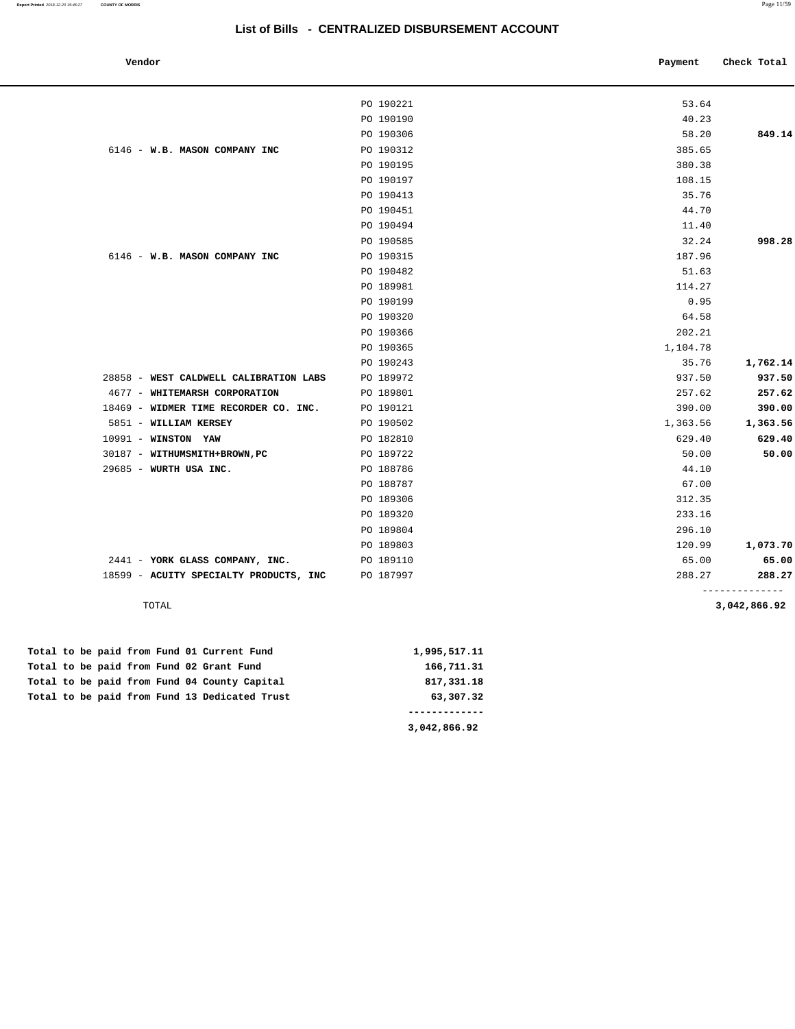# List of Bills - CENTRALIZED DISBURSEMENT ACCOUNT

| Vendor | | Payment | Check Total |
|---|---|---|---|
| | PO 190221 | 53.64 | |
| | PO 190190 | 40.23 | |
| | PO 190306 | 58.20 | **849.14** |
| 6146 - **W.B. MASON COMPANY INC** | PO 190312 | 385.65 | |
| | PO 190195 | 380.38 | |
| | PO 190197 | 108.15 | |
| | PO 190413 | 35.76 | |
| | PO 190451 | 44.70 | |
| | PO 190494 | 11.40 | |
| | PO 190585 | 32.24 | **998.28** |
| 6146 - **W.B. MASON COMPANY INC** | PO 190315 | 187.96 | |
| | PO 190482 | 51.63 | |
| | PO 189981 | 114.27 | |
| | PO 190199 | 0.95 | |
| | PO 190320 | 64.58 | |
| | PO 190366 | 202.21 | |
| | PO 190365 | 1,104.78 | |
| | PO 190243 | 35.76 | **1,762.14** |
| 28858 - **WEST CALDWELL CALIBRATION LABS** | PO 189972 | 937.50 | **937.50** |
| 4677 - **WHITEMARSH CORPORATION** | PO 189801 | 257.62 | **257.62** |
| 18469 - **WIDMER TIME RECORDER CO. INC.** | PO 190121 | 390.00 | **390.00** |
| 5851 - **WILLIAM KERSEY** | PO 190502 | 1,363.56 | **1,363.56** |
| 10991 - **WINSTON YAW** | PO 182810 | 629.40 | **629.40** |
| 30187 - **WITHUMSMITH+BROWN,PC** | PO 189722 | 50.00 | **50.00** |
| 29685 - **WURTH USA INC.** | PO 188786 | 44.10 | |
| | PO 188787 | 67.00 | |
| | PO 189306 | 312.35 | |
| | PO 189320 | 233.16 | |
| | PO 189804 | 296.10 | |
| | PO 189803 | 120.99 | **1,073.70** |
| 2441 - **YORK GLASS COMPANY, INC.** | PO 189110 | 65.00 | **65.00** |
| 18599 - **ACUITY SPECIALTY PRODUCTS, INC** | PO 187997 | 288.27 | **288.27** |
| TOTAL | | | **3,042,866.92** |

| | |
|---|---|
| **Total to be paid from Fund 01 Current Fund** | **1,995,517.11** |
| **Total to be paid from Fund 02 Grant Fund** | **166,711.31** |
| **Total to be paid from Fund 04 County Capital** | **817,331.18** |
| **Total to be paid from Fund 13 Dedicated Trust** | **63,307.32** |
| | **3,042,866.92** |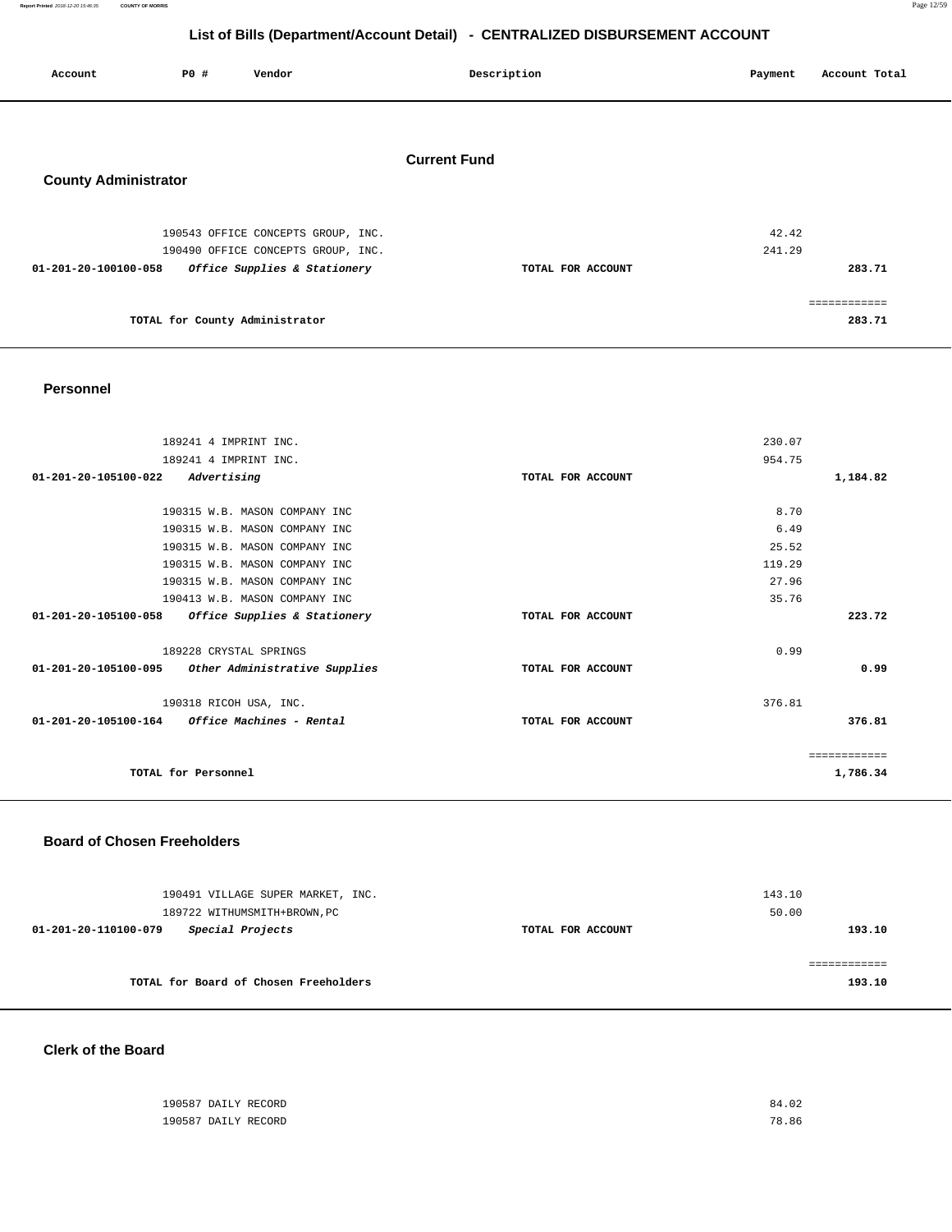# List of Bills (Department/Account Detail) - CENTRALIZED DISBURSEMENT ACCOUNT

| Account | PO # | Vendor | Description | Payment | Account Total |
|---|---|---|---|---|---|

## Current Fund

### County Administrator

| Account | PO # | Vendor | Description | Payment | Account Total |
|---|---|---|---|---|---|
| | 190543 | OFFICE CONCEPTS GROUP, INC. | | 42.42 | |
| | 190490 | OFFICE CONCEPTS GROUP, INC. | | 241.29 | |
| **01-201-20-100100-058** | | ***Office Supplies & Stationery*** | **TOTAL FOR ACCOUNT** | | **283.71** |
| | | | | | ============ |
| | | **TOTAL for County Administrator** | | | **283.71** |

### Personnel

| Account | PO # | Vendor | Description | Payment | Account Total |
|---|---|---|---|---|---|
| | 189241 | 4 IMPRINT INC. | | 230.07 | |
| | 189241 | 4 IMPRINT INC. | | 954.75 | |
| **01-201-20-105100-022** | | ***Advertising*** | **TOTAL FOR ACCOUNT** | | **1,184.82** |
| | 190315 | W.B. MASON COMPANY INC | | 8.70 | |
| | 190315 | W.B. MASON COMPANY INC | | 6.49 | |
| | 190315 | W.B. MASON COMPANY INC | | 25.52 | |
| | 190315 | W.B. MASON COMPANY INC | | 119.29 | |
| | 190315 | W.B. MASON COMPANY INC | | 27.96 | |
| | 190413 | W.B. MASON COMPANY INC | | 35.76 | |
| **01-201-20-105100-058** | | ***Office Supplies & Stationery*** | **TOTAL FOR ACCOUNT** | | **223.72** |
| | 189228 | CRYSTAL SPRINGS | | 0.99 | |
| **01-201-20-105100-095** | | ***Other Administrative Supplies*** | **TOTAL FOR ACCOUNT** | | **0.99** |
| | 190318 | RICOH USA, INC. | | 376.81 | |
| **01-201-20-105100-164** | | ***Office Machines - Rental*** | **TOTAL FOR ACCOUNT** | | **376.81** |
| | | | | | ============ |
| | | **TOTAL for Personnel** | | | **1,786.34** |

### Board of Chosen Freeholders

| Account | PO # | Vendor | Description | Payment | Account Total |
|---|---|---|---|---|---|
| | 190491 | VILLAGE SUPER MARKET, INC. | | 143.10 | |
| | 189722 | WITHUMSMITH+BROWN,PC | | 50.00 | |
| **01-201-20-110100-079** | | ***Special Projects*** | **TOTAL FOR ACCOUNT** | | **193.10** |
| | | | | | ============ |
| | | **TOTAL for Board of Chosen Freeholders** | | | **193.10** |

### Clerk of the Board

| Account | PO # | Vendor | Description | Payment | Account Total |
|---|---|---|---|---|---|
| | 190587 | DAILY RECORD | | 84.02 | |
| | 190587 | DAILY RECORD | | 78.86 | |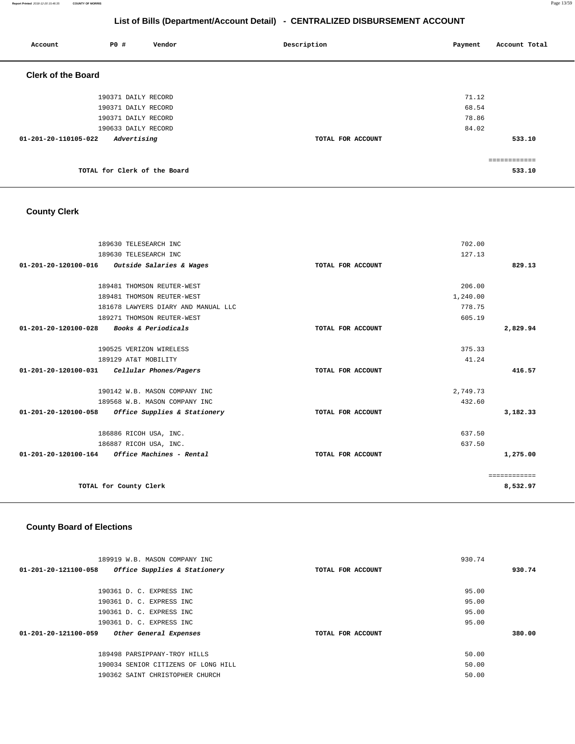## List of Bills (Department/Account Detail) - CENTRALIZED DISBURSEMENT ACCOUNT

| Account | PO # | Vendor | Description | Payment | Account Total |
|---|---|---|---|---|---|

### Clerk of the Board

| Account | PO # | Vendor | Description | Payment | Account Total |
|---|---|---|---|---|---|
| | 190371 | DAILY RECORD | | 71.12 | |
| | 190371 | DAILY RECORD | | 68.54 | |
| | 190371 | DAILY RECORD | | 78.86 | |
| | 190633 | DAILY RECORD | | 84.02 | |
| 01-201-20-110105-022 | | *Advertising* | TOTAL FOR ACCOUNT | | 533.10 |
| | | | | | ============ |
| | | TOTAL for Clerk of the Board | | | 533.10 |

### County Clerk

| Account | PO # | Vendor | Description | Payment | Account Total |
|---|---|---|---|---|---|
| | 189630 | TELESEARCH INC | | 702.00 | |
| | 189630 | TELESEARCH INC | | 127.13 | |
| 01-201-20-120100-016 | | *Outside Salaries & Wages* | TOTAL FOR ACCOUNT | | 829.13 |
| | 189481 | THOMSON REUTER-WEST | | 206.00 | |
| | 189481 | THOMSON REUTER-WEST | | 1,240.00 | |
| | 181678 | LAWYERS DIARY AND MANUAL LLC | | 778.75 | |
| | 189271 | THOMSON REUTER-WEST | | 605.19 | |
| 01-201-20-120100-028 | | *Books & Periodicals* | TOTAL FOR ACCOUNT | | 2,829.94 |
| | 190525 | VERIZON WIRELESS | | 375.33 | |
| | 189129 | AT&T MOBILITY | | 41.24 | |
| 01-201-20-120100-031 | | *Cellular Phones/Pagers* | TOTAL FOR ACCOUNT | | 416.57 |
| | 190142 | W.B. MASON COMPANY INC | | 2,749.73 | |
| | 189568 | W.B. MASON COMPANY INC | | 432.60 | |
| 01-201-20-120100-058 | | *Office Supplies & Stationery* | TOTAL FOR ACCOUNT | | 3,182.33 |
| | 186886 | RICOH USA, INC. | | 637.50 | |
| | 186887 | RICOH USA, INC. | | 637.50 | |
| 01-201-20-120100-164 | | *Office Machines - Rental* | TOTAL FOR ACCOUNT | | 1,275.00 |
| | | | | | ============ |
| | | TOTAL for County Clerk | | | 8,532.97 |

### County Board of Elections

| Account | PO # | Vendor | Description | Payment | Account Total |
|---|---|---|---|---|---|
| | 189919 | W.B. MASON COMPANY INC | | 930.74 | |
| 01-201-20-121100-058 | | *Office Supplies & Stationery* | TOTAL FOR ACCOUNT | | 930.74 |
| | 190361 | D. C. EXPRESS INC | | 95.00 | |
| | 190361 | D. C. EXPRESS INC | | 95.00 | |
| | 190361 | D. C. EXPRESS INC | | 95.00 | |
| | 190361 | D. C. EXPRESS INC | | 95.00 | |
| 01-201-20-121100-059 | | *Other General Expenses* | TOTAL FOR ACCOUNT | | 380.00 |
| | 189498 | PARSIPPANY-TROY HILLS | | 50.00 | |
| | 190034 | SENIOR CITIZENS OF LONG HILL | | 50.00 | |
| | 190362 | SAINT CHRISTOPHER CHURCH | | 50.00 | |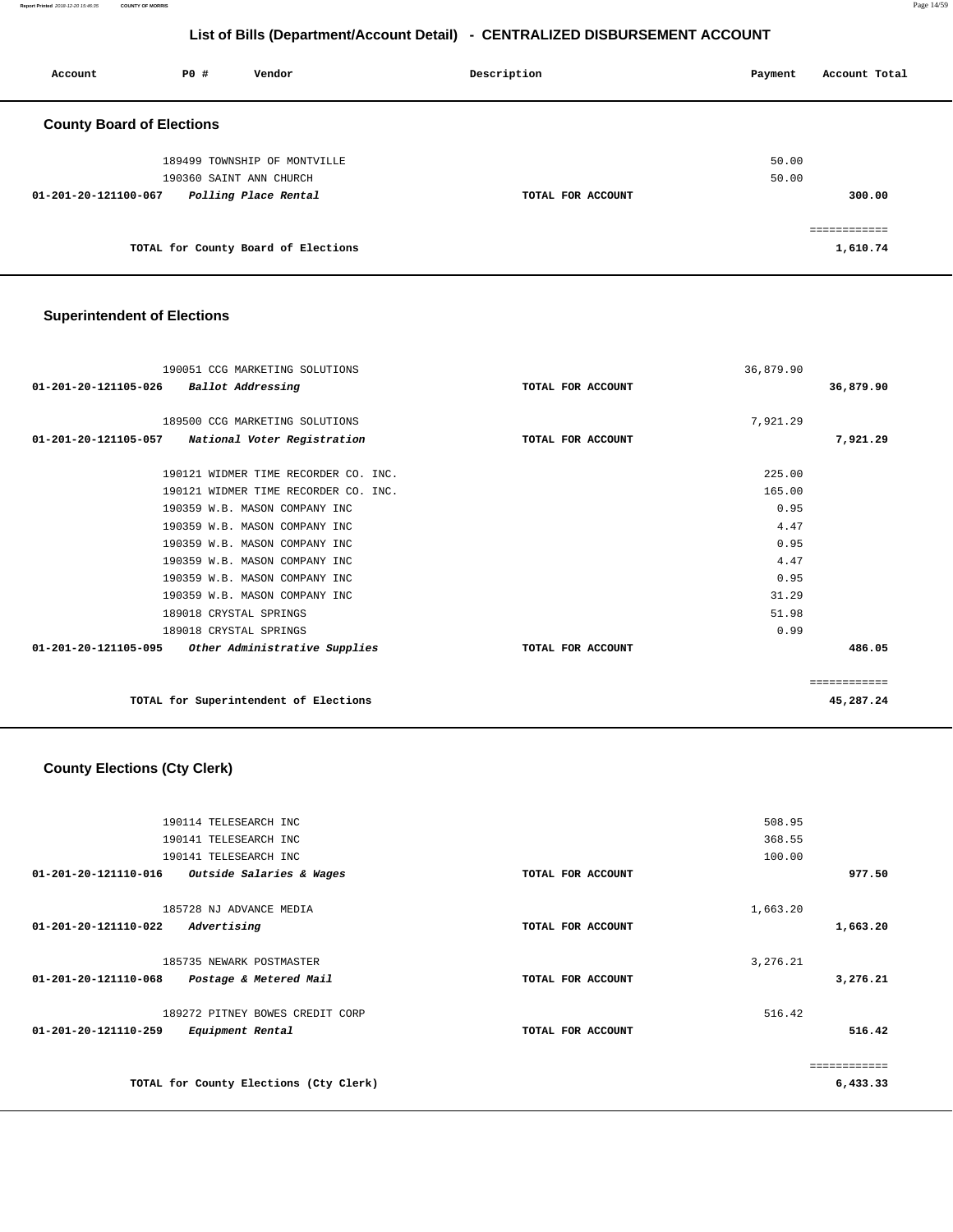# List of Bills (Department/Account Detail) - CENTRALIZED DISBURSEMENT ACCOUNT

| Account | PO # | Vendor | Description | Payment | Account Total |
|---|---|---|---|---|---|

## County Board of Elections

| Account | PO # | Vendor | Description | Payment | Account Total |
|---|---|---|---|---|---|
| | 189499 | TOWNSHIP OF MONTVILLE | | 50.00 | |
| | 190360 | SAINT ANN CHURCH | | 50.00 | |
| 01-201-20-121100-067 | | *Polling Place Rental* | TOTAL FOR ACCOUNT | | 300.00 |
| | | | | | ============ |
| | | TOTAL for County Board of Elections | | | 1,610.74 |

## Superintendent of Elections

| Account | PO # | Vendor | Description | Payment | Account Total |
|---|---|---|---|---|---|
| | 190051 | CCG MARKETING SOLUTIONS | | 36,879.90 | |
| 01-201-20-121105-026 | | *Ballot Addressing* | TOTAL FOR ACCOUNT | | 36,879.90 |
| | 189500 | CCG MARKETING SOLUTIONS | | 7,921.29 | |
| 01-201-20-121105-057 | | *National Voter Registration* | TOTAL FOR ACCOUNT | | 7,921.29 |
| | 190121 | WIDMER TIME RECORDER CO. INC. | | 225.00 | |
| | 190121 | WIDMER TIME RECORDER CO. INC. | | 165.00 | |
| | 190359 | W.B. MASON COMPANY INC | | 0.95 | |
| | 190359 | W.B. MASON COMPANY INC | | 4.47 | |
| | 190359 | W.B. MASON COMPANY INC | | 0.95 | |
| | 190359 | W.B. MASON COMPANY INC | | 4.47 | |
| | 190359 | W.B. MASON COMPANY INC | | 0.95 | |
| | 190359 | W.B. MASON COMPANY INC | | 31.29 | |
| | 189018 | CRYSTAL SPRINGS | | 51.98 | |
| | 189018 | CRYSTAL SPRINGS | | 0.99 | |
| 01-201-20-121105-095 | | *Other Administrative Supplies* | TOTAL FOR ACCOUNT | | 486.05 |
| | | | | | ============ |
| | | TOTAL for Superintendent of Elections | | | 45,287.24 |

## County Elections (Cty Clerk)

| Account | PO # | Vendor | Description | Payment | Account Total |
|---|---|---|---|---|---|
| | 190114 | TELESEARCH INC | | 508.95 | |
| | 190141 | TELESEARCH INC | | 368.55 | |
| | 190141 | TELESEARCH INC | | 100.00 | |
| 01-201-20-121110-016 | | *Outside Salaries & Wages* | TOTAL FOR ACCOUNT | | 977.50 |
| | 185728 | NJ ADVANCE MEDIA | | 1,663.20 | |
| 01-201-20-121110-022 | | *Advertising* | TOTAL FOR ACCOUNT | | 1,663.20 |
| | 185735 | NEWARK POSTMASTER | | 3,276.21 | |
| 01-201-20-121110-068 | | *Postage & Metered Mail* | TOTAL FOR ACCOUNT | | 3,276.21 |
| | 189272 | PITNEY BOWES CREDIT CORP | | 516.42 | |
| 01-201-20-121110-259 | | *Equipment Rental* | TOTAL FOR ACCOUNT | | 516.42 |
| | | | | | ============ |
| | | TOTAL for County Elections (Cty Clerk) | | | 6,433.33 |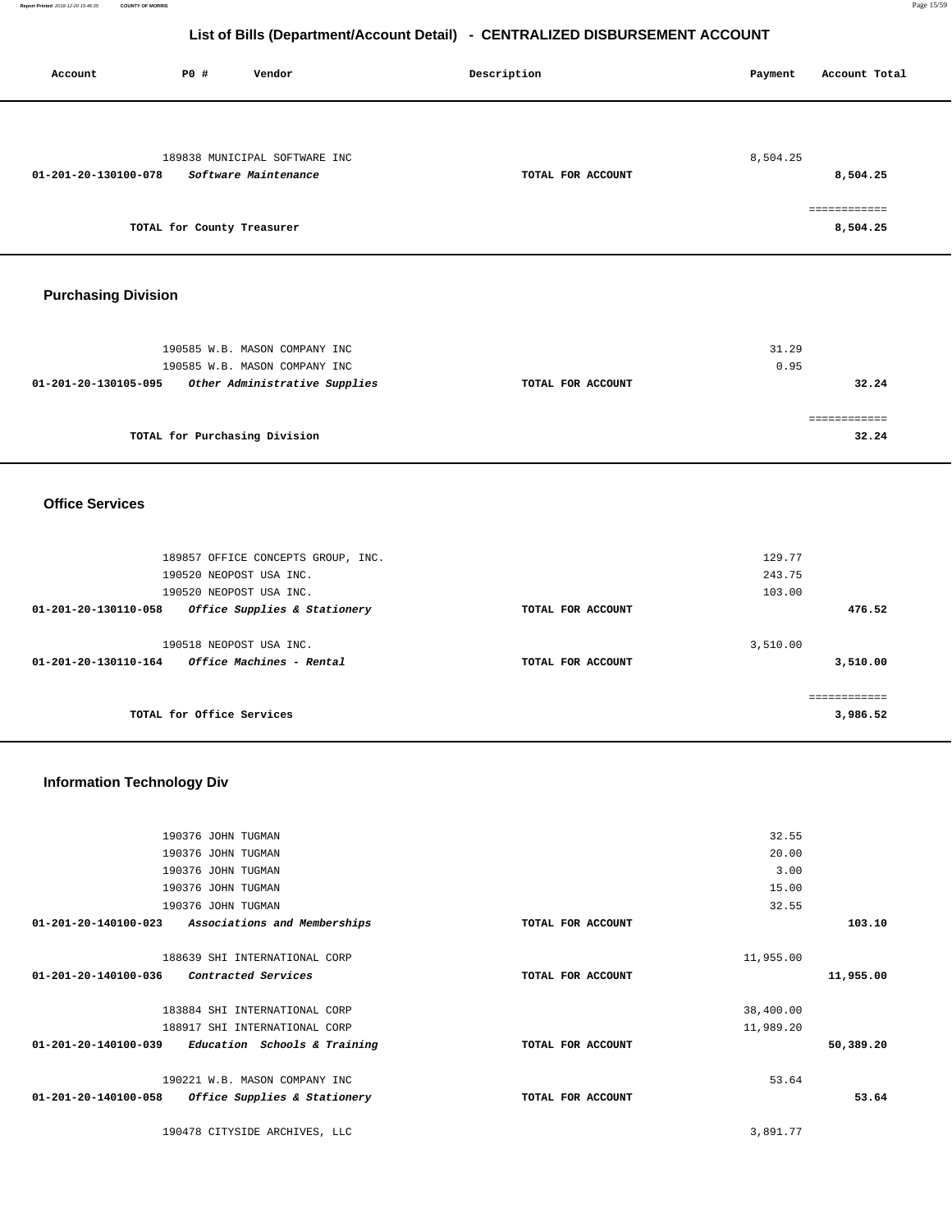# List of Bills (Department/Account Detail) - CENTRALIZED DISBURSEMENT ACCOUNT

| Account | PO # | Vendor | Description | Payment | Account Total |
|---|---|---|---|---|---|
| | 189838 | MUNICIPAL SOFTWARE INC | | 8,504.25 | |
| 01-201-20-130100-078 | | *Software Maintenance* | TOTAL FOR ACCOUNT | | 8,504.25 |
| | | | | | ============ |
| | | TOTAL for County Treasurer | | | 8,504.25 |

## Purchasing Division

| Account | PO # | Vendor | Description | Payment | Account Total |
|---|---|---|---|---|---|
| | 190585 | W.B. MASON COMPANY INC | | 31.29 | |
| | 190585 | W.B. MASON COMPANY INC | | 0.95 | |
| 01-201-20-130105-095 | | *Other Administrative Supplies* | TOTAL FOR ACCOUNT | | 32.24 |
| | | | | | ============ |
| | | TOTAL for Purchasing Division | | | 32.24 |

## Office Services

| Account | PO # | Vendor | Description | Payment | Account Total |
|---|---|---|---|---|---|
| | 189857 | OFFICE CONCEPTS GROUP, INC. | | 129.77 | |
| | 190520 | NEOPOST USA INC. | | 243.75 | |
| | 190520 | NEOPOST USA INC. | | 103.00 | |
| 01-201-20-130110-058 | | *Office Supplies & Stationery* | TOTAL FOR ACCOUNT | | 476.52 |
| | 190518 | NEOPOST USA INC. | | 3,510.00 | |
| 01-201-20-130110-164 | | *Office Machines - Rental* | TOTAL FOR ACCOUNT | | 3,510.00 |
| | | | | | ============ |
| | | TOTAL for Office Services | | | 3,986.52 |

## Information Technology Div

| Account | PO # | Vendor | Description | Payment | Account Total |
|---|---|---|---|---|---|
| | 190376 | JOHN TUGMAN | | 32.55 | |
| | 190376 | JOHN TUGMAN | | 20.00 | |
| | 190376 | JOHN TUGMAN | | 3.00 | |
| | 190376 | JOHN TUGMAN | | 15.00 | |
| | 190376 | JOHN TUGMAN | | 32.55 | |
| 01-201-20-140100-023 | | *Associations and Memberships* | TOTAL FOR ACCOUNT | | 103.10 |
| | 188639 | SHI INTERNATIONAL CORP | | 11,955.00 | |
| 01-201-20-140100-036 | | *Contracted Services* | TOTAL FOR ACCOUNT | | 11,955.00 |
| | 183884 | SHI INTERNATIONAL CORP | | 38,400.00 | |
| | 188917 | SHI INTERNATIONAL CORP | | 11,989.20 | |
| 01-201-20-140100-039 | | *Education Schools & Training* | TOTAL FOR ACCOUNT | | 50,389.20 |
| | 190221 | W.B. MASON COMPANY INC | | 53.64 | |
| 01-201-20-140100-058 | | *Office Supplies & Stationery* | TOTAL FOR ACCOUNT | | 53.64 |
| | 190478 | CITYSIDE ARCHIVES, LLC | | 3,891.77 | |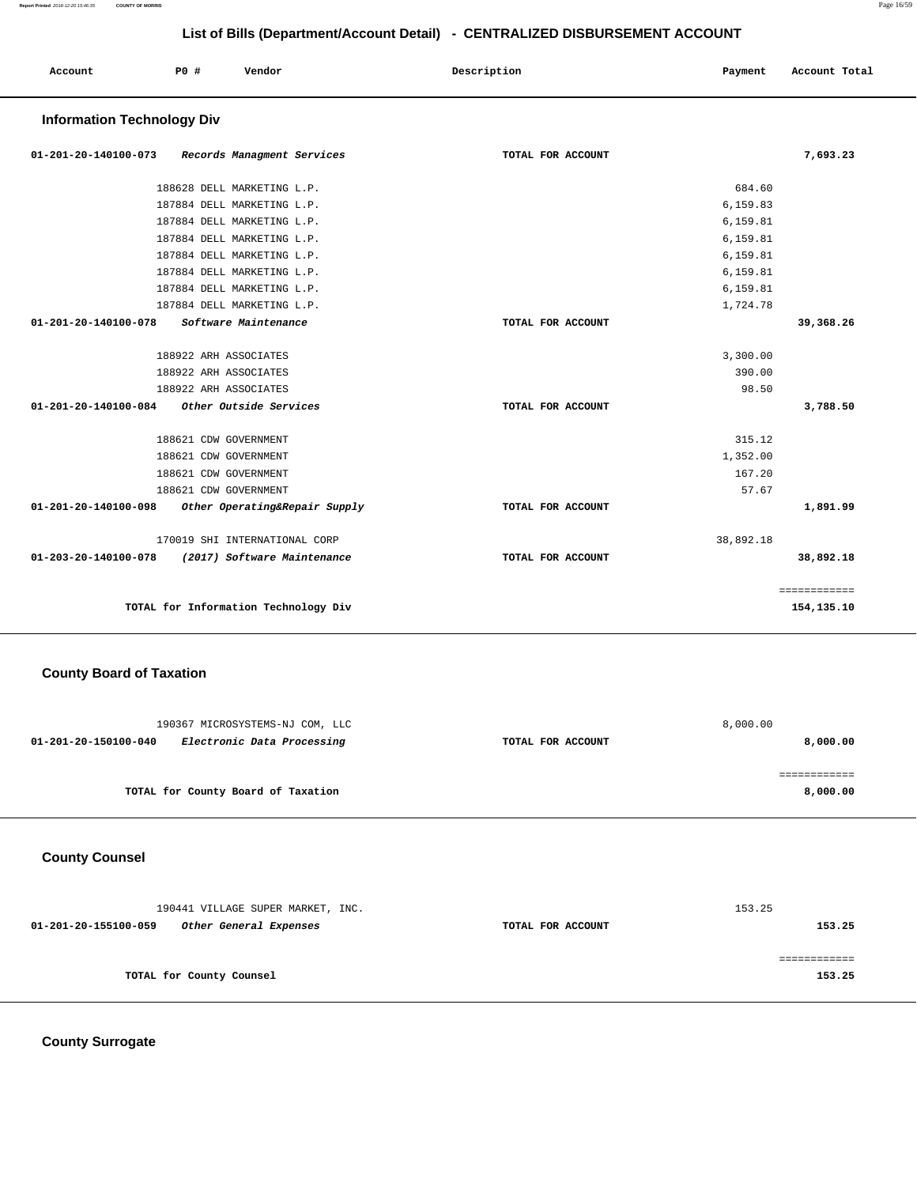## List of Bills (Department/Account Detail) - CENTRALIZED DISBURSEMENT ACCOUNT

| Account | PO # | Vendor | Description | Payment | Account Total |
|---|---|---|---|---|---|

### Information Technology Div

| Account | PO # | Vendor | Description | Payment | Account Total |
|---|---|---|---|---|---|
| 01-201-20-140100-073 | | *Records Managment Services* | TOTAL FOR ACCOUNT | | 7,693.23 |
| | 188628 | DELL MARKETING L.P. | | 684.60 | |
| | 187884 | DELL MARKETING L.P. | | 6,159.83 | |
| | 187884 | DELL MARKETING L.P. | | 6,159.81 | |
| | 187884 | DELL MARKETING L.P. | | 6,159.81 | |
| | 187884 | DELL MARKETING L.P. | | 6,159.81 | |
| | 187884 | DELL MARKETING L.P. | | 6,159.81 | |
| | 187884 | DELL MARKETING L.P. | | 6,159.81 | |
| | 187884 | DELL MARKETING L.P. | | 1,724.78 | |
| 01-201-20-140100-078 | | *Software Maintenance* | TOTAL FOR ACCOUNT | | 39,368.26 |
| | 188922 | ARH ASSOCIATES | | 3,300.00 | |
| | 188922 | ARH ASSOCIATES | | 390.00 | |
| | 188922 | ARH ASSOCIATES | | 98.50 | |
| 01-201-20-140100-084 | | *Other Outside Services* | TOTAL FOR ACCOUNT | | 3,788.50 |
| | 188621 | CDW GOVERNMENT | | 315.12 | |
| | 188621 | CDW GOVERNMENT | | 1,352.00 | |
| | 188621 | CDW GOVERNMENT | | 167.20 | |
| | 188621 | CDW GOVERNMENT | | 57.67 | |
| 01-201-20-140100-098 | | *Other Operating&Repair Supply* | TOTAL FOR ACCOUNT | | 1,891.99 |
| | 170019 | SHI INTERNATIONAL CORP | | 38,892.18 | |
| 01-203-20-140100-078 | | *(2017) Software Maintenance* | TOTAL FOR ACCOUNT | | 38,892.18 |
| | | | | | ============ |
| | | **TOTAL for Information Technology Div** | | | **154,135.10** |

### County Board of Taxation

| Account | PO # | Vendor | Description | Payment | Account Total |
|---|---|---|---|---|---|
| | 190367 | MICROSYSTEMS-NJ COM, LLC | | 8,000.00 | |
| 01-201-20-150100-040 | | *Electronic Data Processing* | TOTAL FOR ACCOUNT | | 8,000.00 |
| | | | | | ============ |
| | | **TOTAL for County Board of Taxation** | | | **8,000.00** |

### County Counsel

| Account | PO # | Vendor | Description | Payment | Account Total |
|---|---|---|---|---|---|
| | 190441 | VILLAGE SUPER MARKET, INC. | | 153.25 | |
| 01-201-20-155100-059 | | *Other General Expenses* | TOTAL FOR ACCOUNT | | 153.25 |
| | | | | | ============ |
| | | **TOTAL for County Counsel** | | | **153.25** |

### County Surrogate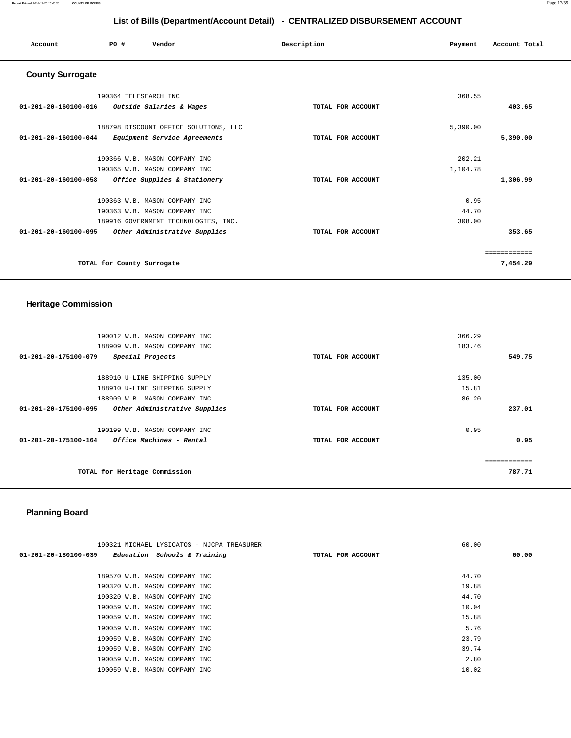# List of Bills (Department/Account Detail) - CENTRALIZED DISBURSEMENT ACCOUNT

| Account | PO # | Vendor | Description | Payment | Account Total |
|---|---|---|---|---|---|

## County Surrogate

| Account | PO # | Vendor | Description | Payment | Account Total |
|---|---|---|---|---|---|
| | 190364 | TELESEARCH INC | | 368.55 | |
| **01-201-20-160100-016** | | *Outside Salaries & Wages* | **TOTAL FOR ACCOUNT** | | **403.65** |
| | 188798 | DISCOUNT OFFICE SOLUTIONS, LLC | | 5,390.00 | |
| **01-201-20-160100-044** | | *Equipment Service Agreements* | **TOTAL FOR ACCOUNT** | | **5,390.00** |
| | 190366 | W.B. MASON COMPANY INC | | 202.21 | |
| | 190365 | W.B. MASON COMPANY INC | | 1,104.78 | |
| **01-201-20-160100-058** | | *Office Supplies & Stationery* | **TOTAL FOR ACCOUNT** | | **1,306.99** |
| | 190363 | W.B. MASON COMPANY INC | | 0.95 | |
| | 190363 | W.B. MASON COMPANY INC | | 44.70 | |
| | 189916 | GOVERNMENT TECHNOLOGIES, INC. | | 308.00 | |
| **01-201-20-160100-095** | | *Other Administrative Supplies* | **TOTAL FOR ACCOUNT** | | **353.65** |
| | | | | | ============ |
| | | **TOTAL for County Surrogate** | | | **7,454.29** |

## Heritage Commission

| Account | PO # | Vendor | Description | Payment | Account Total |
|---|---|---|---|---|---|
| | 190012 | W.B. MASON COMPANY INC | | 366.29 | |
| | 188909 | W.B. MASON COMPANY INC | | 183.46 | |
| **01-201-20-175100-079** | | *Special Projects* | **TOTAL FOR ACCOUNT** | | **549.75** |
| | 188910 | U-LINE SHIPPING SUPPLY | | 135.00 | |
| | 188910 | U-LINE SHIPPING SUPPLY | | 15.81 | |
| | 188909 | W.B. MASON COMPANY INC | | 86.20 | |
| **01-201-20-175100-095** | | *Other Administrative Supplies* | **TOTAL FOR ACCOUNT** | | **237.01** |
| | 190199 | W.B. MASON COMPANY INC | | 0.95 | |
| **01-201-20-175100-164** | | *Office Machines - Rental* | **TOTAL FOR ACCOUNT** | | **0.95** |
| | | | | | ============ |
| | | **TOTAL for Heritage Commission** | | | **787.71** |

## Planning Board

| Account | PO # | Vendor | Description | Payment | Account Total |
|---|---|---|---|---|---|
| | 190321 | MICHAEL LYSICATOS - NJCPA TREASURER | | 60.00 | |
| **01-201-20-180100-039** | | *Education Schools & Training* | **TOTAL FOR ACCOUNT** | | **60.00** |
| | 189570 | W.B. MASON COMPANY INC | | 44.70 | |
| | 190320 | W.B. MASON COMPANY INC | | 19.88 | |
| | 190320 | W.B. MASON COMPANY INC | | 44.70 | |
| | 190059 | W.B. MASON COMPANY INC | | 10.04 | |
| | 190059 | W.B. MASON COMPANY INC | | 15.88 | |
| | 190059 | W.B. MASON COMPANY INC | | 5.76 | |
| | 190059 | W.B. MASON COMPANY INC | | 23.79 | |
| | 190059 | W.B. MASON COMPANY INC | | 39.74 | |
| | 190059 | W.B. MASON COMPANY INC | | 2.80 | |
| | 190059 | W.B. MASON COMPANY INC | | 10.02 | |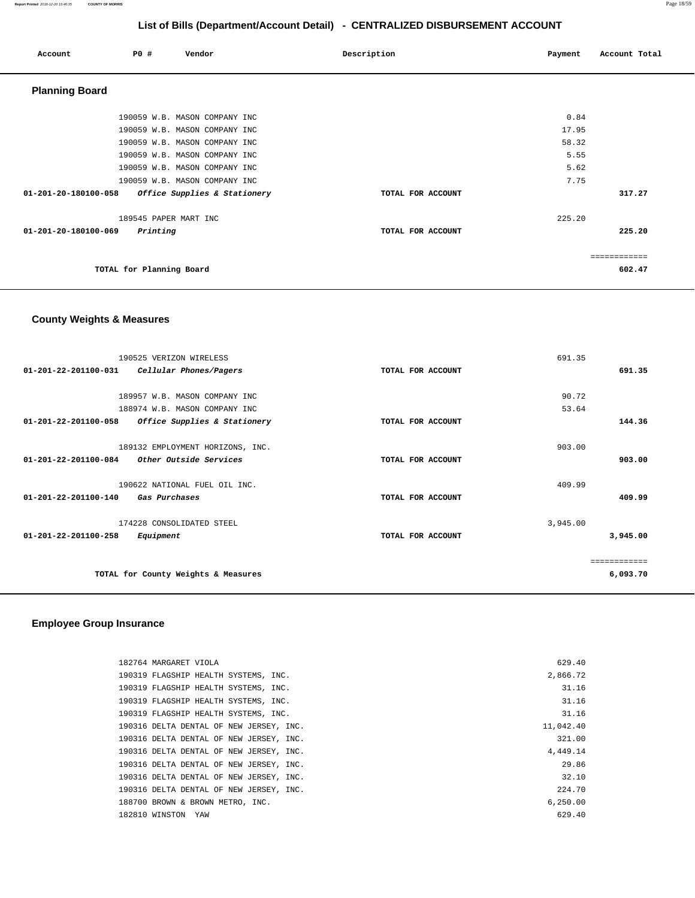# List of Bills (Department/Account Detail) - CENTRALIZED DISBURSEMENT ACCOUNT

| Account | PO # | Vendor | Description | Payment | Account Total |
|---|---|---|---|---|---|

## Planning Board

| Account | PO # | Vendor | Description | Payment | Account Total |
|---|---|---|---|---|---|
| | 190059 | W.B. MASON COMPANY INC | | 0.84 | |
| | 190059 | W.B. MASON COMPANY INC | | 17.95 | |
| | 190059 | W.B. MASON COMPANY INC | | 58.32 | |
| | 190059 | W.B. MASON COMPANY INC | | 5.55 | |
| | 190059 | W.B. MASON COMPANY INC | | 5.62 | |
| | 190059 | W.B. MASON COMPANY INC | | 7.75 | |
| 01-201-20-180100-058 | | *Office Supplies & Stationery* | TOTAL FOR ACCOUNT | | 317.27 |
| | 189545 | PAPER MART INC | | 225.20 | |
| 01-201-20-180100-069 | | *Printing* | TOTAL FOR ACCOUNT | | 225.20 |
| | | TOTAL for Planning Board | | | 602.47 |

## County Weights & Measures

| Account | PO # | Vendor | Description | Payment | Account Total |
|---|---|---|---|---|---|
| | 190525 | VERIZON WIRELESS | | 691.35 | |
| 01-201-22-201100-031 | | *Cellular Phones/Pagers* | TOTAL FOR ACCOUNT | | 691.35 |
| | 189957 | W.B. MASON COMPANY INC | | 90.72 | |
| | 188974 | W.B. MASON COMPANY INC | | 53.64 | |
| 01-201-22-201100-058 | | *Office Supplies & Stationery* | TOTAL FOR ACCOUNT | | 144.36 |
| | 189132 | EMPLOYMENT HORIZONS, INC. | | 903.00 | |
| 01-201-22-201100-084 | | *Other Outside Services* | TOTAL FOR ACCOUNT | | 903.00 |
| | 190622 | NATIONAL FUEL OIL INC. | | 409.99 | |
| 01-201-22-201100-140 | | *Gas Purchases* | TOTAL FOR ACCOUNT | | 409.99 |
| | 174228 | CONSOLIDATED STEEL | | 3,945.00 | |
| 01-201-22-201100-258 | | *Equipment* | TOTAL FOR ACCOUNT | | 3,945.00 |
| | | TOTAL for County Weights & Measures | | | 6,093.70 |

## Employee Group Insurance

| Account | PO # | Vendor | Description | Payment | Account Total |
|---|---|---|---|---|---|
| | 182764 | MARGARET VIOLA | | 629.40 | |
| | 190319 | FLAGSHIP HEALTH SYSTEMS, INC. | | 2,866.72 | |
| | 190319 | FLAGSHIP HEALTH SYSTEMS, INC. | | 31.16 | |
| | 190319 | FLAGSHIP HEALTH SYSTEMS, INC. | | 31.16 | |
| | 190319 | FLAGSHIP HEALTH SYSTEMS, INC. | | 31.16 | |
| | 190316 | DELTA DENTAL OF NEW JERSEY, INC. | | 11,042.40 | |
| | 190316 | DELTA DENTAL OF NEW JERSEY, INC. | | 321.00 | |
| | 190316 | DELTA DENTAL OF NEW JERSEY, INC. | | 4,449.14 | |
| | 190316 | DELTA DENTAL OF NEW JERSEY, INC. | | 29.86 | |
| | 190316 | DELTA DENTAL OF NEW JERSEY, INC. | | 32.10 | |
| | 190316 | DELTA DENTAL OF NEW JERSEY, INC. | | 224.70 | |
| | 188700 | BROWN & BROWN METRO, INC. | | 6,250.00 | |
| | 182810 | WINSTON YAW | | 629.40 | |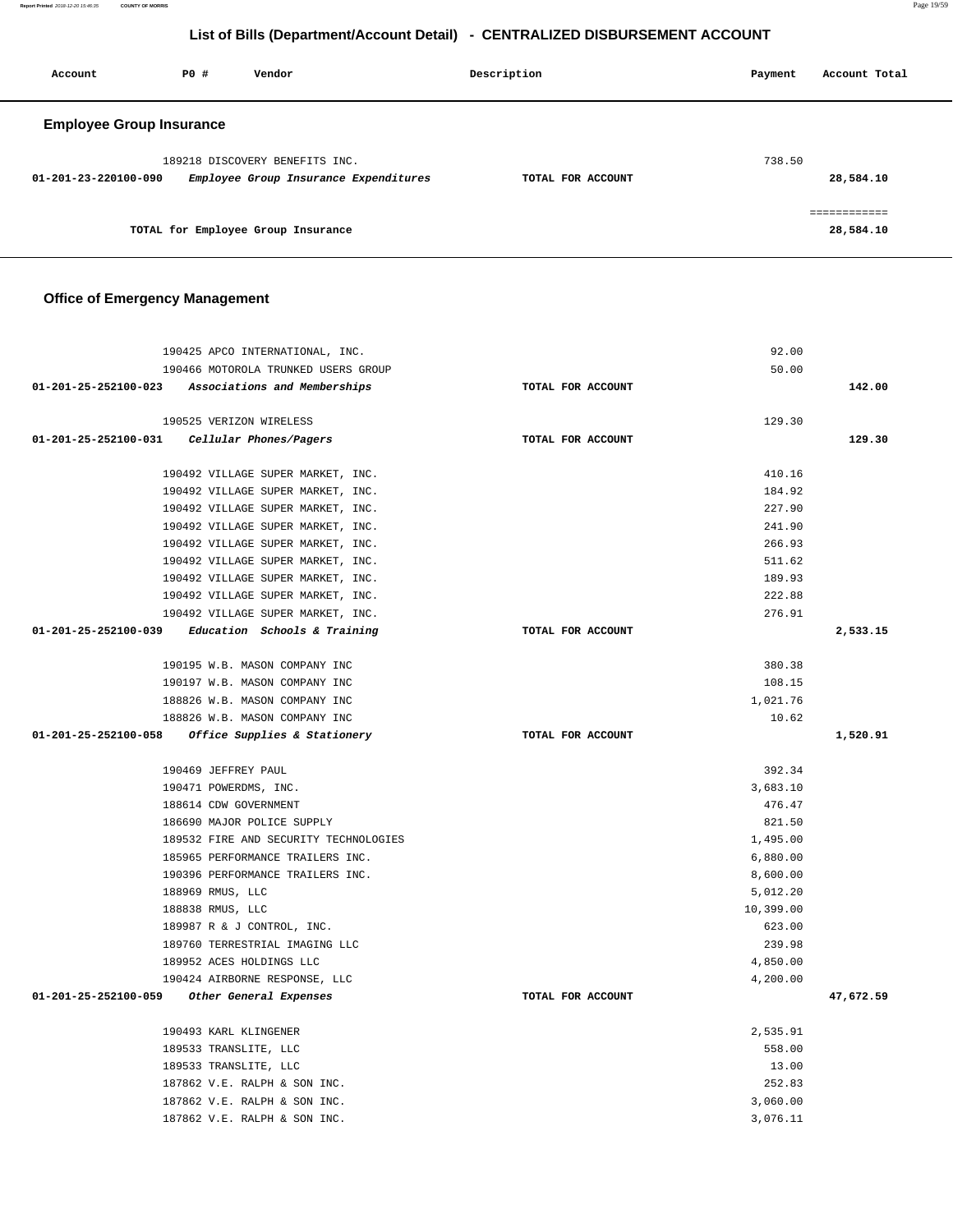# List of Bills (Department/Account Detail) - CENTRALIZED DISBURSEMENT ACCOUNT

| Account | PO # | Vendor | Description | Payment | Account Total |
|---|---|---|---|---|---|

## Employee Group Insurance

| Account | PO # | Vendor | Description | Payment | Account Total |
|---|---|---|---|---|---|
| | 189218 | DISCOVERY BENEFITS INC. | | 738.50 | |
| 01-201-23-220100-090 | | *Employee Group Insurance Expenditures* | TOTAL FOR ACCOUNT | | 28,584.10 |
| | | | | | ============ |
| | | TOTAL for Employee Group Insurance | | | 28,584.10 |

## Office of Emergency Management

| Account | PO # | Vendor | Description | Payment | Account Total |
|---|---|---|---|---|---|
| | 190425 | APCO INTERNATIONAL, INC. | | 92.00 | |
| | 190466 | MOTOROLA TRUNKED USERS GROUP | | 50.00 | |
| 01-201-25-252100-023 | | *Associations and Memberships* | TOTAL FOR ACCOUNT | | 142.00 |
| | 190525 | VERIZON WIRELESS | | 129.30 | |
| 01-201-25-252100-031 | | *Cellular Phones/Pagers* | TOTAL FOR ACCOUNT | | 129.30 |
| | 190492 | VILLAGE SUPER MARKET, INC. | | 410.16 | |
| | 190492 | VILLAGE SUPER MARKET, INC. | | 184.92 | |
| | 190492 | VILLAGE SUPER MARKET, INC. | | 227.90 | |
| | 190492 | VILLAGE SUPER MARKET, INC. | | 241.90 | |
| | 190492 | VILLAGE SUPER MARKET, INC. | | 266.93 | |
| | 190492 | VILLAGE SUPER MARKET, INC. | | 511.62 | |
| | 190492 | VILLAGE SUPER MARKET, INC. | | 189.93 | |
| | 190492 | VILLAGE SUPER MARKET, INC. | | 222.88 | |
| | 190492 | VILLAGE SUPER MARKET, INC. | | 276.91 | |
| 01-201-25-252100-039 | | *Education Schools & Training* | TOTAL FOR ACCOUNT | | 2,533.15 |
| | 190195 | W.B. MASON COMPANY INC | | 380.38 | |
| | 190197 | W.B. MASON COMPANY INC | | 108.15 | |
| | 188826 | W.B. MASON COMPANY INC | | 1,021.76 | |
| | 188826 | W.B. MASON COMPANY INC | | 10.62 | |
| 01-201-25-252100-058 | | *Office Supplies & Stationery* | TOTAL FOR ACCOUNT | | 1,520.91 |
| | 190469 | JEFFREY PAUL | | 392.34 | |
| | 190471 | POWERDMS, INC. | | 3,683.10 | |
| | 188614 | CDW GOVERNMENT | | 476.47 | |
| | 186690 | MAJOR POLICE SUPPLY | | 821.50 | |
| | 189532 | FIRE AND SECURITY TECHNOLOGIES | | 1,495.00 | |
| | 185965 | PERFORMANCE TRAILERS INC. | | 6,880.00 | |
| | 190396 | PERFORMANCE TRAILERS INC. | | 8,600.00 | |
| | 188969 | RMUS, LLC | | 5,012.20 | |
| | 188838 | RMUS, LLC | | 10,399.00 | |
| | 189987 | R & J CONTROL, INC. | | 623.00 | |
| | 189760 | TERRESTRIAL IMAGING LLC | | 239.98 | |
| | 189952 | ACES HOLDINGS LLC | | 4,850.00 | |
| | 190424 | AIRBORNE RESPONSE, LLC | | 4,200.00 | |
| 01-201-25-252100-059 | | *Other General Expenses* | TOTAL FOR ACCOUNT | | 47,672.59 |
| | 190493 | KARL KLINGENER | | 2,535.91 | |
| | 189533 | TRANSLITE, LLC | | 558.00 | |
| | 189533 | TRANSLITE, LLC | | 13.00 | |
| | 187862 | V.E. RALPH & SON INC. | | 252.83 | |
| | 187862 | V.E. RALPH & SON INC. | | 3,060.00 | |
| | 187862 | V.E. RALPH & SON INC. | | 3,076.11 | |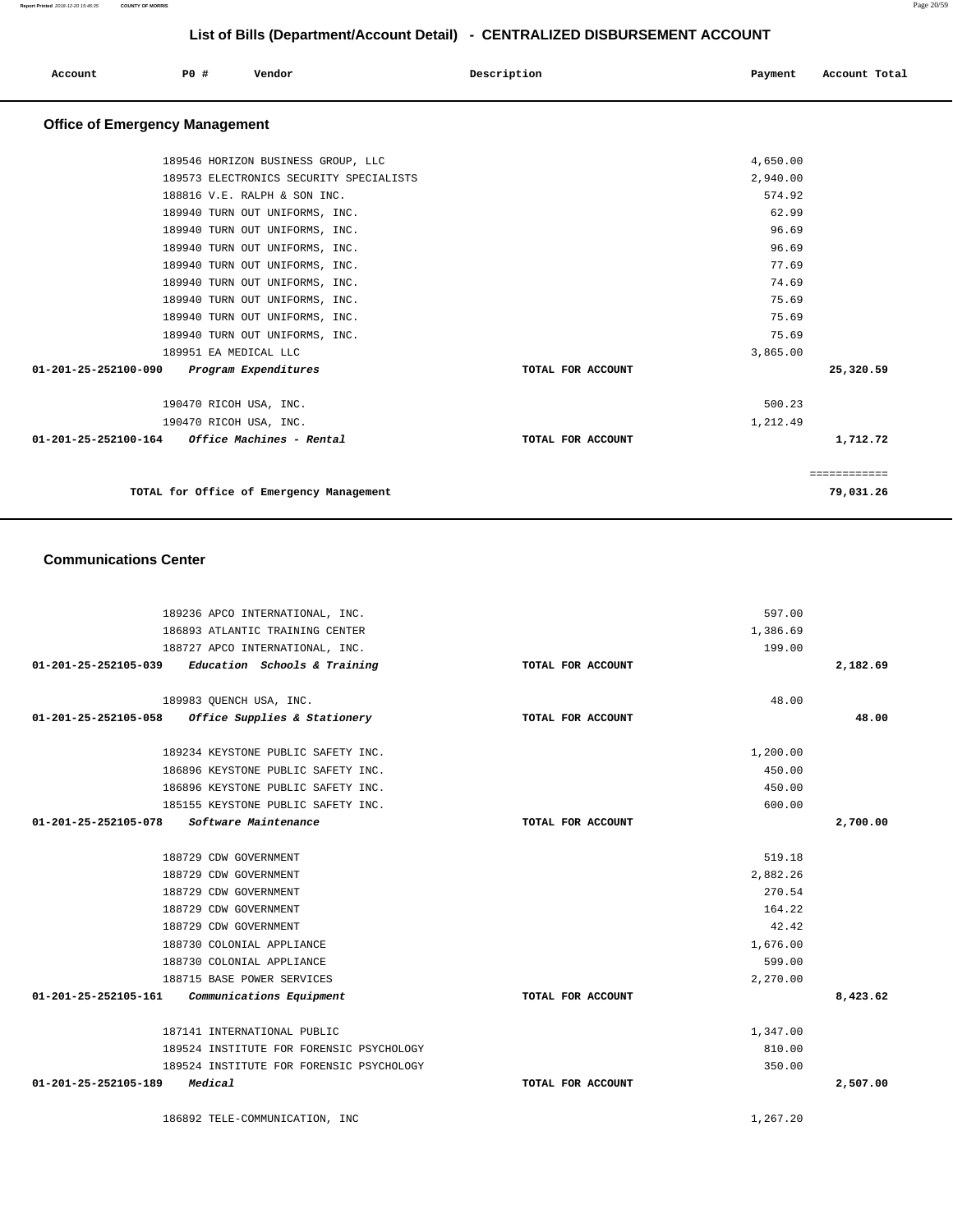## List of Bills (Department/Account Detail) - CENTRALIZED DISBURSEMENT ACCOUNT

| Account | PO # | Vendor | Description | Payment | Account Total |
|---|---|---|---|---|---|

### Office of Emergency Management

| Account | PO # | Vendor | Description | Payment | Account Total |
|---|---|---|---|---|---|
| | 189546 | HORIZON BUSINESS GROUP, LLC | | 4,650.00 | |
| | 189573 | ELECTRONICS SECURITY SPECIALISTS | | 2,940.00 | |
| | 188816 | V.E. RALPH & SON INC. | | 574.92 | |
| | 189940 | TURN OUT UNIFORMS, INC. | | 62.99 | |
| | 189940 | TURN OUT UNIFORMS, INC. | | 96.69 | |
| | 189940 | TURN OUT UNIFORMS, INC. | | 96.69 | |
| | 189940 | TURN OUT UNIFORMS, INC. | | 77.69 | |
| | 189940 | TURN OUT UNIFORMS, INC. | | 74.69 | |
| | 189940 | TURN OUT UNIFORMS, INC. | | 75.69 | |
| | 189940 | TURN OUT UNIFORMS, INC. | | 75.69 | |
| | 189940 | TURN OUT UNIFORMS, INC. | | 75.69 | |
| | 189951 | EA MEDICAL LLC | | 3,865.00 | |
| **01-201-25-252100-090** | | *Program Expenditures* | TOTAL FOR ACCOUNT | | **25,320.59** |
| | 190470 | RICOH USA, INC. | | 500.23 | |
| | 190470 | RICOH USA, INC. | | 1,212.49 | |
| **01-201-25-252100-164** | | *Office Machines - Rental* | TOTAL FOR ACCOUNT | | **1,712.72** |
| | | **TOTAL for Office of Emergency Management** | | | **79,031.26** |

### Communications Center

| Account | PO # | Vendor | Description | Payment | Account Total |
|---|---|---|---|---|---|
| | 189236 | APCO INTERNATIONAL, INC. | | 597.00 | |
| | 186893 | ATLANTIC TRAINING CENTER | | 1,386.69 | |
| | 188727 | APCO INTERNATIONAL, INC. | | 199.00 | |
| **01-201-25-252105-039** | | *Education Schools & Training* | TOTAL FOR ACCOUNT | | **2,182.69** |
| | 189983 | QUENCH USA, INC. | | 48.00 | |
| **01-201-25-252105-058** | | *Office Supplies & Stationery* | TOTAL FOR ACCOUNT | | **48.00** |
| | 189234 | KEYSTONE PUBLIC SAFETY INC. | | 1,200.00 | |
| | 186896 | KEYSTONE PUBLIC SAFETY INC. | | 450.00 | |
| | 186896 | KEYSTONE PUBLIC SAFETY INC. | | 450.00 | |
| | 185155 | KEYSTONE PUBLIC SAFETY INC. | | 600.00 | |
| **01-201-25-252105-078** | | *Software Maintenance* | TOTAL FOR ACCOUNT | | **2,700.00** |
| | 188729 | CDW GOVERNMENT | | 519.18 | |
| | 188729 | CDW GOVERNMENT | | 2,882.26 | |
| | 188729 | CDW GOVERNMENT | | 270.54 | |
| | 188729 | CDW GOVERNMENT | | 164.22 | |
| | 188729 | CDW GOVERNMENT | | 42.42 | |
| | 188730 | COLONIAL APPLIANCE | | 1,676.00 | |
| | 188730 | COLONIAL APPLIANCE | | 599.00 | |
| | 188715 | BASE POWER SERVICES | | 2,270.00 | |
| **01-201-25-252105-161** | | *Communications Equipment* | TOTAL FOR ACCOUNT | | **8,423.62** |
| | 187141 | INTERNATIONAL PUBLIC | | 1,347.00 | |
| | 189524 | INSTITUTE FOR FORENSIC PSYCHOLOGY | | 810.00 | |
| | 189524 | INSTITUTE FOR FORENSIC PSYCHOLOGY | | 350.00 | |
| **01-201-25-252105-189** | | *Medical* | TOTAL FOR ACCOUNT | | **2,507.00** |
| | 186892 | TELE-COMMUNICATION, INC | | 1,267.20 | |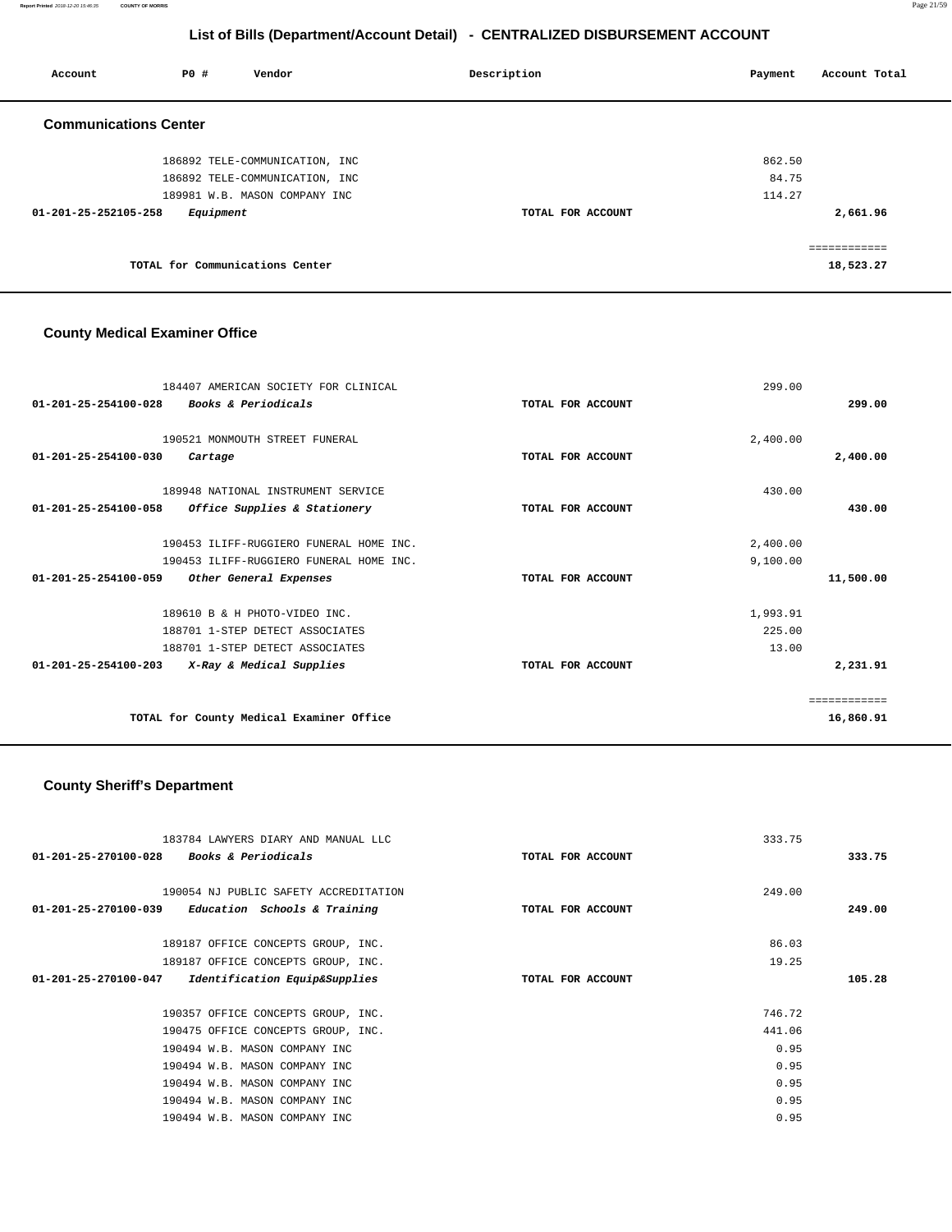## List of Bills (Department/Account Detail) - CENTRALIZED DISBURSEMENT ACCOUNT

| Account | PO # | Vendor | Description | Payment | Account Total |
|---|---|---|---|---|---|

### Communications Center

| Account | PO # | Vendor | Description | Payment | Account Total |
|---|---|---|---|---|---|
| | 186892 | TELE-COMMUNICATION, INC | | 862.50 | |
| | 186892 | TELE-COMMUNICATION, INC | | 84.75 | |
| | 189981 | W.B. MASON COMPANY INC | | 114.27 | |
| 01-201-25-252105-258 | | *Equipment* | TOTAL FOR ACCOUNT | | 2,661.96 |
| | | | | | ============ |
| | | TOTAL for Communications Center | | | 18,523.27 |

### County Medical Examiner Office

| Account | PO # | Vendor | Description | Payment | Account Total |
|---|---|---|---|---|---|
| | 184407 | AMERICAN SOCIETY FOR CLINICAL | | 299.00 | |
| 01-201-25-254100-028 | | *Books & Periodicals* | TOTAL FOR ACCOUNT | | 299.00 |
| | 190521 | MONMOUTH STREET FUNERAL | | 2,400.00 | |
| 01-201-25-254100-030 | | *Cartage* | TOTAL FOR ACCOUNT | | 2,400.00 |
| | 189948 | NATIONAL INSTRUMENT SERVICE | | 430.00 | |
| 01-201-25-254100-058 | | *Office Supplies & Stationery* | TOTAL FOR ACCOUNT | | 430.00 |
| | 190453 | ILIFF-RUGGIERO FUNERAL HOME INC. | | 2,400.00 | |
| | 190453 | ILIFF-RUGGIERO FUNERAL HOME INC. | | 9,100.00 | |
| 01-201-25-254100-059 | | *Other General Expenses* | TOTAL FOR ACCOUNT | | 11,500.00 |
| | 189610 | B & H PHOTO-VIDEO INC. | | 1,993.91 | |
| | 188701 | 1-STEP DETECT ASSOCIATES | | 225.00 | |
| | 188701 | 1-STEP DETECT ASSOCIATES | | 13.00 | |
| 01-201-25-254100-203 | | *X-Ray & Medical Supplies* | TOTAL FOR ACCOUNT | | 2,231.91 |
| | | | | | ============ |
| | | TOTAL for County Medical Examiner Office | | | 16,860.91 |

### County Sheriff's Department

| Account | PO # | Vendor | Description | Payment | Account Total |
|---|---|---|---|---|---|
| | 183784 | LAWYERS DIARY AND MANUAL LLC | | 333.75 | |
| 01-201-25-270100-028 | | *Books & Periodicals* | TOTAL FOR ACCOUNT | | 333.75 |
| | 190054 | NJ PUBLIC SAFETY ACCREDITATION | | 249.00 | |
| 01-201-25-270100-039 | | *Education Schools & Training* | TOTAL FOR ACCOUNT | | 249.00 |
| | 189187 | OFFICE CONCEPTS GROUP, INC. | | 86.03 | |
| | 189187 | OFFICE CONCEPTS GROUP, INC. | | 19.25 | |
| 01-201-25-270100-047 | | *Identification Equip&Supplies* | TOTAL FOR ACCOUNT | | 105.28 |
| | 190357 | OFFICE CONCEPTS GROUP, INC. | | 746.72 | |
| | 190475 | OFFICE CONCEPTS GROUP, INC. | | 441.06 | |
| | 190494 | W.B. MASON COMPANY INC | | 0.95 | |
| | 190494 | W.B. MASON COMPANY INC | | 0.95 | |
| | 190494 | W.B. MASON COMPANY INC | | 0.95 | |
| | 190494 | W.B. MASON COMPANY INC | | 0.95 | |
| | 190494 | W.B. MASON COMPANY INC | | 0.95 | |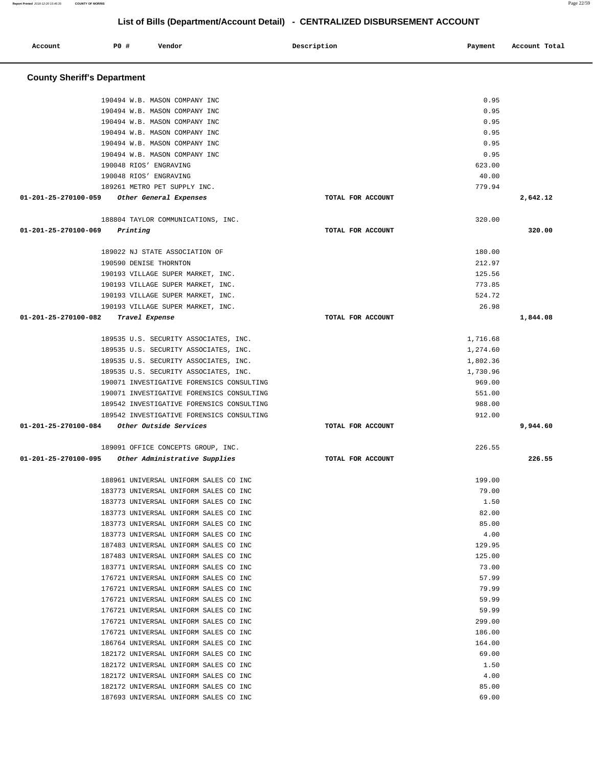## List of Bills (Department/Account Detail) - CENTRALIZED DISBURSEMENT ACCOUNT

| Account | PO # | Vendor | Description | Payment | Account Total |
|---|---|---|---|---|---|

### County Sheriff's Department

| Account | PO # | Vendor | Description | Payment | Account Total |
|---|---|---|---|---|---|
| | 190494 | W.B. MASON COMPANY INC | | 0.95 | |
| | 190494 | W.B. MASON COMPANY INC | | 0.95 | |
| | 190494 | W.B. MASON COMPANY INC | | 0.95 | |
| | 190494 | W.B. MASON COMPANY INC | | 0.95 | |
| | 190494 | W.B. MASON COMPANY INC | | 0.95 | |
| | 190494 | W.B. MASON COMPANY INC | | 0.95 | |
| | 190048 | RIOS' ENGRAVING | | 623.00 | |
| | 190048 | RIOS' ENGRAVING | | 40.00 | |
| | 189261 | METRO PET SUPPLY INC. | | 779.94 | |
| **01-201-25-270100-059** | | *Other General Expenses* | TOTAL FOR ACCOUNT | | **2,642.12** |
| | 188804 | TAYLOR COMMUNICATIONS, INC. | | 320.00 | |
| **01-201-25-270100-069** | | *Printing* | TOTAL FOR ACCOUNT | | **320.00** |
| | 189022 | NJ STATE ASSOCIATION OF | | 180.00 | |
| | 190590 | DENISE THORNTON | | 212.97 | |
| | 190193 | VILLAGE SUPER MARKET, INC. | | 125.56 | |
| | 190193 | VILLAGE SUPER MARKET, INC. | | 773.85 | |
| | 190193 | VILLAGE SUPER MARKET, INC. | | 524.72 | |
| | 190193 | VILLAGE SUPER MARKET, INC. | | 26.98 | |
| **01-201-25-270100-082** | | *Travel Expense* | TOTAL FOR ACCOUNT | | **1,844.08** |
| | 189535 | U.S. SECURITY ASSOCIATES, INC. | | 1,716.68 | |
| | 189535 | U.S. SECURITY ASSOCIATES, INC. | | 1,274.60 | |
| | 189535 | U.S. SECURITY ASSOCIATES, INC. | | 1,802.36 | |
| | 189535 | U.S. SECURITY ASSOCIATES, INC. | | 1,730.96 | |
| | 190071 | INVESTIGATIVE FORENSICS CONSULTING | | 969.00 | |
| | 190071 | INVESTIGATIVE FORENSICS CONSULTING | | 551.00 | |
| | 189542 | INVESTIGATIVE FORENSICS CONSULTING | | 988.00 | |
| | 189542 | INVESTIGATIVE FORENSICS CONSULTING | | 912.00 | |
| **01-201-25-270100-084** | | *Other Outside Services* | TOTAL FOR ACCOUNT | | **9,944.60** |
| | 189091 | OFFICE CONCEPTS GROUP, INC. | | 226.55 | |
| **01-201-25-270100-095** | | *Other Administrative Supplies* | TOTAL FOR ACCOUNT | | **226.55** |
| | 188961 | UNIVERSAL UNIFORM SALES CO INC | | 199.00 | |
| | 183773 | UNIVERSAL UNIFORM SALES CO INC | | 79.00 | |
| | 183773 | UNIVERSAL UNIFORM SALES CO INC | | 1.50 | |
| | 183773 | UNIVERSAL UNIFORM SALES CO INC | | 82.00 | |
| | 183773 | UNIVERSAL UNIFORM SALES CO INC | | 85.00 | |
| | 183773 | UNIVERSAL UNIFORM SALES CO INC | | 4.00 | |
| | 187483 | UNIVERSAL UNIFORM SALES CO INC | | 129.95 | |
| | 187483 | UNIVERSAL UNIFORM SALES CO INC | | 125.00 | |
| | 183771 | UNIVERSAL UNIFORM SALES CO INC | | 73.00 | |
| | 176721 | UNIVERSAL UNIFORM SALES CO INC | | 57.99 | |
| | 176721 | UNIVERSAL UNIFORM SALES CO INC | | 79.99 | |
| | 176721 | UNIVERSAL UNIFORM SALES CO INC | | 59.99 | |
| | 176721 | UNIVERSAL UNIFORM SALES CO INC | | 59.99 | |
| | 176721 | UNIVERSAL UNIFORM SALES CO INC | | 299.00 | |
| | 176721 | UNIVERSAL UNIFORM SALES CO INC | | 186.00 | |
| | 186764 | UNIVERSAL UNIFORM SALES CO INC | | 164.00 | |
| | 182172 | UNIVERSAL UNIFORM SALES CO INC | | 69.00 | |
| | 182172 | UNIVERSAL UNIFORM SALES CO INC | | 1.50 | |
| | 182172 | UNIVERSAL UNIFORM SALES CO INC | | 4.00 | |
| | 182172 | UNIVERSAL UNIFORM SALES CO INC | | 85.00 | |
| | 187693 | UNIVERSAL UNIFORM SALES CO INC | | 69.00 | |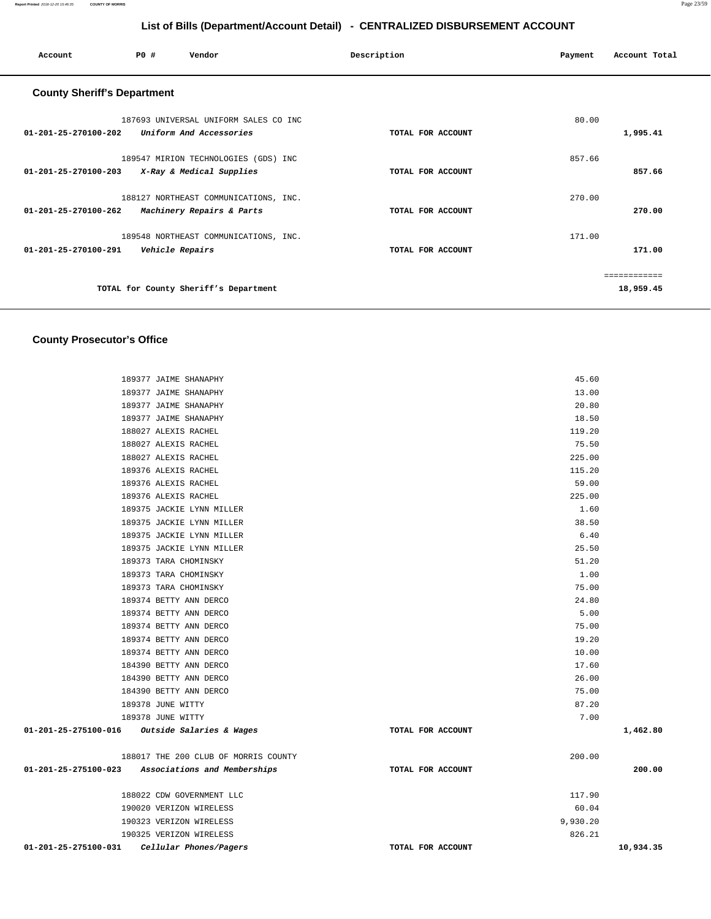## List of Bills (Department/Account Detail) - CENTRALIZED DISBURSEMENT ACCOUNT

| Account | PO # | Vendor | Description | Payment | Account Total |
|---|---|---|---|---|---|

### County Sheriff's Department

| Account | PO # | Vendor | Description | Payment | Account Total |
|---|---|---|---|---|---|
| | 187693 | UNIVERSAL UNIFORM SALES CO INC | | 80.00 | |
| 01-201-25-270100-202 | | *Uniform And Accessories* | TOTAL FOR ACCOUNT | | 1,995.41 |
| | 189547 | MIRION TECHNOLOGIES (GDS) INC | | 857.66 | |
| 01-201-25-270100-203 | | *X-Ray & Medical Supplies* | TOTAL FOR ACCOUNT | | 857.66 |
| | 188127 | NORTHEAST COMMUNICATIONS, INC. | | 270.00 | |
| 01-201-25-270100-262 | | *Machinery Repairs & Parts* | TOTAL FOR ACCOUNT | | 270.00 |
| | 189548 | NORTHEAST COMMUNICATIONS, INC. | | 171.00 | |
| 01-201-25-270100-291 | | *Vehicle Repairs* | TOTAL FOR ACCOUNT | | 171.00 |
| | | | | | ============ |
| | | TOTAL for County Sheriff's Department | | | 18,959.45 |

### County Prosecutor's Office

| Account | PO # | Vendor | Description | Payment | Account Total |
|---|---|---|---|---|---|
| | 189377 | JAIME SHANAPHY | | 45.60 | |
| | 189377 | JAIME SHANAPHY | | 13.00 | |
| | 189377 | JAIME SHANAPHY | | 20.80 | |
| | 189377 | JAIME SHANAPHY | | 18.50 | |
| | 188027 | ALEXIS RACHEL | | 119.20 | |
| | 188027 | ALEXIS RACHEL | | 75.50 | |
| | 188027 | ALEXIS RACHEL | | 225.00 | |
| | 189376 | ALEXIS RACHEL | | 115.20 | |
| | 189376 | ALEXIS RACHEL | | 59.00 | |
| | 189376 | ALEXIS RACHEL | | 225.00 | |
| | 189375 | JACKIE LYNN MILLER | | 1.60 | |
| | 189375 | JACKIE LYNN MILLER | | 38.50 | |
| | 189375 | JACKIE LYNN MILLER | | 6.40 | |
| | 189375 | JACKIE LYNN MILLER | | 25.50 | |
| | 189373 | TARA CHOMINSKY | | 51.20 | |
| | 189373 | TARA CHOMINSKY | | 1.00 | |
| | 189373 | TARA CHOMINSKY | | 75.00 | |
| | 189374 | BETTY ANN DERCO | | 24.80 | |
| | 189374 | BETTY ANN DERCO | | 5.00 | |
| | 189374 | BETTY ANN DERCO | | 75.00 | |
| | 189374 | BETTY ANN DERCO | | 19.20 | |
| | 189374 | BETTY ANN DERCO | | 10.00 | |
| | 184390 | BETTY ANN DERCO | | 17.60 | |
| | 184390 | BETTY ANN DERCO | | 26.00 | |
| | 184390 | BETTY ANN DERCO | | 75.00 | |
| | 189378 | JUNE WITTY | | 87.20 | |
| | 189378 | JUNE WITTY | | 7.00 | |
| 01-201-25-275100-016 | | *Outside Salaries & Wages* | TOTAL FOR ACCOUNT | | 1,462.80 |
| | 188017 | THE 200 CLUB OF MORRIS COUNTY | | 200.00 | |
| 01-201-25-275100-023 | | *Associations and Memberships* | TOTAL FOR ACCOUNT | | 200.00 |
| | 188022 | CDW GOVERNMENT LLC | | 117.90 | |
| | 190020 | VERIZON WIRELESS | | 60.04 | |
| | 190323 | VERIZON WIRELESS | | 9,930.20 | |
| | 190325 | VERIZON WIRELESS | | 826.21 | |
| 01-201-25-275100-031 | | *Cellular Phones/Pagers* | TOTAL FOR ACCOUNT | | 10,934.35 |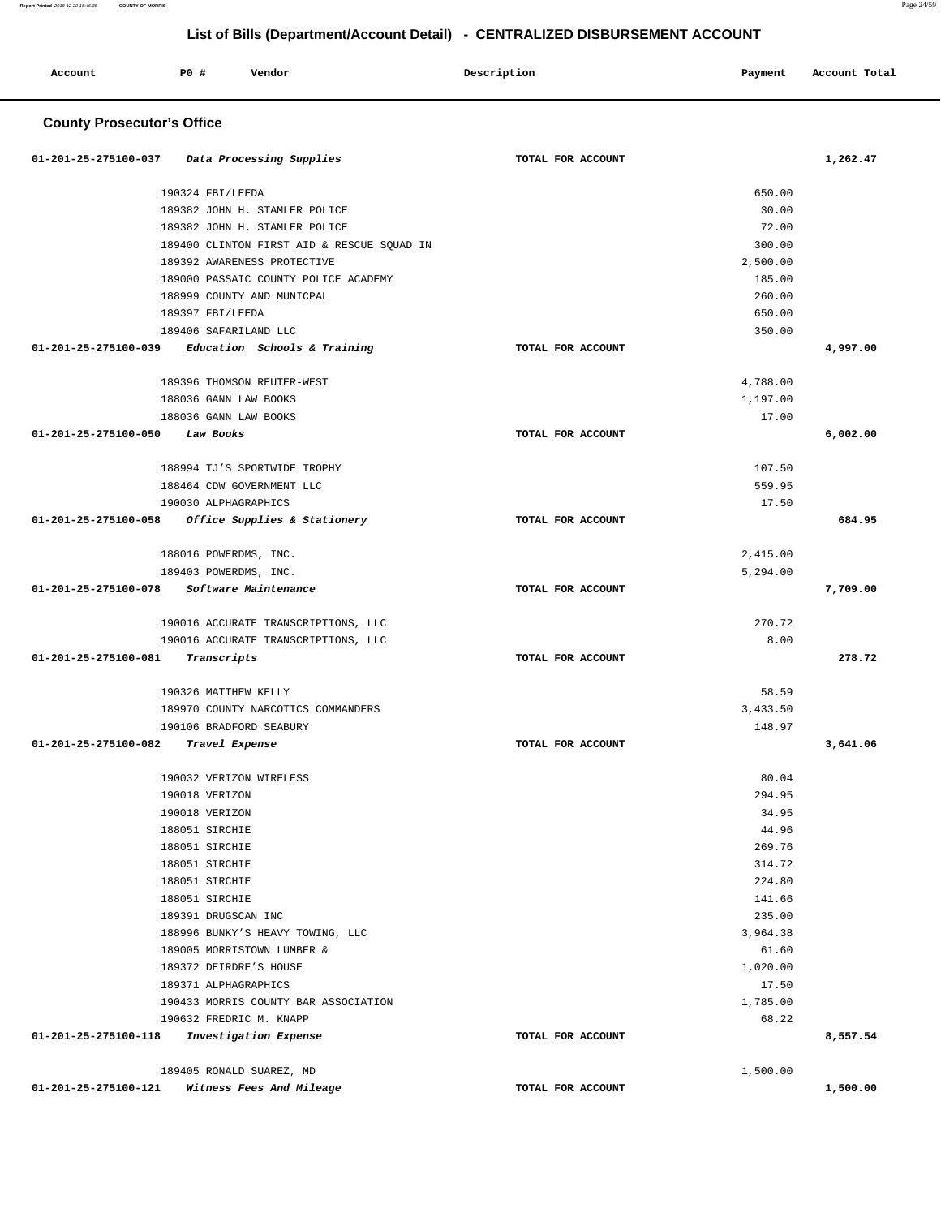## List of Bills (Department/Account Detail) - CENTRALIZED DISBURSEMENT ACCOUNT

| Account | PO # | Vendor | Description | Payment | Account Total |
|---|---|---|---|---|---|

### County Prosecutor's Office

| Account | PO # | Vendor | Description | Payment | Account Total |
|---|---|---|---|---|---|
| 01-201-25-275100-037 | | *Data Processing Supplies* | TOTAL FOR ACCOUNT | | 1,262.47 |
| | 190324 | FBI/LEEDA | | 650.00 | |
| | 189382 | JOHN H. STAMLER POLICE | | 30.00 | |
| | 189382 | JOHN H. STAMLER POLICE | | 72.00 | |
| | 189400 | CLINTON FIRST AID & RESCUE SQUAD IN | | 300.00 | |
| | 189392 | AWARENESS PROTECTIVE | | 2,500.00 | |
| | 189000 | PASSAIC COUNTY POLICE ACADEMY | | 185.00 | |
| | 188999 | COUNTY AND MUNICPAL | | 260.00 | |
| | 189397 | FBI/LEEDA | | 650.00 | |
| | 189406 | SAFARILAND LLC | | 350.00 | |
| 01-201-25-275100-039 | | *Education Schools & Training* | TOTAL FOR ACCOUNT | | 4,997.00 |
| | 189396 | THOMSON REUTER-WEST | | 4,788.00 | |
| | 188036 | GANN LAW BOOKS | | 1,197.00 | |
| | 188036 | GANN LAW BOOKS | | 17.00 | |
| 01-201-25-275100-050 | | *Law Books* | TOTAL FOR ACCOUNT | | 6,002.00 |
| | 188994 | TJ'S SPORTWIDE TROPHY | | 107.50 | |
| | 188464 | CDW GOVERNMENT LLC | | 559.95 | |
| | 190030 | ALPHAGRAPHICS | | 17.50 | |
| 01-201-25-275100-058 | | *Office Supplies & Stationery* | TOTAL FOR ACCOUNT | | 684.95 |
| | 188016 | POWERDMS, INC. | | 2,415.00 | |
| | 189403 | POWERDMS, INC. | | 5,294.00 | |
| 01-201-25-275100-078 | | *Software Maintenance* | TOTAL FOR ACCOUNT | | 7,709.00 |
| | 190016 | ACCURATE TRANSCRIPTIONS, LLC | | 270.72 | |
| | 190016 | ACCURATE TRANSCRIPTIONS, LLC | | 8.00 | |
| 01-201-25-275100-081 | | *Transcripts* | TOTAL FOR ACCOUNT | | 278.72 |
| | 190326 | MATTHEW KELLY | | 58.59 | |
| | 189970 | COUNTY NARCOTICS COMMANDERS | | 3,433.50 | |
| | 190106 | BRADFORD SEABURY | | 148.97 | |
| 01-201-25-275100-082 | | *Travel Expense* | TOTAL FOR ACCOUNT | | 3,641.06 |
| | 190032 | VERIZON WIRELESS | | 80.04 | |
| | 190018 | VERIZON | | 294.95 | |
| | 190018 | VERIZON | | 34.95 | |
| | 188051 | SIRCHIE | | 44.96 | |
| | 188051 | SIRCHIE | | 269.76 | |
| | 188051 | SIRCHIE | | 314.72 | |
| | 188051 | SIRCHIE | | 224.80 | |
| | 188051 | SIRCHIE | | 141.66 | |
| | 189391 | DRUGSCAN INC | | 235.00 | |
| | 188996 | BUNKY'S HEAVY TOWING, LLC | | 3,964.38 | |
| | 189005 | MORRISTOWN LUMBER & | | 61.60 | |
| | 189372 | DEIRDRE'S HOUSE | | 1,020.00 | |
| | 189371 | ALPHAGRAPHICS | | 17.50 | |
| | 190433 | MORRIS COUNTY BAR ASSOCIATION | | 1,785.00 | |
| | 190632 | FREDRIC M. KNAPP | | 68.22 | |
| 01-201-25-275100-118 | | *Investigation Expense* | TOTAL FOR ACCOUNT | | 8,557.54 |
| | 189405 | RONALD SUAREZ, MD | | 1,500.00 | |
| 01-201-25-275100-121 | | *Witness Fees And Mileage* | TOTAL FOR ACCOUNT | | 1,500.00 |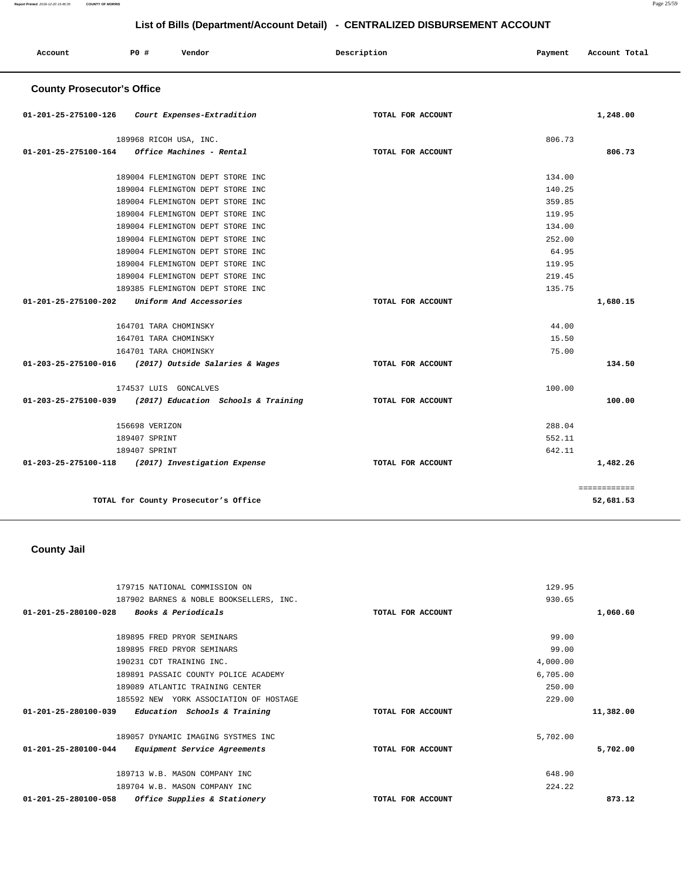# List of Bills (Department/Account Detail) - CENTRALIZED DISBURSEMENT ACCOUNT

| Account | PO # | Vendor | Description | Payment | Account Total |
|---|---|---|---|---|---|

## County Prosecutor's Office

| Account | PO # | Vendor | Description | Payment | Account Total |
|---|---|---|---|---|---|
| 01-201-25-275100-126 | | *Court Expenses-Extradition* | TOTAL FOR ACCOUNT | | 1,248.00 |
| | 189968 | RICOH USA, INC. | | 806.73 | |
| 01-201-25-275100-164 | | *Office Machines - Rental* | TOTAL FOR ACCOUNT | | 806.73 |
| | 189004 | FLEMINGTON DEPT STORE INC | | 134.00 | |
| | 189004 | FLEMINGTON DEPT STORE INC | | 140.25 | |
| | 189004 | FLEMINGTON DEPT STORE INC | | 359.85 | |
| | 189004 | FLEMINGTON DEPT STORE INC | | 119.95 | |
| | 189004 | FLEMINGTON DEPT STORE INC | | 134.00 | |
| | 189004 | FLEMINGTON DEPT STORE INC | | 252.00 | |
| | 189004 | FLEMINGTON DEPT STORE INC | | 64.95 | |
| | 189004 | FLEMINGTON DEPT STORE INC | | 119.95 | |
| | 189004 | FLEMINGTON DEPT STORE INC | | 219.45 | |
| | 189385 | FLEMINGTON DEPT STORE INC | | 135.75 | |
| 01-201-25-275100-202 | | *Uniform And Accessories* | TOTAL FOR ACCOUNT | | 1,680.15 |
| | 164701 | TARA CHOMINSKY | | 44.00 | |
| | 164701 | TARA CHOMINSKY | | 15.50 | |
| | 164701 | TARA CHOMINSKY | | 75.00 | |
| 01-203-25-275100-016 | | *(2017) Outside Salaries & Wages* | TOTAL FOR ACCOUNT | | 134.50 |
| | 174537 | LUIS GONCALVES | | 100.00 | |
| 01-203-25-275100-039 | | *(2017) Education Schools & Training* | TOTAL FOR ACCOUNT | | 100.00 |
| | 156698 | VERIZON | | 288.04 | |
| | 189407 | SPRINT | | 552.11 | |
| | 189407 | SPRINT | | 642.11 | |
| 01-203-25-275100-118 | | *(2017) Investigation Expense* | TOTAL FOR ACCOUNT | | 1,482.26 |
| | | | | | ============ |
| | | TOTAL for County Prosecutor's Office | | | 52,681.53 |

## County Jail

| Account | PO # | Vendor | Description | Payment | Account Total |
|---|---|---|---|---|---|
| | 179715 | NATIONAL COMMISSION ON | | 129.95 | |
| | 187902 | BARNES & NOBLE BOOKSELLERS, INC. | | 930.65 | |
| 01-201-25-280100-028 | | *Books & Periodicals* | TOTAL FOR ACCOUNT | | 1,060.60 |
| | 189895 | FRED PRYOR SEMINARS | | 99.00 | |
| | 189895 | FRED PRYOR SEMINARS | | 99.00 | |
| | 190231 | CDT TRAINING INC. | | 4,000.00 | |
| | 189891 | PASSAIC COUNTY POLICE ACADEMY | | 6,705.00 | |
| | 189089 | ATLANTIC TRAINING CENTER | | 250.00 | |
| | 185592 | NEW YORK ASSOCIATION OF HOSTAGE | | 229.00 | |
| 01-201-25-280100-039 | | *Education Schools & Training* | TOTAL FOR ACCOUNT | | 11,382.00 |
| | 189057 | DYNAMIC IMAGING SYSTMES INC | | 5,702.00 | |
| 01-201-25-280100-044 | | *Equipment Service Agreements* | TOTAL FOR ACCOUNT | | 5,702.00 |
| | 189713 | W.B. MASON COMPANY INC | | 648.90 | |
| | 189704 | W.B. MASON COMPANY INC | | 224.22 | |
| 01-201-25-280100-058 | | *Office Supplies & Stationery* | TOTAL FOR ACCOUNT | | 873.12 |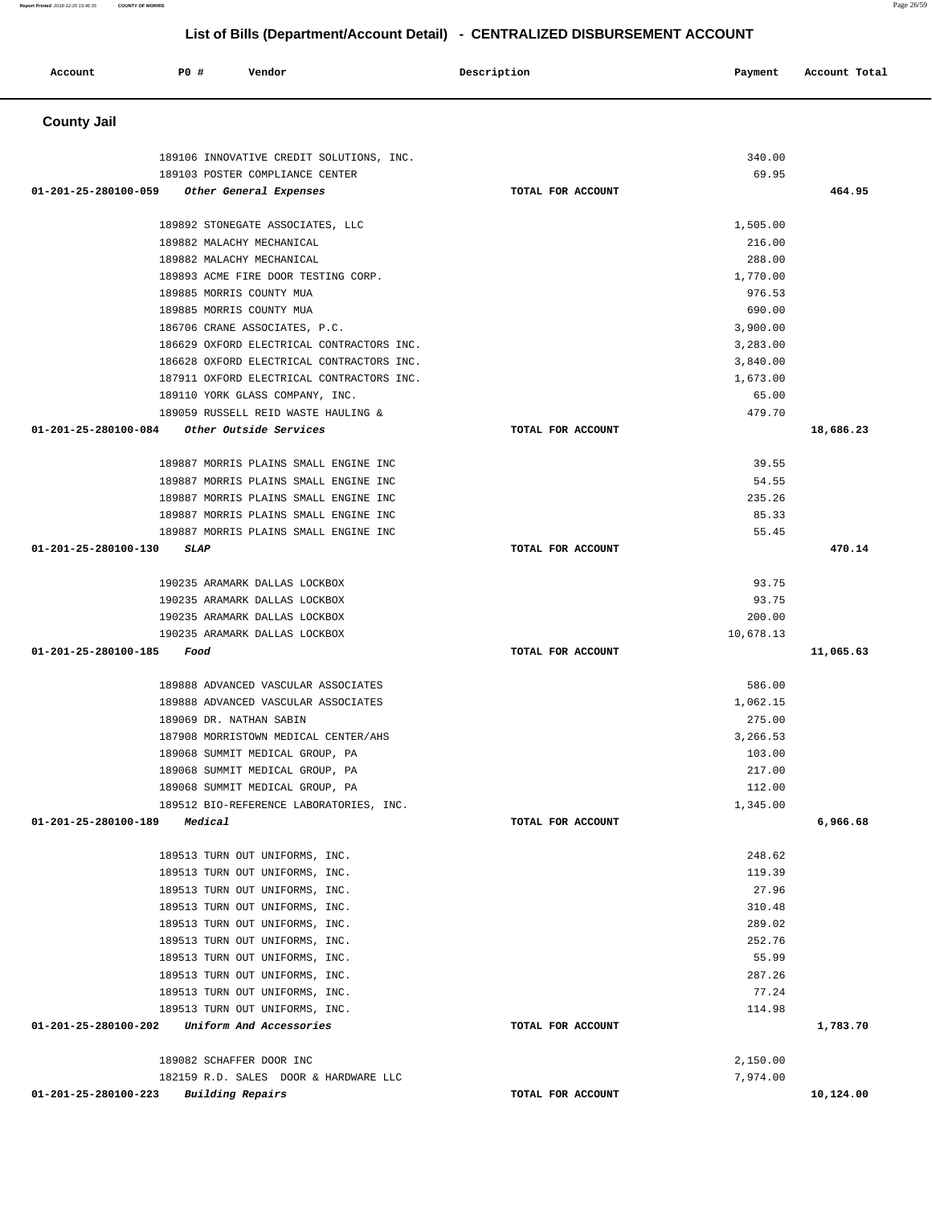## List of Bills (Department/Account Detail) - CENTRALIZED DISBURSEMENT ACCOUNT

| Account | PO # | Vendor | Description | Payment | Account Total |
|---|---|---|---|---|---|

### County Jail

| Account | PO # | Vendor | Description | Payment | Account Total |
|---|---|---|---|---|---|
| | 189106 | INNOVATIVE CREDIT SOLUTIONS, INC. | | 340.00 | |
| | 189103 | POSTER COMPLIANCE CENTER | | 69.95 | |
| 01-201-25-280100-059 | | *Other General Expenses* | TOTAL FOR ACCOUNT | | 464.95 |
| | 189892 | STONEGATE ASSOCIATES, LLC | | 1,505.00 | |
| | 189882 | MALACHY MECHANICAL | | 216.00 | |
| | 189882 | MALACHY MECHANICAL | | 288.00 | |
| | 189893 | ACME FIRE DOOR TESTING CORP. | | 1,770.00 | |
| | 189885 | MORRIS COUNTY MUA | | 976.53 | |
| | 189885 | MORRIS COUNTY MUA | | 690.00 | |
| | 186706 | CRANE ASSOCIATES, P.C. | | 3,900.00 | |
| | 186629 | OXFORD ELECTRICAL CONTRACTORS INC. | | 3,283.00 | |
| | 186628 | OXFORD ELECTRICAL CONTRACTORS INC. | | 3,840.00 | |
| | 187911 | OXFORD ELECTRICAL CONTRACTORS INC. | | 1,673.00 | |
| | 189110 | YORK GLASS COMPANY, INC. | | 65.00 | |
| | 189059 | RUSSELL REID WASTE HAULING & | | 479.70 | |
| 01-201-25-280100-084 | | *Other Outside Services* | TOTAL FOR ACCOUNT | | 18,686.23 |
| | 189887 | MORRIS PLAINS SMALL ENGINE INC | | 39.55 | |
| | 189887 | MORRIS PLAINS SMALL ENGINE INC | | 54.55 | |
| | 189887 | MORRIS PLAINS SMALL ENGINE INC | | 235.26 | |
| | 189887 | MORRIS PLAINS SMALL ENGINE INC | | 85.33 | |
| | 189887 | MORRIS PLAINS SMALL ENGINE INC | | 55.45 | |
| 01-201-25-280100-130 | | *SLAP* | TOTAL FOR ACCOUNT | | 470.14 |
| | 190235 | ARAMARK DALLAS LOCKBOX | | 93.75 | |
| | 190235 | ARAMARK DALLAS LOCKBOX | | 93.75 | |
| | 190235 | ARAMARK DALLAS LOCKBOX | | 200.00 | |
| | 190235 | ARAMARK DALLAS LOCKBOX | | 10,678.13 | |
| 01-201-25-280100-185 | | *Food* | TOTAL FOR ACCOUNT | | 11,065.63 |
| | 189888 | ADVANCED VASCULAR ASSOCIATES | | 586.00 | |
| | 189888 | ADVANCED VASCULAR ASSOCIATES | | 1,062.15 | |
| | 189069 | DR. NATHAN SABIN | | 275.00 | |
| | 187908 | MORRISTOWN MEDICAL CENTER/AHS | | 3,266.53 | |
| | 189068 | SUMMIT MEDICAL GROUP, PA | | 103.00 | |
| | 189068 | SUMMIT MEDICAL GROUP, PA | | 217.00 | |
| | 189068 | SUMMIT MEDICAL GROUP, PA | | 112.00 | |
| | 189512 | BIO-REFERENCE LABORATORIES, INC. | | 1,345.00 | |
| 01-201-25-280100-189 | | *Medical* | TOTAL FOR ACCOUNT | | 6,966.68 |
| | 189513 | TURN OUT UNIFORMS, INC. | | 248.62 | |
| | 189513 | TURN OUT UNIFORMS, INC. | | 119.39 | |
| | 189513 | TURN OUT UNIFORMS, INC. | | 27.96 | |
| | 189513 | TURN OUT UNIFORMS, INC. | | 310.48 | |
| | 189513 | TURN OUT UNIFORMS, INC. | | 289.02 | |
| | 189513 | TURN OUT UNIFORMS, INC. | | 252.76 | |
| | 189513 | TURN OUT UNIFORMS, INC. | | 55.99 | |
| | 189513 | TURN OUT UNIFORMS, INC. | | 287.26 | |
| | 189513 | TURN OUT UNIFORMS, INC. | | 77.24 | |
| | 189513 | TURN OUT UNIFORMS, INC. | | 114.98 | |
| 01-201-25-280100-202 | | *Uniform And Accessories* | TOTAL FOR ACCOUNT | | 1,783.70 |
| | 189082 | SCHAFFER DOOR INC | | 2,150.00 | |
| | 182159 | R.D. SALES DOOR & HARDWARE LLC | | 7,974.00 | |
| 01-201-25-280100-223 | | *Building Repairs* | TOTAL FOR ACCOUNT | | 10,124.00 |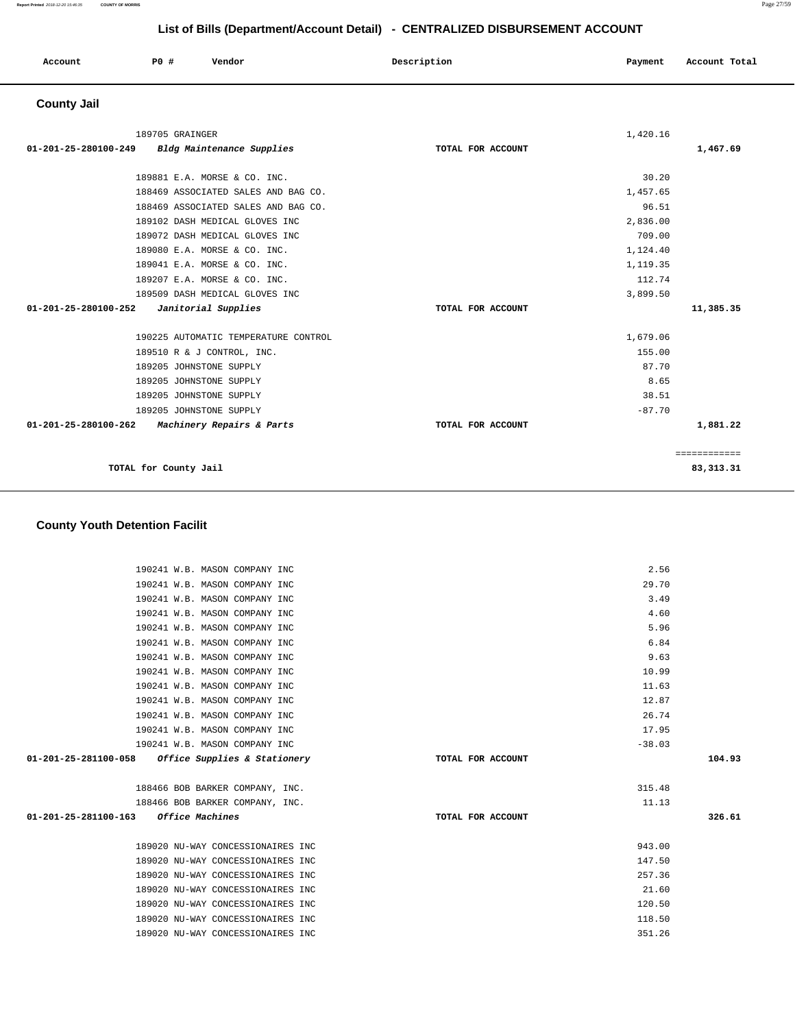# List of Bills (Department/Account Detail) - CENTRALIZED DISBURSEMENT ACCOUNT

| Account | P0 # | Vendor | Description | Payment | Account Total |
|---|---|---|---|---|---|

## County Jail

| Account | P0 # | Vendor | Description | Payment | Account Total |
|---|---|---|---|---|---|
| | 189705 | GRAINGER | | 1,420.16 | |
| 01-201-25-280100-249 | | *Bldg Maintenance Supplies* | TOTAL FOR ACCOUNT | | 1,467.69 |
| | 189881 | E.A. MORSE & CO. INC. | | 30.20 | |
| | 188469 | ASSOCIATED SALES AND BAG CO. | | 1,457.65 | |
| | 188469 | ASSOCIATED SALES AND BAG CO. | | 96.51 | |
| | 189102 | DASH MEDICAL GLOVES INC | | 2,836.00 | |
| | 189072 | DASH MEDICAL GLOVES INC | | 709.00 | |
| | 189080 | E.A. MORSE & CO. INC. | | 1,124.40 | |
| | 189041 | E.A. MORSE & CO. INC. | | 1,119.35 | |
| | 189207 | E.A. MORSE & CO. INC. | | 112.74 | |
| | 189509 | DASH MEDICAL GLOVES INC | | 3,899.50 | |
| 01-201-25-280100-252 | | *Janitorial Supplies* | TOTAL FOR ACCOUNT | | 11,385.35 |
| | 190225 | AUTOMATIC TEMPERATURE CONTROL | | 1,679.06 | |
| | 189510 | R & J CONTROL, INC. | | 155.00 | |
| | 189205 | JOHNSTONE SUPPLY | | 87.70 | |
| | 189205 | JOHNSTONE SUPPLY | | 8.65 | |
| | 189205 | JOHNSTONE SUPPLY | | 38.51 | |
| | 189205 | JOHNSTONE SUPPLY | | -87.70 | |
| 01-201-25-280100-262 | | *Machinery Repairs & Parts* | TOTAL FOR ACCOUNT | | 1,881.22 |
| | | | | | ============ |
| | | **TOTAL for County Jail** | | | **83,313.31** |

## County Youth Detention Facilit

| Account | P0 # | Vendor | Description | Payment | Account Total |
|---|---|---|---|---|---|
| | 190241 | W.B. MASON COMPANY INC | | 2.56 | |
| | 190241 | W.B. MASON COMPANY INC | | 29.70 | |
| | 190241 | W.B. MASON COMPANY INC | | 3.49 | |
| | 190241 | W.B. MASON COMPANY INC | | 4.60 | |
| | 190241 | W.B. MASON COMPANY INC | | 5.96 | |
| | 190241 | W.B. MASON COMPANY INC | | 6.84 | |
| | 190241 | W.B. MASON COMPANY INC | | 9.63 | |
| | 190241 | W.B. MASON COMPANY INC | | 10.99 | |
| | 190241 | W.B. MASON COMPANY INC | | 11.63 | |
| | 190241 | W.B. MASON COMPANY INC | | 12.87 | |
| | 190241 | W.B. MASON COMPANY INC | | 26.74 | |
| | 190241 | W.B. MASON COMPANY INC | | 17.95 | |
| | 190241 | W.B. MASON COMPANY INC | | -38.03 | |
| 01-201-25-281100-058 | | *Office Supplies & Stationery* | TOTAL FOR ACCOUNT | | 104.93 |
| | 188466 | BOB BARKER COMPANY, INC. | | 315.48 | |
| | 188466 | BOB BARKER COMPANY, INC. | | 11.13 | |
| 01-201-25-281100-163 | | *Office Machines* | TOTAL FOR ACCOUNT | | 326.61 |
| | 189020 | NU-WAY CONCESSIONAIRES INC | | 943.00 | |
| | 189020 | NU-WAY CONCESSIONAIRES INC | | 147.50 | |
| | 189020 | NU-WAY CONCESSIONAIRES INC | | 257.36 | |
| | 189020 | NU-WAY CONCESSIONAIRES INC | | 21.60 | |
| | 189020 | NU-WAY CONCESSIONAIRES INC | | 120.50 | |
| | 189020 | NU-WAY CONCESSIONAIRES INC | | 118.50 | |
| | 189020 | NU-WAY CONCESSIONAIRES INC | | 351.26 | |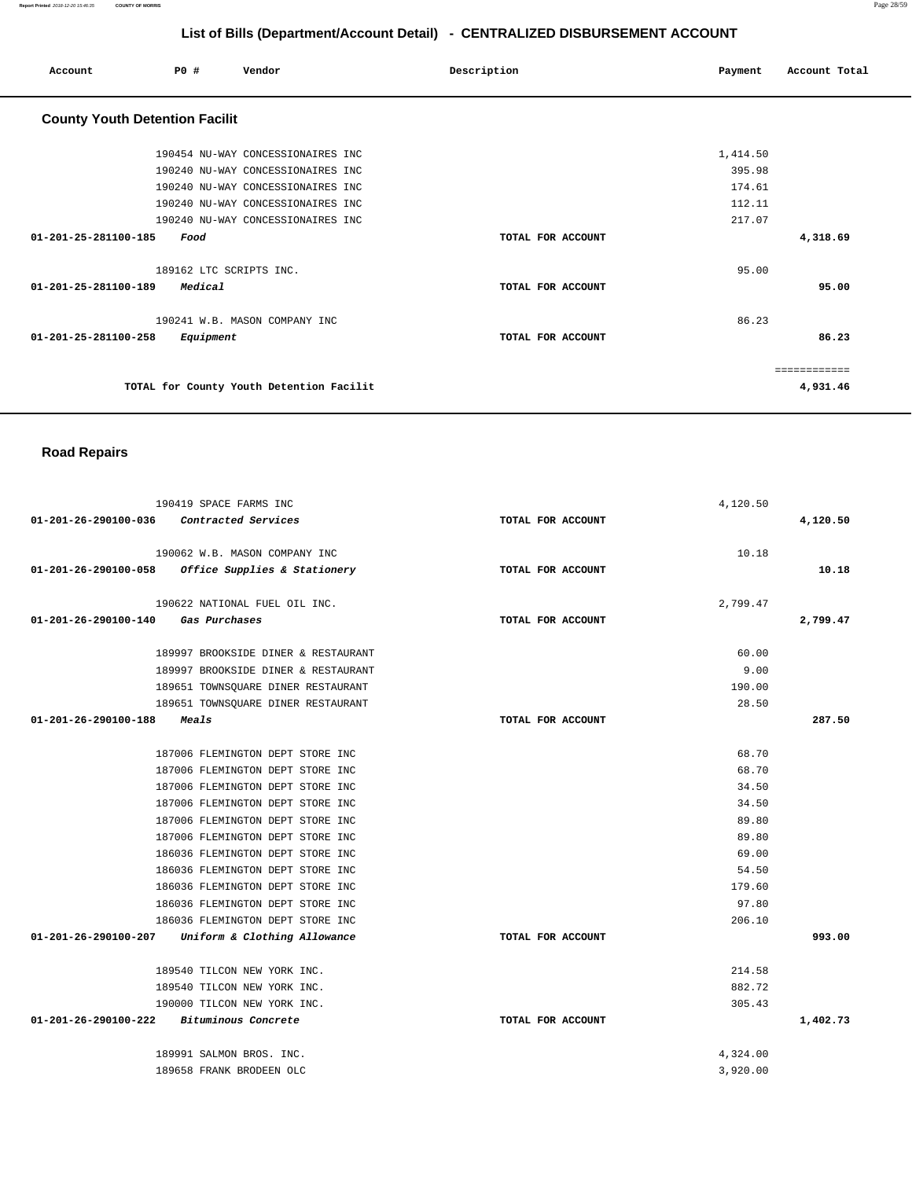## List of Bills (Department/Account Detail) - CENTRALIZED DISBURSEMENT ACCOUNT

| Account | PO # | Vendor | Description | Payment | Account Total |
|---|---|---|---|---|---|

### County Youth Detention Facilit

| Account | PO # | Vendor | Description | Payment | Account Total |
|---|---|---|---|---|---|
| | 190454 | NU-WAY CONCESSIONAIRES INC | | 1,414.50 | |
| | 190240 | NU-WAY CONCESSIONAIRES INC | | 395.98 | |
| | 190240 | NU-WAY CONCESSIONAIRES INC | | 174.61 | |
| | 190240 | NU-WAY CONCESSIONAIRES INC | | 112.11 | |
| | 190240 | NU-WAY CONCESSIONAIRES INC | | 217.07 | |
| 01-201-25-281100-185 | | *Food* | TOTAL FOR ACCOUNT | | 4,318.69 |
| | 189162 | LTC SCRIPTS INC. | | 95.00 | |
| 01-201-25-281100-189 | | *Medical* | TOTAL FOR ACCOUNT | | 95.00 |
| | 190241 | W.B. MASON COMPANY INC | | 86.23 | |
| 01-201-25-281100-258 | | *Equipment* | TOTAL FOR ACCOUNT | | 86.23 |
| | | | | | ============ |
| | | TOTAL for County Youth Detention Facilit | | | 4,931.46 |

### Road Repairs

| Account | PO # | Vendor | Description | Payment | Account Total |
|---|---|---|---|---|---|
| | 190419 | SPACE FARMS INC | | 4,120.50 | |
| 01-201-26-290100-036 | | *Contracted Services* | TOTAL FOR ACCOUNT | | 4,120.50 |
| | 190062 | W.B. MASON COMPANY INC | | 10.18 | |
| 01-201-26-290100-058 | | *Office Supplies & Stationery* | TOTAL FOR ACCOUNT | | 10.18 |
| | 190622 | NATIONAL FUEL OIL INC. | | 2,799.47 | |
| 01-201-26-290100-140 | | *Gas Purchases* | TOTAL FOR ACCOUNT | | 2,799.47 |
| | 189997 | BROOKSIDE DINER & RESTAURANT | | 60.00 | |
| | 189997 | BROOKSIDE DINER & RESTAURANT | | 9.00 | |
| | 189651 | TOWNSQUARE DINER RESTAURANT | | 190.00 | |
| | 189651 | TOWNSQUARE DINER RESTAURANT | | 28.50 | |
| 01-201-26-290100-188 | | *Meals* | TOTAL FOR ACCOUNT | | 287.50 |
| | 187006 | FLEMINGTON DEPT STORE INC | | 68.70 | |
| | 187006 | FLEMINGTON DEPT STORE INC | | 68.70 | |
| | 187006 | FLEMINGTON DEPT STORE INC | | 34.50 | |
| | 187006 | FLEMINGTON DEPT STORE INC | | 34.50 | |
| | 187006 | FLEMINGTON DEPT STORE INC | | 89.80 | |
| | 187006 | FLEMINGTON DEPT STORE INC | | 89.80 | |
| | 186036 | FLEMINGTON DEPT STORE INC | | 69.00 | |
| | 186036 | FLEMINGTON DEPT STORE INC | | 54.50 | |
| | 186036 | FLEMINGTON DEPT STORE INC | | 179.60 | |
| | 186036 | FLEMINGTON DEPT STORE INC | | 97.80 | |
| | 186036 | FLEMINGTON DEPT STORE INC | | 206.10 | |
| 01-201-26-290100-207 | | *Uniform & Clothing Allowance* | TOTAL FOR ACCOUNT | | 993.00 |
| | 189540 | TILCON NEW YORK INC. | | 214.58 | |
| | 189540 | TILCON NEW YORK INC. | | 882.72 | |
| | 190000 | TILCON NEW YORK INC. | | 305.43 | |
| 01-201-26-290100-222 | | *Bituminous Concrete* | TOTAL FOR ACCOUNT | | 1,402.73 |
| | 189991 | SALMON BROS. INC. | | 4,324.00 | |
| | 189658 | FRANK BRODEEN OLC | | 3,920.00 | |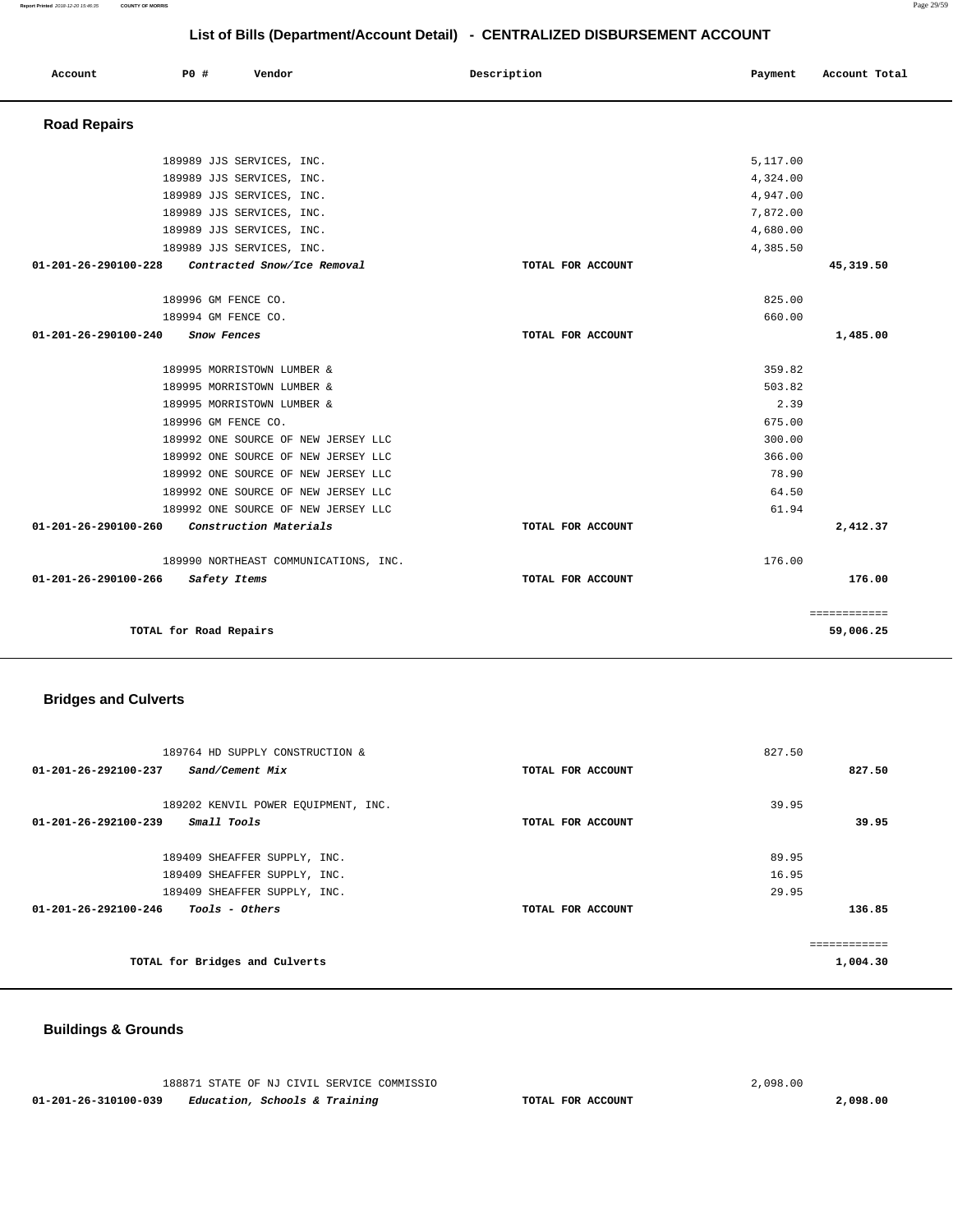## List of Bills (Department/Account Detail) - CENTRALIZED DISBURSEMENT ACCOUNT

| Account | PO # | Vendor | Description | Payment | Account Total |
|---|---|---|---|---|---|

### Road Repairs

| Account | PO # | Vendor | Description | Payment | Account Total |
|---|---|---|---|---|---|
| | 189989 | JJS SERVICES, INC. | | 5,117.00 | |
| | 189989 | JJS SERVICES, INC. | | 4,324.00 | |
| | 189989 | JJS SERVICES, INC. | | 4,947.00 | |
| | 189989 | JJS SERVICES, INC. | | 7,872.00 | |
| | 189989 | JJS SERVICES, INC. | | 4,680.00 | |
| | 189989 | JJS SERVICES, INC. | | 4,385.50 | |
| 01-201-26-290100-228 | | *Contracted Snow/Ice Removal* | TOTAL FOR ACCOUNT | | 45,319.50 |
| | 189996 | GM FENCE CO. | | 825.00 | |
| | 189994 | GM FENCE CO. | | 660.00 | |
| 01-201-26-290100-240 | | *Snow Fences* | TOTAL FOR ACCOUNT | | 1,485.00 |
| | 189995 | MORRISTOWN LUMBER & | | 359.82 | |
| | 189995 | MORRISTOWN LUMBER & | | 503.82 | |
| | 189995 | MORRISTOWN LUMBER & | | 2.39 | |
| | 189996 | GM FENCE CO. | | 675.00 | |
| | 189992 | ONE SOURCE OF NEW JERSEY LLC | | 300.00 | |
| | 189992 | ONE SOURCE OF NEW JERSEY LLC | | 366.00 | |
| | 189992 | ONE SOURCE OF NEW JERSEY LLC | | 78.90 | |
| | 189992 | ONE SOURCE OF NEW JERSEY LLC | | 64.50 | |
| | 189992 | ONE SOURCE OF NEW JERSEY LLC | | 61.94 | |
| 01-201-26-290100-260 | | *Construction Materials* | TOTAL FOR ACCOUNT | | 2,412.37 |
| | 189990 | NORTHEAST COMMUNICATIONS, INC. | | 176.00 | |
| 01-201-26-290100-266 | | *Safety Items* | TOTAL FOR ACCOUNT | | 176.00 |
| | | | | | ============ |
| | | TOTAL for Road Repairs | | | 59,006.25 |

### Bridges and Culverts

| Account | PO # | Vendor | Description | Payment | Account Total |
|---|---|---|---|---|---|
| | 189764 | HD SUPPLY CONSTRUCTION & | | 827.50 | |
| 01-201-26-292100-237 | | *Sand/Cement Mix* | TOTAL FOR ACCOUNT | | 827.50 |
| | 189202 | KENVIL POWER EQUIPMENT, INC. | | 39.95 | |
| 01-201-26-292100-239 | | *Small Tools* | TOTAL FOR ACCOUNT | | 39.95 |
| | 189409 | SHEAFFER SUPPLY, INC. | | 89.95 | |
| | 189409 | SHEAFFER SUPPLY, INC. | | 16.95 | |
| | 189409 | SHEAFFER SUPPLY, INC. | | 29.95 | |
| 01-201-26-292100-246 | | *Tools - Others* | TOTAL FOR ACCOUNT | | 136.85 |
| | | | | | ============ |
| | | TOTAL for Bridges and Culverts | | | 1,004.30 |

### Buildings & Grounds

| Account | PO # | Vendor | Description | Payment | Account Total |
|---|---|---|---|---|---|
| | 188871 | STATE OF NJ CIVIL SERVICE COMMISSIO | | 2,098.00 | |
| 01-201-26-310100-039 | | *Education, Schools & Training* | TOTAL FOR ACCOUNT | | 2,098.00 |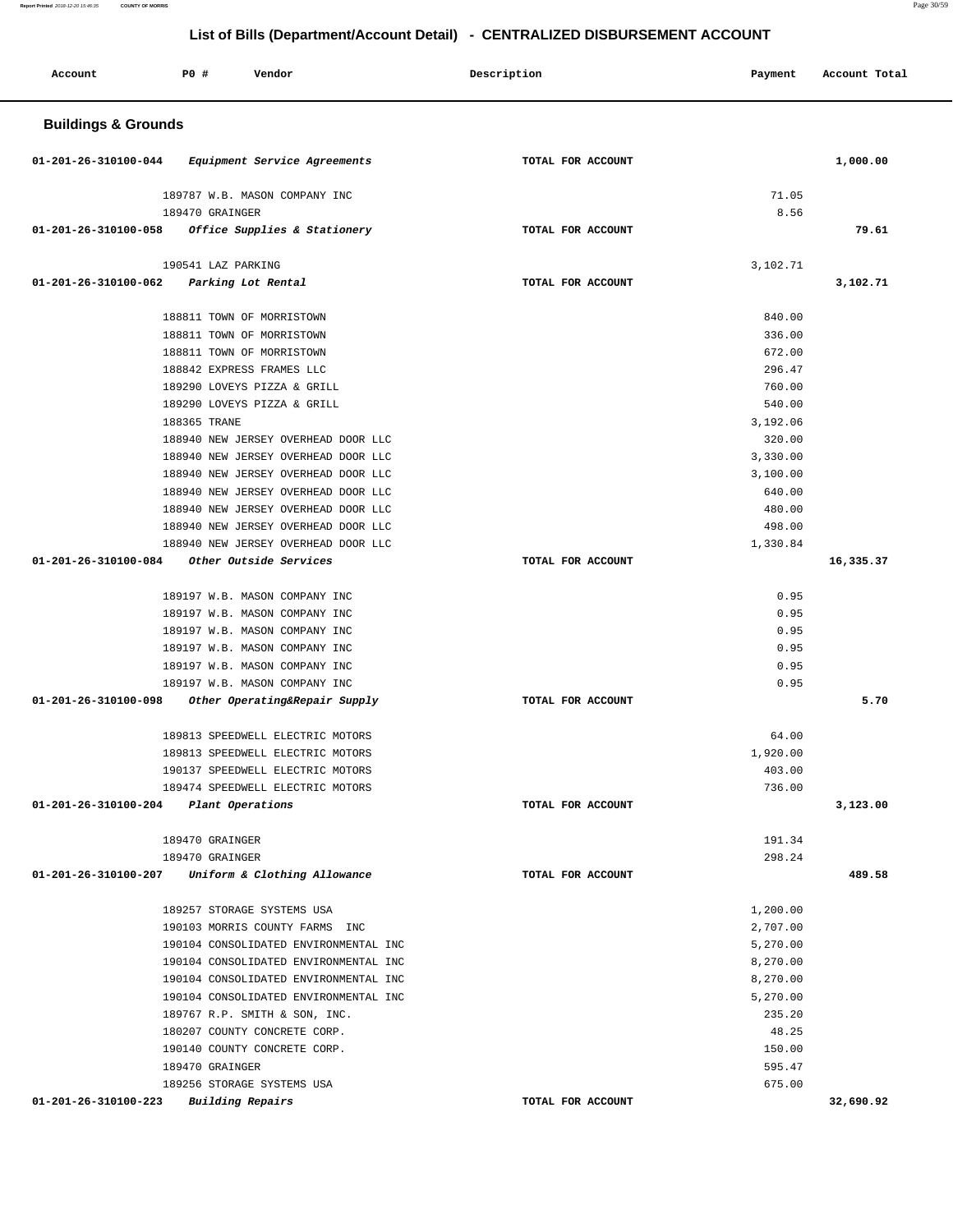## List of Bills (Department/Account Detail) - CENTRALIZED DISBURSEMENT ACCOUNT

| Account | PO # | Vendor | Description | Payment | Account Total |
|---|---|---|---|---|---|

### Buildings & Grounds

| Account | PO # | Vendor | Description | Payment | Account Total |
|---|---|---|---|---|---|
| 01-201-26-310100-044 | | *Equipment Service Agreements* | TOTAL FOR ACCOUNT | | 1,000.00 |
| | 189787 | W.B. MASON COMPANY INC | | 71.05 | |
| | 189470 | GRAINGER | | 8.56 | |
| 01-201-26-310100-058 | | *Office Supplies & Stationery* | TOTAL FOR ACCOUNT | | 79.61 |
| | 190541 | LAZ PARKING | | 3,102.71 | |
| 01-201-26-310100-062 | | *Parking Lot Rental* | TOTAL FOR ACCOUNT | | 3,102.71 |
| | 188811 | TOWN OF MORRISTOWN | | 840.00 | |
| | 188811 | TOWN OF MORRISTOWN | | 336.00 | |
| | 188811 | TOWN OF MORRISTOWN | | 672.00 | |
| | 188842 | EXPRESS FRAMES LLC | | 296.47 | |
| | 189290 | LOVEYS PIZZA & GRILL | | 760.00 | |
| | 189290 | LOVEYS PIZZA & GRILL | | 540.00 | |
| | 188365 | TRANE | | 3,192.06 | |
| | 188940 | NEW JERSEY OVERHEAD DOOR LLC | | 320.00 | |
| | 188940 | NEW JERSEY OVERHEAD DOOR LLC | | 3,330.00 | |
| | 188940 | NEW JERSEY OVERHEAD DOOR LLC | | 3,100.00 | |
| | 188940 | NEW JERSEY OVERHEAD DOOR LLC | | 640.00 | |
| | 188940 | NEW JERSEY OVERHEAD DOOR LLC | | 480.00 | |
| | 188940 | NEW JERSEY OVERHEAD DOOR LLC | | 498.00 | |
| | 188940 | NEW JERSEY OVERHEAD DOOR LLC | | 1,330.84 | |
| 01-201-26-310100-084 | | *Other Outside Services* | TOTAL FOR ACCOUNT | | 16,335.37 |
| | 189197 | W.B. MASON COMPANY INC | | 0.95 | |
| | 189197 | W.B. MASON COMPANY INC | | 0.95 | |
| | 189197 | W.B. MASON COMPANY INC | | 0.95 | |
| | 189197 | W.B. MASON COMPANY INC | | 0.95 | |
| | 189197 | W.B. MASON COMPANY INC | | 0.95 | |
| | 189197 | W.B. MASON COMPANY INC | | 0.95 | |
| 01-201-26-310100-098 | | *Other Operating&Repair Supply* | TOTAL FOR ACCOUNT | | 5.70 |
| | 189813 | SPEEDWELL ELECTRIC MOTORS | | 64.00 | |
| | 189813 | SPEEDWELL ELECTRIC MOTORS | | 1,920.00 | |
| | 190137 | SPEEDWELL ELECTRIC MOTORS | | 403.00 | |
| | 189474 | SPEEDWELL ELECTRIC MOTORS | | 736.00 | |
| 01-201-26-310100-204 | | *Plant Operations* | TOTAL FOR ACCOUNT | | 3,123.00 |
| | 189470 | GRAINGER | | 191.34 | |
| | 189470 | GRAINGER | | 298.24 | |
| 01-201-26-310100-207 | | *Uniform & Clothing Allowance* | TOTAL FOR ACCOUNT | | 489.58 |
| | 189257 | STORAGE SYSTEMS USA | | 1,200.00 | |
| | 190103 | MORRIS COUNTY FARMS INC | | 2,707.00 | |
| | 190104 | CONSOLIDATED ENVIRONMENTAL INC | | 5,270.00 | |
| | 190104 | CONSOLIDATED ENVIRONMENTAL INC | | 8,270.00 | |
| | 190104 | CONSOLIDATED ENVIRONMENTAL INC | | 8,270.00 | |
| | 190104 | CONSOLIDATED ENVIRONMENTAL INC | | 5,270.00 | |
| | 189767 | R.P. SMITH & SON, INC. | | 235.20 | |
| | 180207 | COUNTY CONCRETE CORP. | | 48.25 | |
| | 190140 | COUNTY CONCRETE CORP. | | 150.00 | |
| | 189470 | GRAINGER | | 595.47 | |
| | 189256 | STORAGE SYSTEMS USA | | 675.00 | |
| 01-201-26-310100-223 | | *Building Repairs* | TOTAL FOR ACCOUNT | | 32,690.92 |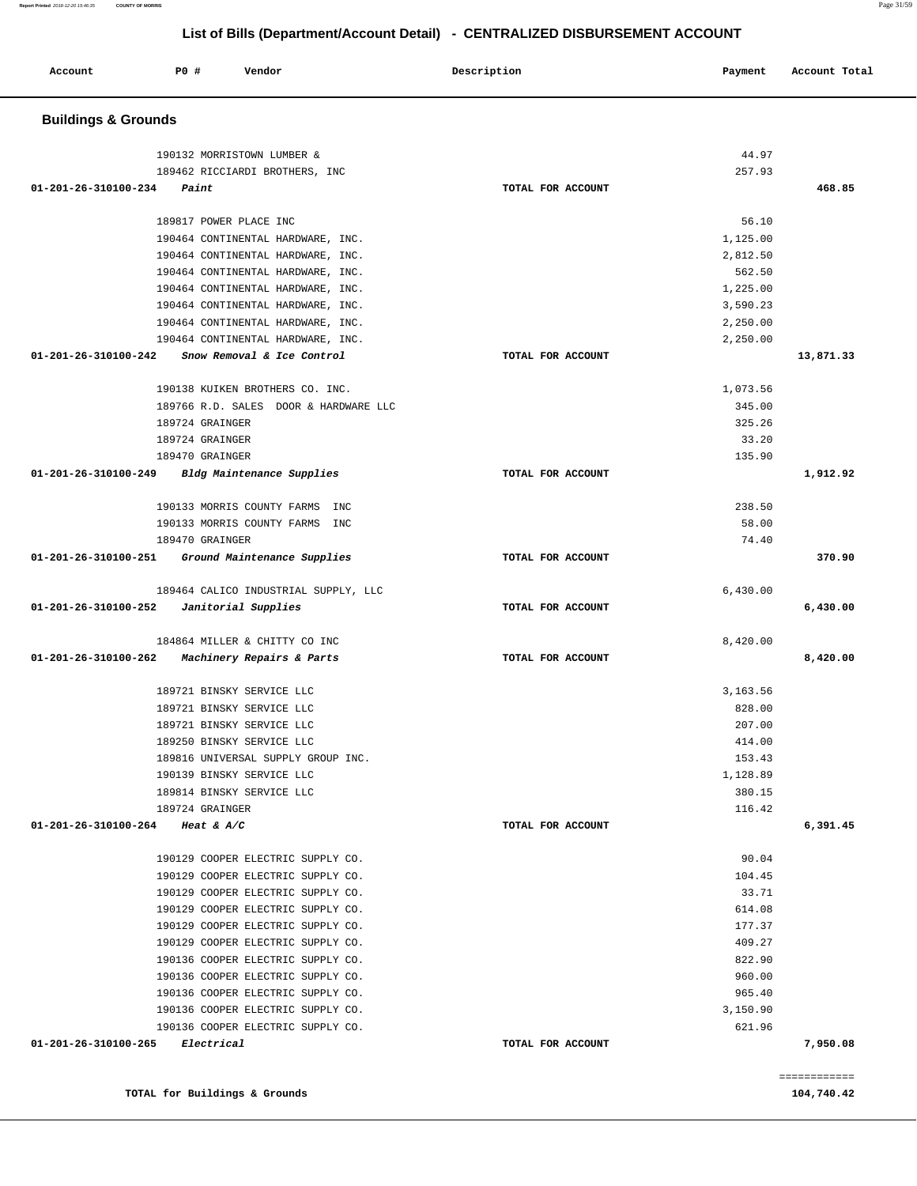## List of Bills (Department/Account Detail) - CENTRALIZED DISBURSEMENT ACCOUNT

| Account | PO # | Vendor | Description | Payment | Account Total |
|---|---|---|---|---|---|

### Buildings & Grounds

| Account | PO # | Vendor | Description | Payment | Account Total |
|---|---|---|---|---|---|
| | 190132 | MORRISTOWN LUMBER & | | 44.97 | |
| | 189462 | RICCIARDI BROTHERS, INC | | 257.93 | |
| 01-201-26-310100-234 | | *Paint* | TOTAL FOR ACCOUNT | | 468.85 |
| | 189817 | POWER PLACE INC | | 56.10 | |
| | 190464 | CONTINENTAL HARDWARE, INC. | | 1,125.00 | |
| | 190464 | CONTINENTAL HARDWARE, INC. | | 2,812.50 | |
| | 190464 | CONTINENTAL HARDWARE, INC. | | 562.50 | |
| | 190464 | CONTINENTAL HARDWARE, INC. | | 1,225.00 | |
| | 190464 | CONTINENTAL HARDWARE, INC. | | 3,590.23 | |
| | 190464 | CONTINENTAL HARDWARE, INC. | | 2,250.00 | |
| | 190464 | CONTINENTAL HARDWARE, INC. | | 2,250.00 | |
| 01-201-26-310100-242 | | *Snow Removal & Ice Control* | TOTAL FOR ACCOUNT | | 13,871.33 |
| | 190138 | KUIKEN BROTHERS CO. INC. | | 1,073.56 | |
| | 189766 | R.D. SALES DOOR & HARDWARE LLC | | 345.00 | |
| | 189724 | GRAINGER | | 325.26 | |
| | 189724 | GRAINGER | | 33.20 | |
| | 189470 | GRAINGER | | 135.90 | |
| 01-201-26-310100-249 | | *Bldg Maintenance Supplies* | TOTAL FOR ACCOUNT | | 1,912.92 |
| | 190133 | MORRIS COUNTY FARMS INC | | 238.50 | |
| | 190133 | MORRIS COUNTY FARMS INC | | 58.00 | |
| | 189470 | GRAINGER | | 74.40 | |
| 01-201-26-310100-251 | | *Ground Maintenance Supplies* | TOTAL FOR ACCOUNT | | 370.90 |
| | 189464 | CALICO INDUSTRIAL SUPPLY, LLC | | 6,430.00 | |
| 01-201-26-310100-252 | | *Janitorial Supplies* | TOTAL FOR ACCOUNT | | 6,430.00 |
| | 184864 | MILLER & CHITTY CO INC | | 8,420.00 | |
| 01-201-26-310100-262 | | *Machinery Repairs & Parts* | TOTAL FOR ACCOUNT | | 8,420.00 |
| | 189721 | BINSKY SERVICE LLC | | 3,163.56 | |
| | 189721 | BINSKY SERVICE LLC | | 828.00 | |
| | 189721 | BINSKY SERVICE LLC | | 207.00 | |
| | 189250 | BINSKY SERVICE LLC | | 414.00 | |
| | 189816 | UNIVERSAL SUPPLY GROUP INC. | | 153.43 | |
| | 190139 | BINSKY SERVICE LLC | | 1,128.89 | |
| | 189814 | BINSKY SERVICE LLC | | 380.15 | |
| | 189724 | GRAINGER | | 116.42 | |
| 01-201-26-310100-264 | | *Heat & A/C* | TOTAL FOR ACCOUNT | | 6,391.45 |
| | 190129 | COOPER ELECTRIC SUPPLY CO. | | 90.04 | |
| | 190129 | COOPER ELECTRIC SUPPLY CO. | | 104.45 | |
| | 190129 | COOPER ELECTRIC SUPPLY CO. | | 33.71 | |
| | 190129 | COOPER ELECTRIC SUPPLY CO. | | 614.08 | |
| | 190129 | COOPER ELECTRIC SUPPLY CO. | | 177.37 | |
| | 190129 | COOPER ELECTRIC SUPPLY CO. | | 409.27 | |
| | 190136 | COOPER ELECTRIC SUPPLY CO. | | 822.90 | |
| | 190136 | COOPER ELECTRIC SUPPLY CO. | | 960.00 | |
| | 190136 | COOPER ELECTRIC SUPPLY CO. | | 965.40 | |
| | 190136 | COOPER ELECTRIC SUPPLY CO. | | 3,150.90 | |
| | 190136 | COOPER ELECTRIC SUPPLY CO. | | 621.96 | |
| 01-201-26-310100-265 | | *Electrical* | TOTAL FOR ACCOUNT | | 7,950.08 |

**TOTAL for Buildings & Grounds** — **104,740.42**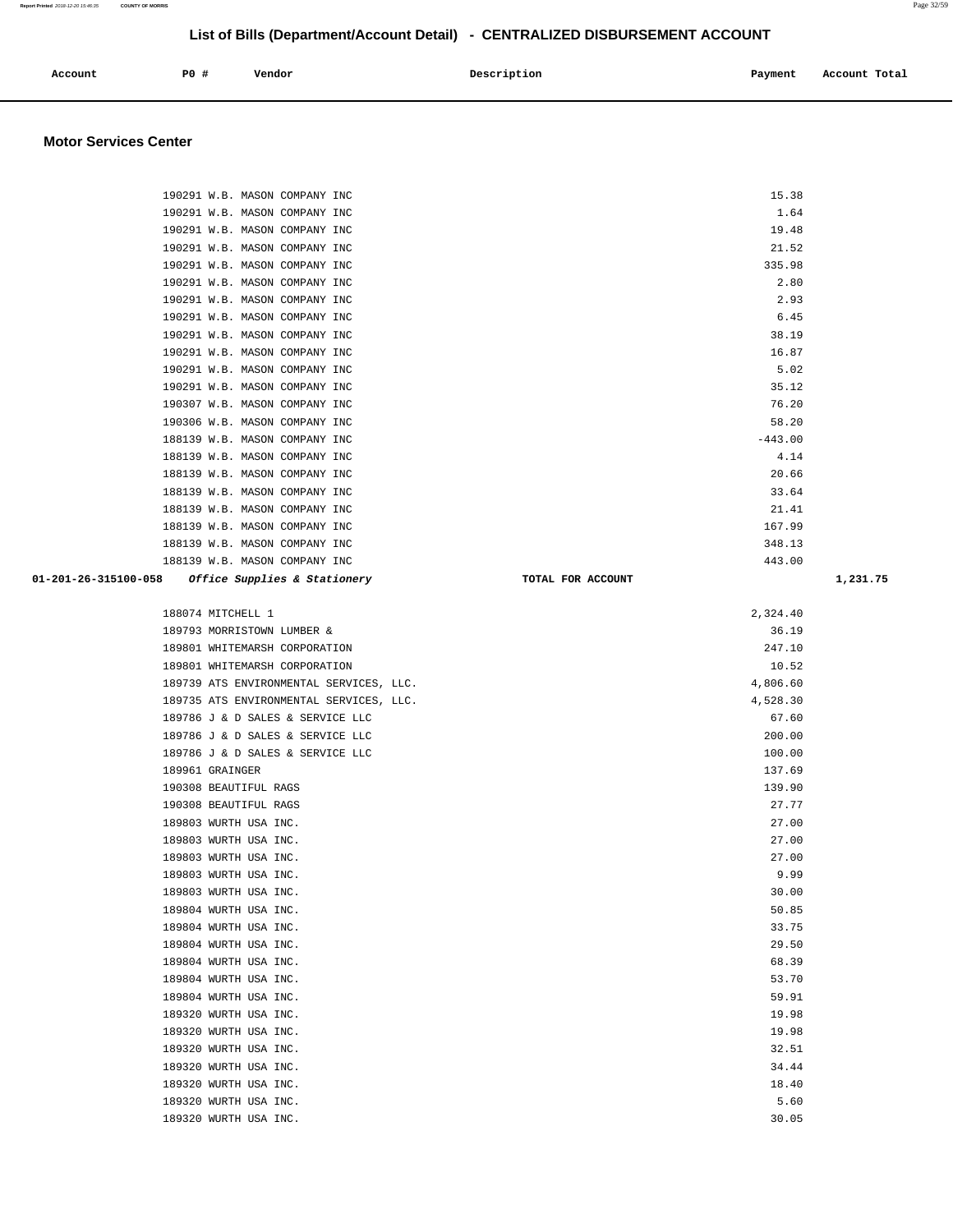## List of Bills (Department/Account Detail) - CENTRALIZED DISBURSEMENT ACCOUNT

| Account | PO # | Vendor | Description | Payment | Account Total |
|---|---|---|---|---|---|

### Motor Services Center

| Account | PO # | Vendor | Description | Payment | Account Total |
|---|---|---|---|---|---|
| | 190291 | W.B. MASON COMPANY INC | | 15.38 | |
| | 190291 | W.B. MASON COMPANY INC | | 1.64 | |
| | 190291 | W.B. MASON COMPANY INC | | 19.48 | |
| | 190291 | W.B. MASON COMPANY INC | | 21.52 | |
| | 190291 | W.B. MASON COMPANY INC | | 335.98 | |
| | 190291 | W.B. MASON COMPANY INC | | 2.80 | |
| | 190291 | W.B. MASON COMPANY INC | | 2.93 | |
| | 190291 | W.B. MASON COMPANY INC | | 6.45 | |
| | 190291 | W.B. MASON COMPANY INC | | 38.19 | |
| | 190291 | W.B. MASON COMPANY INC | | 16.87 | |
| | 190291 | W.B. MASON COMPANY INC | | 5.02 | |
| | 190291 | W.B. MASON COMPANY INC | | 35.12 | |
| | 190307 | W.B. MASON COMPANY INC | | 76.20 | |
| | 190306 | W.B. MASON COMPANY INC | | 58.20 | |
| | 188139 | W.B. MASON COMPANY INC | | -443.00 | |
| | 188139 | W.B. MASON COMPANY INC | | 4.14 | |
| | 188139 | W.B. MASON COMPANY INC | | 20.66 | |
| | 188139 | W.B. MASON COMPANY INC | | 33.64 | |
| | 188139 | W.B. MASON COMPANY INC | | 21.41 | |
| | 188139 | W.B. MASON COMPANY INC | | 167.99 | |
| | 188139 | W.B. MASON COMPANY INC | | 348.13 | |
| | 188139 | W.B. MASON COMPANY INC | | 443.00 | |
| **01-201-26-315100-058** | | ***Office Supplies & Stationery*** | **TOTAL FOR ACCOUNT** | | **1,231.75** |
| | 188074 | MITCHELL 1 | | 2,324.40 | |
| | 189793 | MORRISTOWN LUMBER & | | 36.19 | |
| | 189801 | WHITEMARSH CORPORATION | | 247.10 | |
| | 189801 | WHITEMARSH CORPORATION | | 10.52 | |
| | 189739 | ATS ENVIRONMENTAL SERVICES, LLC. | | 4,806.60 | |
| | 189735 | ATS ENVIRONMENTAL SERVICES, LLC. | | 4,528.30 | |
| | 189786 | J & D SALES & SERVICE LLC | | 67.60 | |
| | 189786 | J & D SALES & SERVICE LLC | | 200.00 | |
| | 189786 | J & D SALES & SERVICE LLC | | 100.00 | |
| | 189961 | GRAINGER | | 137.69 | |
| | 190308 | BEAUTIFUL RAGS | | 139.90 | |
| | 190308 | BEAUTIFUL RAGS | | 27.77 | |
| | 189803 | WURTH USA INC. | | 27.00 | |
| | 189803 | WURTH USA INC. | | 27.00 | |
| | 189803 | WURTH USA INC. | | 27.00 | |
| | 189803 | WURTH USA INC. | | 9.99 | |
| | 189803 | WURTH USA INC. | | 30.00 | |
| | 189804 | WURTH USA INC. | | 50.85 | |
| | 189804 | WURTH USA INC. | | 33.75 | |
| | 189804 | WURTH USA INC. | | 29.50 | |
| | 189804 | WURTH USA INC. | | 68.39 | |
| | 189804 | WURTH USA INC. | | 53.70 | |
| | 189804 | WURTH USA INC. | | 59.91 | |
| | 189320 | WURTH USA INC. | | 19.98 | |
| | 189320 | WURTH USA INC. | | 19.98 | |
| | 189320 | WURTH USA INC. | | 32.51 | |
| | 189320 | WURTH USA INC. | | 34.44 | |
| | 189320 | WURTH USA INC. | | 18.40 | |
| | 189320 | WURTH USA INC. | | 5.60 | |
| | 189320 | WURTH USA INC. | | 30.05 | |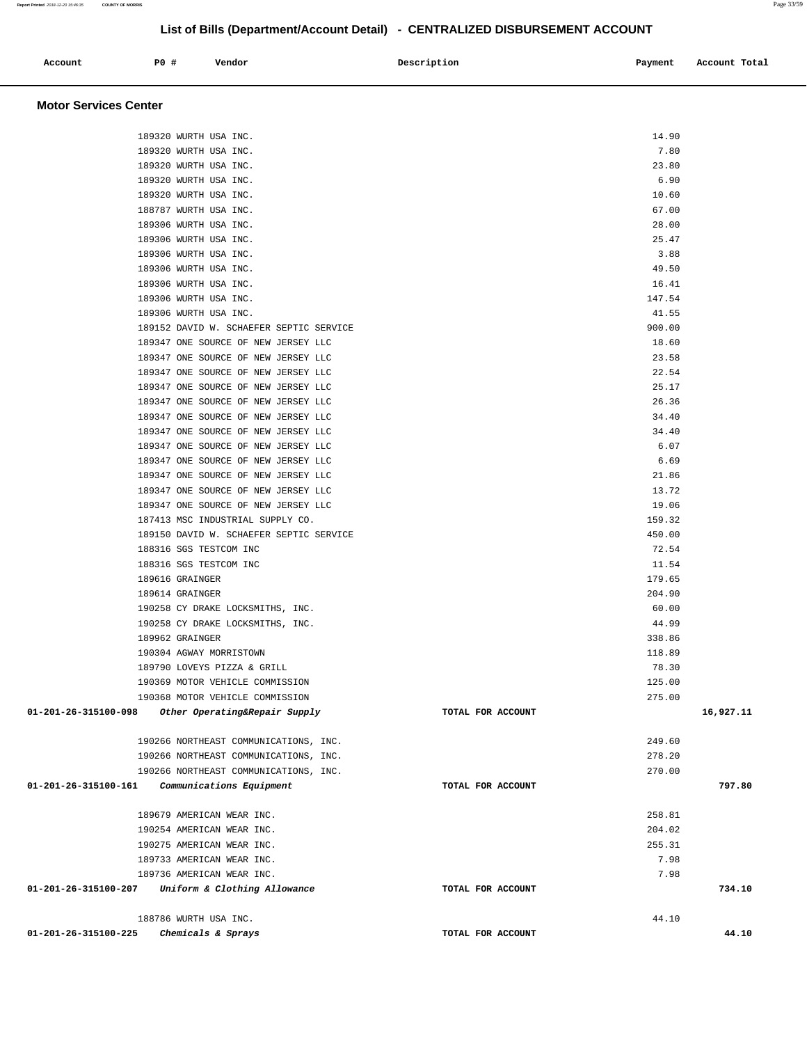## List of Bills (Department/Account Detail) - CENTRALIZED DISBURSEMENT ACCOUNT

| Account | PO # | Vendor | Description | Payment | Account Total |
|---|---|---|---|---|---|

### Motor Services Center

| Account | PO # | Vendor | Description | Payment | Account Total |
|---|---|---|---|---|---|
| | 189320 | WURTH USA INC. | | 14.90 | |
| | 189320 | WURTH USA INC. | | 7.80 | |
| | 189320 | WURTH USA INC. | | 23.80 | |
| | 189320 | WURTH USA INC. | | 6.90 | |
| | 189320 | WURTH USA INC. | | 10.60 | |
| | 188787 | WURTH USA INC. | | 67.00 | |
| | 189306 | WURTH USA INC. | | 28.00 | |
| | 189306 | WURTH USA INC. | | 25.47 | |
| | 189306 | WURTH USA INC. | | 3.88 | |
| | 189306 | WURTH USA INC. | | 49.50 | |
| | 189306 | WURTH USA INC. | | 16.41 | |
| | 189306 | WURTH USA INC. | | 147.54 | |
| | 189306 | WURTH USA INC. | | 41.55 | |
| | 189152 | DAVID W. SCHAEFER SEPTIC SERVICE | | 900.00 | |
| | 189347 | ONE SOURCE OF NEW JERSEY LLC | | 18.60 | |
| | 189347 | ONE SOURCE OF NEW JERSEY LLC | | 23.58 | |
| | 189347 | ONE SOURCE OF NEW JERSEY LLC | | 22.54 | |
| | 189347 | ONE SOURCE OF NEW JERSEY LLC | | 25.17 | |
| | 189347 | ONE SOURCE OF NEW JERSEY LLC | | 26.36 | |
| | 189347 | ONE SOURCE OF NEW JERSEY LLC | | 34.40 | |
| | 189347 | ONE SOURCE OF NEW JERSEY LLC | | 34.40 | |
| | 189347 | ONE SOURCE OF NEW JERSEY LLC | | 6.07 | |
| | 189347 | ONE SOURCE OF NEW JERSEY LLC | | 6.69 | |
| | 189347 | ONE SOURCE OF NEW JERSEY LLC | | 21.86 | |
| | 189347 | ONE SOURCE OF NEW JERSEY LLC | | 13.72 | |
| | 189347 | ONE SOURCE OF NEW JERSEY LLC | | 19.06 | |
| | 187413 | MSC INDUSTRIAL SUPPLY CO. | | 159.32 | |
| | 189150 | DAVID W. SCHAEFER SEPTIC SERVICE | | 450.00 | |
| | 188316 | SGS TESTCOM INC | | 72.54 | |
| | 188316 | SGS TESTCOM INC | | 11.54 | |
| | 189616 | GRAINGER | | 179.65 | |
| | 189614 | GRAINGER | | 204.90 | |
| | 190258 | CY DRAKE LOCKSMITHS, INC. | | 60.00 | |
| | 190258 | CY DRAKE LOCKSMITHS, INC. | | 44.99 | |
| | 189962 | GRAINGER | | 338.86 | |
| | 190304 | AGWAY MORRISTOWN | | 118.89 | |
| | 189790 | LOVEYS PIZZA & GRILL | | 78.30 | |
| | 190369 | MOTOR VEHICLE COMMISSION | | 125.00 | |
| | 190368 | MOTOR VEHICLE COMMISSION | | 275.00 | |
| **01-201-26-315100-098** | | ***Other Operating&Repair Supply*** | **TOTAL FOR ACCOUNT** | | **16,927.11** |
| | 190266 | NORTHEAST COMMUNICATIONS, INC. | | 249.60 | |
| | 190266 | NORTHEAST COMMUNICATIONS, INC. | | 278.20 | |
| | 190266 | NORTHEAST COMMUNICATIONS, INC. | | 270.00 | |
| **01-201-26-315100-161** | | ***Communications Equipment*** | **TOTAL FOR ACCOUNT** | | **797.80** |
| | 189679 | AMERICAN WEAR INC. | | 258.81 | |
| | 190254 | AMERICAN WEAR INC. | | 204.02 | |
| | 190275 | AMERICAN WEAR INC. | | 255.31 | |
| | 189733 | AMERICAN WEAR INC. | | 7.98 | |
| | 189736 | AMERICAN WEAR INC. | | 7.98 | |
| **01-201-26-315100-207** | | ***Uniform & Clothing Allowance*** | **TOTAL FOR ACCOUNT** | | **734.10** |
| | 188786 | WURTH USA INC. | | 44.10 | |
| **01-201-26-315100-225** | | ***Chemicals & Sprays*** | **TOTAL FOR ACCOUNT** | | **44.10** |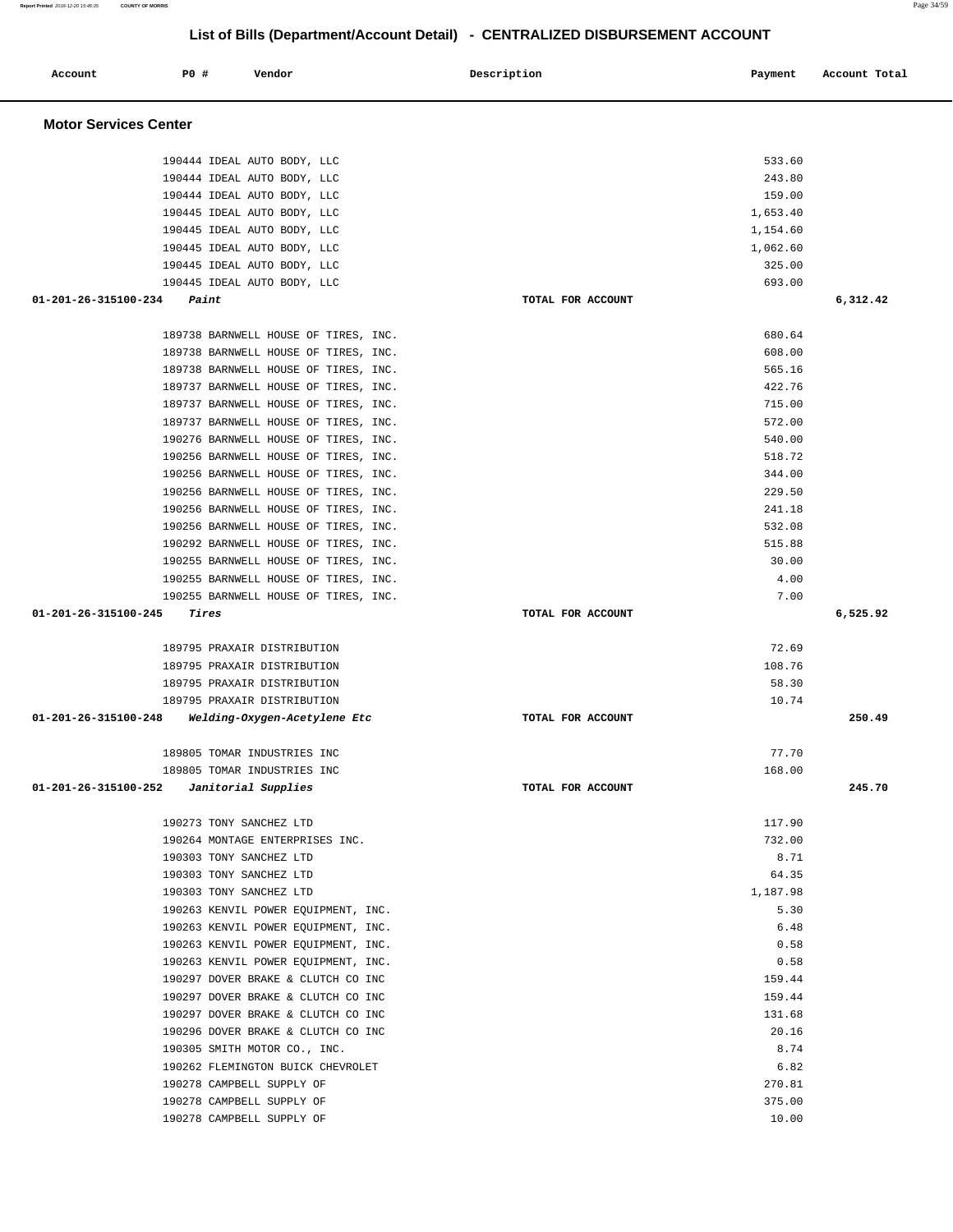## List of Bills (Department/Account Detail) - CENTRALIZED DISBURSEMENT ACCOUNT

| Account | PO # | Vendor | Description | Payment | Account Total |
|---|---|---|---|---|---|

### Motor Services Center

| Account | PO # | Vendor | Description | Payment | Account Total |
|---|---|---|---|---|---|
| | 190444 | IDEAL AUTO BODY, LLC | | 533.60 | |
| | 190444 | IDEAL AUTO BODY, LLC | | 243.80 | |
| | 190444 | IDEAL AUTO BODY, LLC | | 159.00 | |
| | 190445 | IDEAL AUTO BODY, LLC | | 1,653.40 | |
| | 190445 | IDEAL AUTO BODY, LLC | | 1,154.60 | |
| | 190445 | IDEAL AUTO BODY, LLC | | 1,062.60 | |
| | 190445 | IDEAL AUTO BODY, LLC | | 325.00 | |
| | 190445 | IDEAL AUTO BODY, LLC | | 693.00 | |
| **01-201-26-315100-234** | | *Paint* | TOTAL FOR ACCOUNT | | **6,312.42** |
| | 189738 | BARNWELL HOUSE OF TIRES, INC. | | 680.64 | |
| | 189738 | BARNWELL HOUSE OF TIRES, INC. | | 608.00 | |
| | 189738 | BARNWELL HOUSE OF TIRES, INC. | | 565.16 | |
| | 189737 | BARNWELL HOUSE OF TIRES, INC. | | 422.76 | |
| | 189737 | BARNWELL HOUSE OF TIRES, INC. | | 715.00 | |
| | 189737 | BARNWELL HOUSE OF TIRES, INC. | | 572.00 | |
| | 190276 | BARNWELL HOUSE OF TIRES, INC. | | 540.00 | |
| | 190256 | BARNWELL HOUSE OF TIRES, INC. | | 518.72 | |
| | 190256 | BARNWELL HOUSE OF TIRES, INC. | | 344.00 | |
| | 190256 | BARNWELL HOUSE OF TIRES, INC. | | 229.50 | |
| | 190256 | BARNWELL HOUSE OF TIRES, INC. | | 241.18 | |
| | 190256 | BARNWELL HOUSE OF TIRES, INC. | | 532.08 | |
| | 190292 | BARNWELL HOUSE OF TIRES, INC. | | 515.88 | |
| | 190255 | BARNWELL HOUSE OF TIRES, INC. | | 30.00 | |
| | 190255 | BARNWELL HOUSE OF TIRES, INC. | | 4.00 | |
| | 190255 | BARNWELL HOUSE OF TIRES, INC. | | 7.00 | |
| **01-201-26-315100-245** | | *Tires* | TOTAL FOR ACCOUNT | | **6,525.92** |
| | 189795 | PRAXAIR DISTRIBUTION | | 72.69 | |
| | 189795 | PRAXAIR DISTRIBUTION | | 108.76 | |
| | 189795 | PRAXAIR DISTRIBUTION | | 58.30 | |
| | 189795 | PRAXAIR DISTRIBUTION | | 10.74 | |
| **01-201-26-315100-248** | | *Welding-Oxygen-Acetylene Etc* | TOTAL FOR ACCOUNT | | **250.49** |
| | 189805 | TOMAR INDUSTRIES INC | | 77.70 | |
| | 189805 | TOMAR INDUSTRIES INC | | 168.00 | |
| **01-201-26-315100-252** | | *Janitorial Supplies* | TOTAL FOR ACCOUNT | | **245.70** |
| | 190273 | TONY SANCHEZ LTD | | 117.90 | |
| | 190264 | MONTAGE ENTERPRISES INC. | | 732.00 | |
| | 190303 | TONY SANCHEZ LTD | | 8.71 | |
| | 190303 | TONY SANCHEZ LTD | | 64.35 | |
| | 190303 | TONY SANCHEZ LTD | | 1,187.98 | |
| | 190263 | KENVIL POWER EQUIPMENT, INC. | | 5.30 | |
| | 190263 | KENVIL POWER EQUIPMENT, INC. | | 6.48 | |
| | 190263 | KENVIL POWER EQUIPMENT, INC. | | 0.58 | |
| | 190263 | KENVIL POWER EQUIPMENT, INC. | | 0.58 | |
| | 190297 | DOVER BRAKE & CLUTCH CO INC | | 159.44 | |
| | 190297 | DOVER BRAKE & CLUTCH CO INC | | 159.44 | |
| | 190297 | DOVER BRAKE & CLUTCH CO INC | | 131.68 | |
| | 190296 | DOVER BRAKE & CLUTCH CO INC | | 20.16 | |
| | 190305 | SMITH MOTOR CO., INC. | | 8.74 | |
| | 190262 | FLEMINGTON BUICK CHEVROLET | | 6.82 | |
| | 190278 | CAMPBELL SUPPLY OF | | 270.81 | |
| | 190278 | CAMPBELL SUPPLY OF | | 375.00 | |
| | 190278 | CAMPBELL SUPPLY OF | | 10.00 | |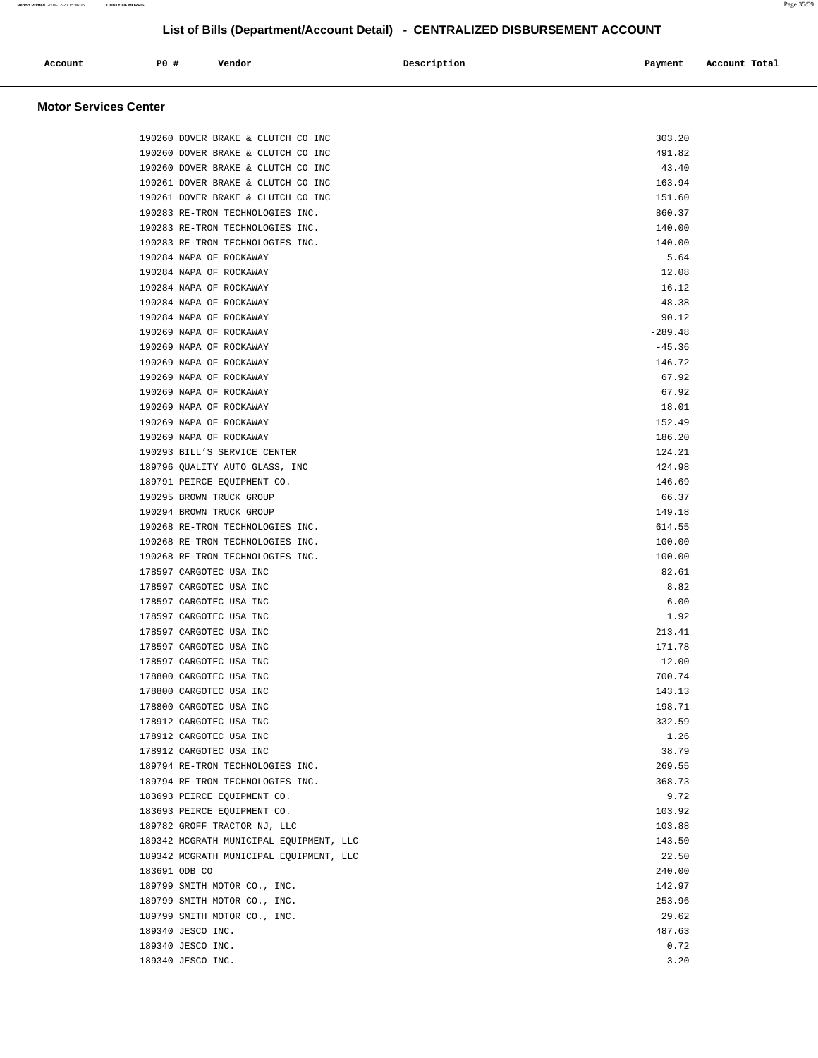## List of Bills (Department/Account Detail) - CENTRALIZED DISBURSEMENT ACCOUNT

| Account | PO # | Vendor | Description | Payment | Account Total |
|---|---|---|---|---|---|

### Motor Services Center

| Account | PO # | Vendor | Description | Payment | Account Total |
|---|---|---|---|---|---|
| | 190260 | DOVER BRAKE & CLUTCH CO INC | | 303.20 | |
| | 190260 | DOVER BRAKE & CLUTCH CO INC | | 491.82 | |
| | 190260 | DOVER BRAKE & CLUTCH CO INC | | 43.40 | |
| | 190261 | DOVER BRAKE & CLUTCH CO INC | | 163.94 | |
| | 190261 | DOVER BRAKE & CLUTCH CO INC | | 151.60 | |
| | 190283 | RE-TRON TECHNOLOGIES INC. | | 860.37 | |
| | 190283 | RE-TRON TECHNOLOGIES INC. | | 140.00 | |
| | 190283 | RE-TRON TECHNOLOGIES INC. | | -140.00 | |
| | 190284 | NAPA OF ROCKAWAY | | 5.64 | |
| | 190284 | NAPA OF ROCKAWAY | | 12.08 | |
| | 190284 | NAPA OF ROCKAWAY | | 16.12 | |
| | 190284 | NAPA OF ROCKAWAY | | 48.38 | |
| | 190284 | NAPA OF ROCKAWAY | | 90.12 | |
| | 190269 | NAPA OF ROCKAWAY | | -289.48 | |
| | 190269 | NAPA OF ROCKAWAY | | -45.36 | |
| | 190269 | NAPA OF ROCKAWAY | | 146.72 | |
| | 190269 | NAPA OF ROCKAWAY | | 67.92 | |
| | 190269 | NAPA OF ROCKAWAY | | 67.92 | |
| | 190269 | NAPA OF ROCKAWAY | | 18.01 | |
| | 190269 | NAPA OF ROCKAWAY | | 152.49 | |
| | 190269 | NAPA OF ROCKAWAY | | 186.20 | |
| | 190293 | BILL'S SERVICE CENTER | | 124.21 | |
| | 189796 | QUALITY AUTO GLASS, INC | | 424.98 | |
| | 189791 | PEIRCE EQUIPMENT CO. | | 146.69 | |
| | 190295 | BROWN TRUCK GROUP | | 66.37 | |
| | 190294 | BROWN TRUCK GROUP | | 149.18 | |
| | 190268 | RE-TRON TECHNOLOGIES INC. | | 614.55 | |
| | 190268 | RE-TRON TECHNOLOGIES INC. | | 100.00 | |
| | 190268 | RE-TRON TECHNOLOGIES INC. | | -100.00 | |
| | 178597 | CARGOTEC USA INC | | 82.61 | |
| | 178597 | CARGOTEC USA INC | | 8.82 | |
| | 178597 | CARGOTEC USA INC | | 6.00 | |
| | 178597 | CARGOTEC USA INC | | 1.92 | |
| | 178597 | CARGOTEC USA INC | | 213.41 | |
| | 178597 | CARGOTEC USA INC | | 171.78 | |
| | 178597 | CARGOTEC USA INC | | 12.00 | |
| | 178800 | CARGOTEC USA INC | | 700.74 | |
| | 178800 | CARGOTEC USA INC | | 143.13 | |
| | 178800 | CARGOTEC USA INC | | 198.71 | |
| | 178912 | CARGOTEC USA INC | | 332.59 | |
| | 178912 | CARGOTEC USA INC | | 1.26 | |
| | 178912 | CARGOTEC USA INC | | 38.79 | |
| | 189794 | RE-TRON TECHNOLOGIES INC. | | 269.55 | |
| | 189794 | RE-TRON TECHNOLOGIES INC. | | 368.73 | |
| | 183693 | PEIRCE EQUIPMENT CO. | | 9.72 | |
| | 183693 | PEIRCE EQUIPMENT CO. | | 103.92 | |
| | 189782 | GROFF TRACTOR NJ, LLC | | 103.88 | |
| | 189342 | MCGRATH MUNICIPAL EQUIPMENT, LLC | | 143.50 | |
| | 189342 | MCGRATH MUNICIPAL EQUIPMENT, LLC | | 22.50 | |
| | 183691 | ODB CO | | 240.00 | |
| | 189799 | SMITH MOTOR CO., INC. | | 142.97 | |
| | 189799 | SMITH MOTOR CO., INC. | | 253.96 | |
| | 189799 | SMITH MOTOR CO., INC. | | 29.62 | |
| | 189340 | JESCO INC. | | 487.63 | |
| | 189340 | JESCO INC. | | 0.72 | |
| | 189340 | JESCO INC. | | 3.20 | |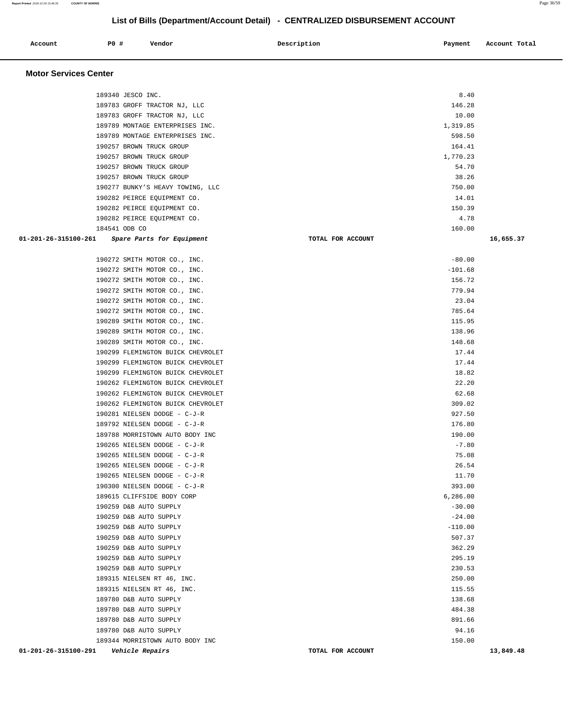# List of Bills (Department/Account Detail) - CENTRALIZED DISBURSEMENT ACCOUNT

| Account | PO # | Vendor | Description | Payment | Account Total |
|---|---|---|---|---|---|

## Motor Services Center

| Account | PO # | Vendor | Description | Payment | Account Total |
|---|---|---|---|---|---|
| | 189340 | JESCO INC. | | 8.40 | |
| | 189783 | GROFF TRACTOR NJ, LLC | | 146.28 | |
| | 189783 | GROFF TRACTOR NJ, LLC | | 10.00 | |
| | 189789 | MONTAGE ENTERPRISES INC. | | 1,319.85 | |
| | 189789 | MONTAGE ENTERPRISES INC. | | 598.50 | |
| | 190257 | BROWN TRUCK GROUP | | 164.41 | |
| | 190257 | BROWN TRUCK GROUP | | 1,770.23 | |
| | 190257 | BROWN TRUCK GROUP | | 54.70 | |
| | 190257 | BROWN TRUCK GROUP | | 38.26 | |
| | 190277 | BUNKY'S HEAVY TOWING, LLC | | 750.00 | |
| | 190282 | PEIRCE EQUIPMENT CO. | | 14.01 | |
| | 190282 | PEIRCE EQUIPMENT CO. | | 150.39 | |
| | 190282 | PEIRCE EQUIPMENT CO. | | 4.78 | |
| | 184541 | ODB CO | | 160.00 | |
| **01-201-26-315100-261** | | *Spare Parts for Equipment* | **TOTAL FOR ACCOUNT** | | **16,655.37** |
| | 190272 | SMITH MOTOR CO., INC. | | -80.00 | |
| | 190272 | SMITH MOTOR CO., INC. | | -101.68 | |
| | 190272 | SMITH MOTOR CO., INC. | | 156.72 | |
| | 190272 | SMITH MOTOR CO., INC. | | 779.94 | |
| | 190272 | SMITH MOTOR CO., INC. | | 23.04 | |
| | 190272 | SMITH MOTOR CO., INC. | | 785.64 | |
| | 190289 | SMITH MOTOR CO., INC. | | 115.95 | |
| | 190289 | SMITH MOTOR CO., INC. | | 138.96 | |
| | 190289 | SMITH MOTOR CO., INC. | | 148.68 | |
| | 190299 | FLEMINGTON BUICK CHEVROLET | | 17.44 | |
| | 190299 | FLEMINGTON BUICK CHEVROLET | | 17.44 | |
| | 190299 | FLEMINGTON BUICK CHEVROLET | | 18.82 | |
| | 190262 | FLEMINGTON BUICK CHEVROLET | | 22.20 | |
| | 190262 | FLEMINGTON BUICK CHEVROLET | | 62.68 | |
| | 190262 | FLEMINGTON BUICK CHEVROLET | | 309.02 | |
| | 190281 | NIELSEN DODGE - C-J-R | | 927.50 | |
| | 189792 | NIELSEN DODGE - C-J-R | | 176.80 | |
| | 189788 | MORRISTOWN AUTO BODY INC | | 190.00 | |
| | 190265 | NIELSEN DODGE - C-J-R | | -7.80 | |
| | 190265 | NIELSEN DODGE - C-J-R | | 75.08 | |
| | 190265 | NIELSEN DODGE - C-J-R | | 26.54 | |
| | 190265 | NIELSEN DODGE - C-J-R | | 11.70 | |
| | 190300 | NIELSEN DODGE - C-J-R | | 393.00 | |
| | 189615 | CLIFFSIDE BODY CORP | | 6,286.00 | |
| | 190259 | D&B AUTO SUPPLY | | -30.00 | |
| | 190259 | D&B AUTO SUPPLY | | -24.00 | |
| | 190259 | D&B AUTO SUPPLY | | -110.00 | |
| | 190259 | D&B AUTO SUPPLY | | 507.37 | |
| | 190259 | D&B AUTO SUPPLY | | 362.29 | |
| | 190259 | D&B AUTO SUPPLY | | 295.19 | |
| | 190259 | D&B AUTO SUPPLY | | 230.53 | |
| | 189315 | NIELSEN RT 46, INC. | | 250.00 | |
| | 189315 | NIELSEN RT 46, INC. | | 115.55 | |
| | 189780 | D&B AUTO SUPPLY | | 138.68 | |
| | 189780 | D&B AUTO SUPPLY | | 484.38 | |
| | 189780 | D&B AUTO SUPPLY | | 891.66 | |
| | 189780 | D&B AUTO SUPPLY | | 94.16 | |
| | 189344 | MORRISTOWN AUTO BODY INC | | 150.00 | |
| **01-201-26-315100-291** | | *Vehicle Repairs* | **TOTAL FOR ACCOUNT** | | **13,849.48** |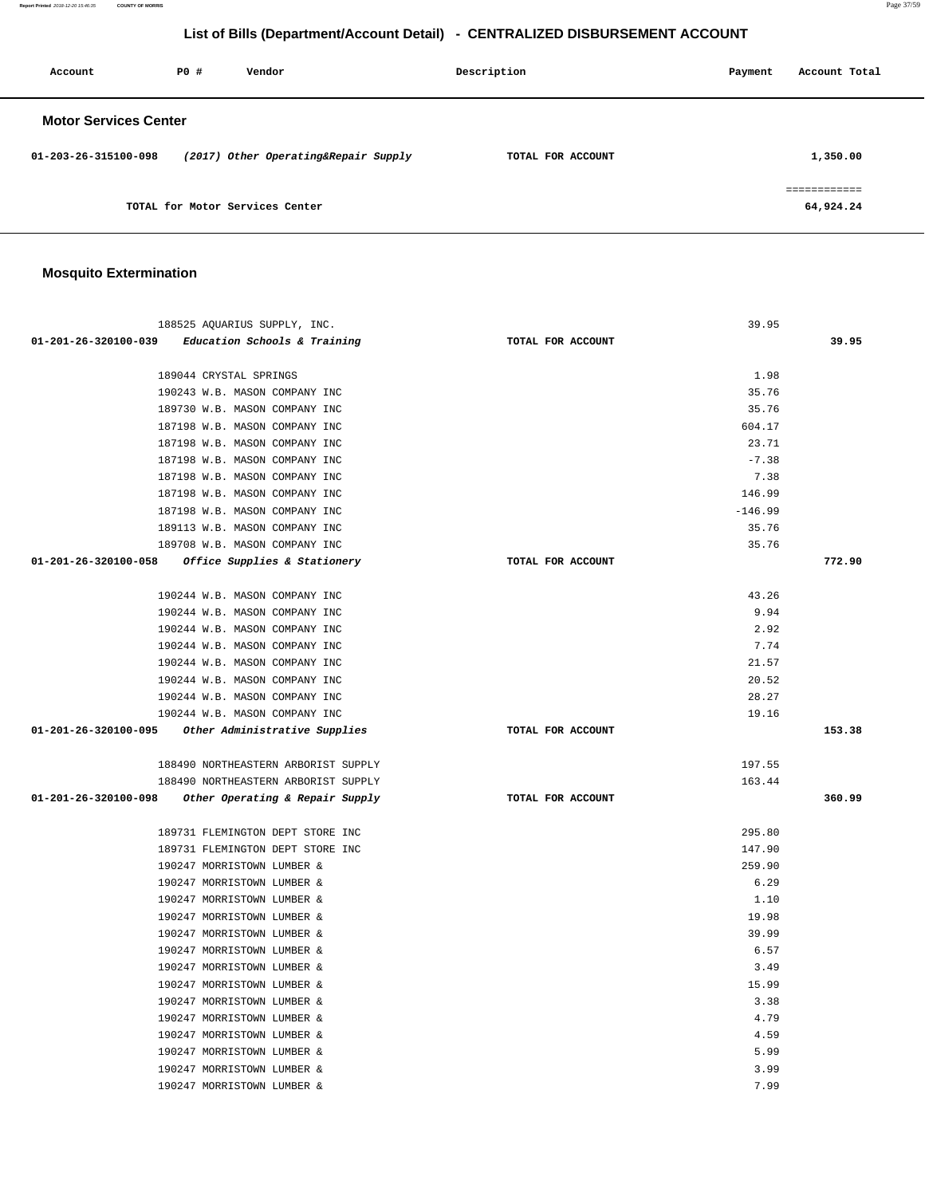## List of Bills (Department/Account Detail) - CENTRALIZED DISBURSEMENT ACCOUNT

| Account | PO # | Vendor | Description | Payment | Account Total |
|---|---|---|---|---|---|

### Motor Services Center

| Account | PO # | Vendor | Description | Payment | Account Total |
|---|---|---|---|---|---|
| 01-203-26-315100-098 | | *(2017) Other Operating&Repair Supply* | TOTAL FOR ACCOUNT | | 1,350.00 |
| | | | | | ============ |
| | | TOTAL for Motor Services Center | | | 64,924.24 |

### Mosquito Extermination

| Account | PO # | Vendor | Description | Payment | Account Total |
|---|---|---|---|---|---|
| | 188525 | AQUARIUS SUPPLY, INC. | | 39.95 | |
| 01-201-26-320100-039 | | *Education Schools & Training* | TOTAL FOR ACCOUNT | | 39.95 |
| | 189044 | CRYSTAL SPRINGS | | 1.98 | |
| | 190243 | W.B. MASON COMPANY INC | | 35.76 | |
| | 189730 | W.B. MASON COMPANY INC | | 35.76 | |
| | 187198 | W.B. MASON COMPANY INC | | 604.17 | |
| | 187198 | W.B. MASON COMPANY INC | | 23.71 | |
| | 187198 | W.B. MASON COMPANY INC | | -7.38 | |
| | 187198 | W.B. MASON COMPANY INC | | 7.38 | |
| | 187198 | W.B. MASON COMPANY INC | | 146.99 | |
| | 187198 | W.B. MASON COMPANY INC | | -146.99 | |
| | 189113 | W.B. MASON COMPANY INC | | 35.76 | |
| | 189708 | W.B. MASON COMPANY INC | | 35.76 | |
| 01-201-26-320100-058 | | *Office Supplies & Stationery* | TOTAL FOR ACCOUNT | | 772.90 |
| | 190244 | W.B. MASON COMPANY INC | | 43.26 | |
| | 190244 | W.B. MASON COMPANY INC | | 9.94 | |
| | 190244 | W.B. MASON COMPANY INC | | 2.92 | |
| | 190244 | W.B. MASON COMPANY INC | | 7.74 | |
| | 190244 | W.B. MASON COMPANY INC | | 21.57 | |
| | 190244 | W.B. MASON COMPANY INC | | 20.52 | |
| | 190244 | W.B. MASON COMPANY INC | | 28.27 | |
| | 190244 | W.B. MASON COMPANY INC | | 19.16 | |
| 01-201-26-320100-095 | | *Other Administrative Supplies* | TOTAL FOR ACCOUNT | | 153.38 |
| | 188490 | NORTHEASTERN ARBORIST SUPPLY | | 197.55 | |
| | 188490 | NORTHEASTERN ARBORIST SUPPLY | | 163.44 | |
| 01-201-26-320100-098 | | *Other Operating & Repair Supply* | TOTAL FOR ACCOUNT | | 360.99 |
| | 189731 | FLEMINGTON DEPT STORE INC | | 295.80 | |
| | 189731 | FLEMINGTON DEPT STORE INC | | 147.90 | |
| | 190247 | MORRISTOWN LUMBER & | | 259.90 | |
| | 190247 | MORRISTOWN LUMBER & | | 6.29 | |
| | 190247 | MORRISTOWN LUMBER & | | 1.10 | |
| | 190247 | MORRISTOWN LUMBER & | | 19.98 | |
| | 190247 | MORRISTOWN LUMBER & | | 39.99 | |
| | 190247 | MORRISTOWN LUMBER & | | 6.57 | |
| | 190247 | MORRISTOWN LUMBER & | | 3.49 | |
| | 190247 | MORRISTOWN LUMBER & | | 15.99 | |
| | 190247 | MORRISTOWN LUMBER & | | 3.38 | |
| | 190247 | MORRISTOWN LUMBER & | | 4.79 | |
| | 190247 | MORRISTOWN LUMBER & | | 4.59 | |
| | 190247 | MORRISTOWN LUMBER & | | 5.99 | |
| | 190247 | MORRISTOWN LUMBER & | | 3.99 | |
| | 190247 | MORRISTOWN LUMBER & | | 7.99 | |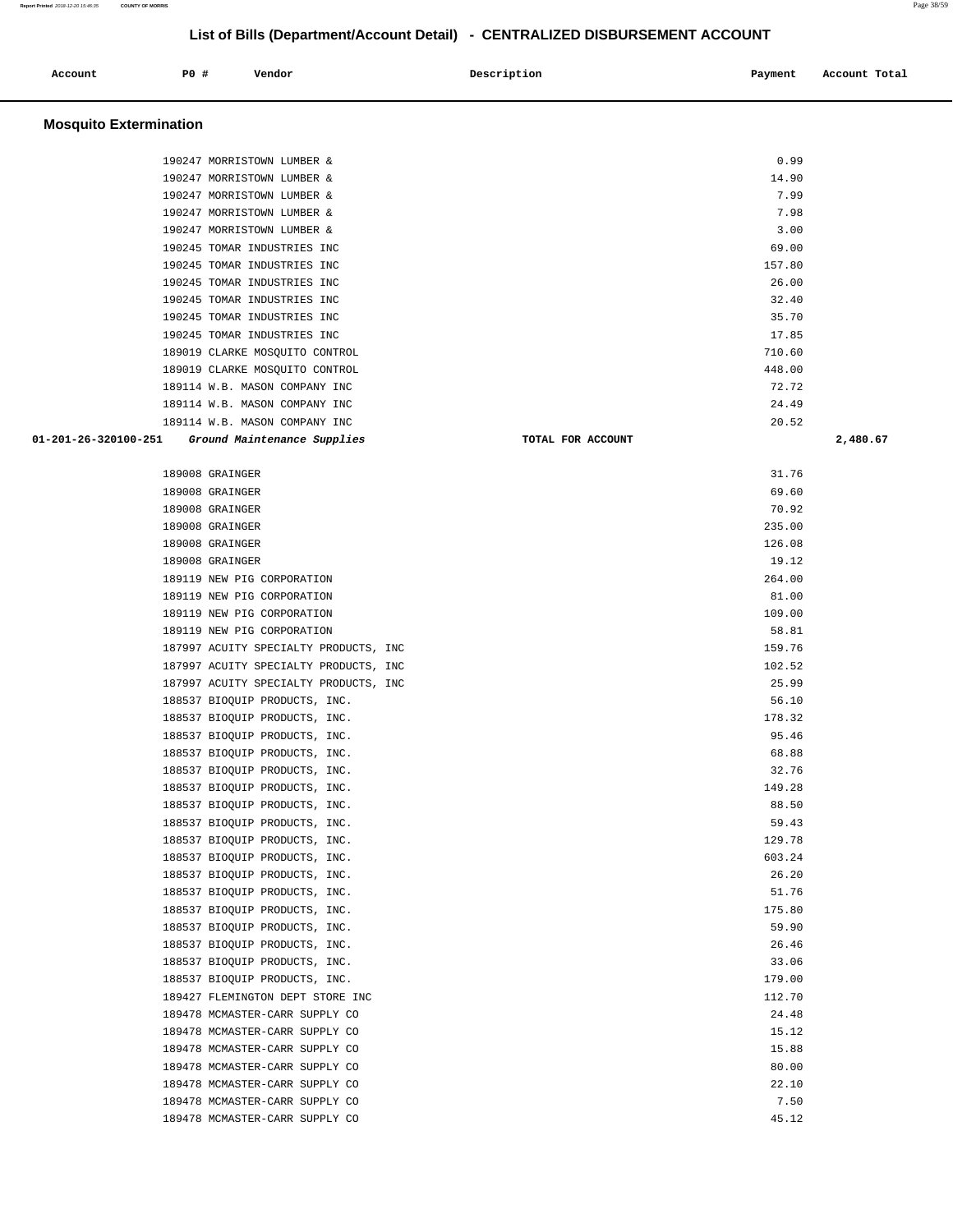## List of Bills (Department/Account Detail) - CENTRALIZED DISBURSEMENT ACCOUNT

| Account | PO # | Vendor | Description | Payment | Account Total |
|---|---|---|---|---|---|

### Mosquito Extermination

| Account | PO # | Vendor | Description | Payment | Account Total |
|---|---|---|---|---|---|
| | 190247 | MORRISTOWN LUMBER & | | 0.99 | |
| | 190247 | MORRISTOWN LUMBER & | | 14.90 | |
| | 190247 | MORRISTOWN LUMBER & | | 7.99 | |
| | 190247 | MORRISTOWN LUMBER & | | 7.98 | |
| | 190247 | MORRISTOWN LUMBER & | | 3.00 | |
| | 190245 | TOMAR INDUSTRIES INC | | 69.00 | |
| | 190245 | TOMAR INDUSTRIES INC | | 157.80 | |
| | 190245 | TOMAR INDUSTRIES INC | | 26.00 | |
| | 190245 | TOMAR INDUSTRIES INC | | 32.40 | |
| | 190245 | TOMAR INDUSTRIES INC | | 35.70 | |
| | 190245 | TOMAR INDUSTRIES INC | | 17.85 | |
| | 189019 | CLARKE MOSQUITO CONTROL | | 710.60 | |
| | 189019 | CLARKE MOSQUITO CONTROL | | 448.00 | |
| | 189114 | W.B. MASON COMPANY INC | | 72.72 | |
| | 189114 | W.B. MASON COMPANY INC | | 24.49 | |
| | 189114 | W.B. MASON COMPANY INC | | 20.52 | |
| **01-201-26-320100-251** | | *Ground Maintenance Supplies* | **TOTAL FOR ACCOUNT** | | **2,480.67** |
| | 189008 | GRAINGER | | 31.76 | |
| | 189008 | GRAINGER | | 69.60 | |
| | 189008 | GRAINGER | | 70.92 | |
| | 189008 | GRAINGER | | 235.00 | |
| | 189008 | GRAINGER | | 126.08 | |
| | 189008 | GRAINGER | | 19.12 | |
| | 189119 | NEW PIG CORPORATION | | 264.00 | |
| | 189119 | NEW PIG CORPORATION | | 81.00 | |
| | 189119 | NEW PIG CORPORATION | | 109.00 | |
| | 189119 | NEW PIG CORPORATION | | 58.81 | |
| | 187997 | ACUITY SPECIALTY PRODUCTS, INC | | 159.76 | |
| | 187997 | ACUITY SPECIALTY PRODUCTS, INC | | 102.52 | |
| | 187997 | ACUITY SPECIALTY PRODUCTS, INC | | 25.99 | |
| | 188537 | BIOQUIP PRODUCTS, INC. | | 56.10 | |
| | 188537 | BIOQUIP PRODUCTS, INC. | | 178.32 | |
| | 188537 | BIOQUIP PRODUCTS, INC. | | 95.46 | |
| | 188537 | BIOQUIP PRODUCTS, INC. | | 68.88 | |
| | 188537 | BIOQUIP PRODUCTS, INC. | | 32.76 | |
| | 188537 | BIOQUIP PRODUCTS, INC. | | 149.28 | |
| | 188537 | BIOQUIP PRODUCTS, INC. | | 88.50 | |
| | 188537 | BIOQUIP PRODUCTS, INC. | | 59.43 | |
| | 188537 | BIOQUIP PRODUCTS, INC. | | 129.78 | |
| | 188537 | BIOQUIP PRODUCTS, INC. | | 603.24 | |
| | 188537 | BIOQUIP PRODUCTS, INC. | | 26.20 | |
| | 188537 | BIOQUIP PRODUCTS, INC. | | 51.76 | |
| | 188537 | BIOQUIP PRODUCTS, INC. | | 175.80 | |
| | 188537 | BIOQUIP PRODUCTS, INC. | | 59.90 | |
| | 188537 | BIOQUIP PRODUCTS, INC. | | 26.46 | |
| | 188537 | BIOQUIP PRODUCTS, INC. | | 33.06 | |
| | 188537 | BIOQUIP PRODUCTS, INC. | | 179.00 | |
| | 189427 | FLEMINGTON DEPT STORE INC | | 112.70 | |
| | 189478 | MCMASTER-CARR SUPPLY CO | | 24.48 | |
| | 189478 | MCMASTER-CARR SUPPLY CO | | 15.12 | |
| | 189478 | MCMASTER-CARR SUPPLY CO | | 15.88 | |
| | 189478 | MCMASTER-CARR SUPPLY CO | | 80.00 | |
| | 189478 | MCMASTER-CARR SUPPLY CO | | 22.10 | |
| | 189478 | MCMASTER-CARR SUPPLY CO | | 7.50 | |
| | 189478 | MCMASTER-CARR SUPPLY CO | | 45.12 | |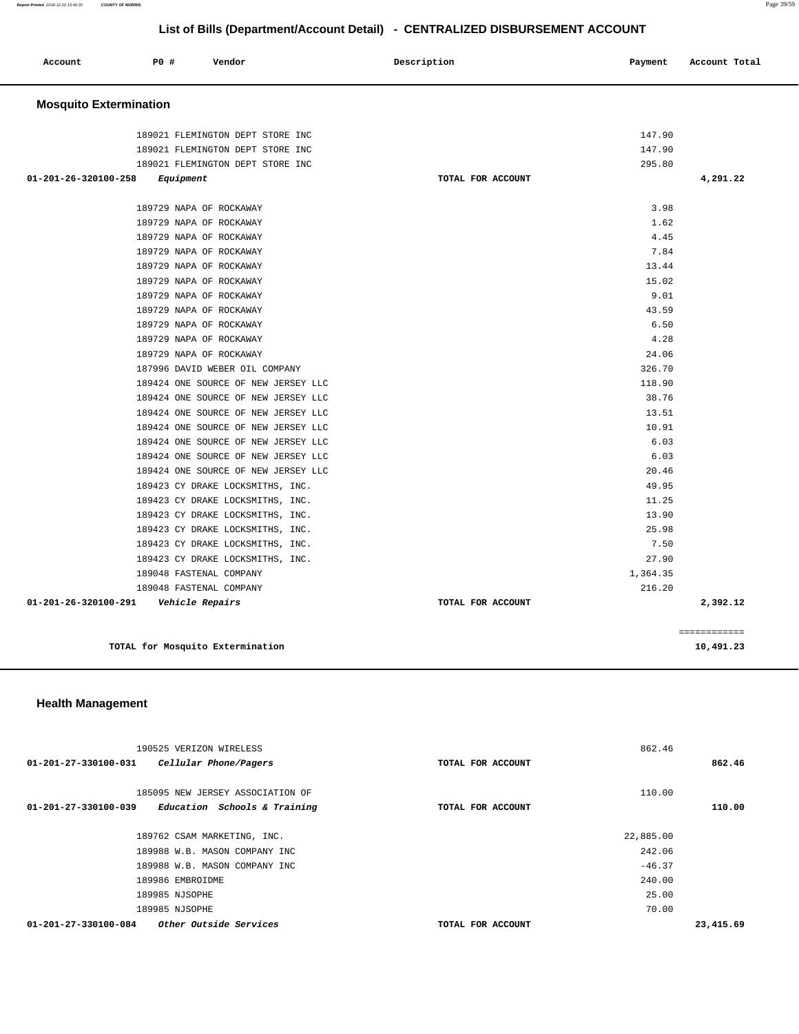# List of Bills (Department/Account Detail) - CENTRALIZED DISBURSEMENT ACCOUNT

| Account | PO # | Vendor | Description | Payment | Account Total |
|---|---|---|---|---|---|

## Mosquito Extermination

| Account | PO # | Vendor | Description | Payment | Account Total |
|---|---|---|---|---|---|
| | 189021 | FLEMINGTON DEPT STORE INC | | 147.90 | |
| | 189021 | FLEMINGTON DEPT STORE INC | | 147.90 | |
| | 189021 | FLEMINGTON DEPT STORE INC | | 295.80 | |
| 01-201-26-320100-258 | | *Equipment* | TOTAL FOR ACCOUNT | | 4,291.22 |
| | 189729 | NAPA OF ROCKAWAY | | 3.98 | |
| | 189729 | NAPA OF ROCKAWAY | | 1.62 | |
| | 189729 | NAPA OF ROCKAWAY | | 4.45 | |
| | 189729 | NAPA OF ROCKAWAY | | 7.84 | |
| | 189729 | NAPA OF ROCKAWAY | | 13.44 | |
| | 189729 | NAPA OF ROCKAWAY | | 15.02 | |
| | 189729 | NAPA OF ROCKAWAY | | 9.01 | |
| | 189729 | NAPA OF ROCKAWAY | | 43.59 | |
| | 189729 | NAPA OF ROCKAWAY | | 6.50 | |
| | 189729 | NAPA OF ROCKAWAY | | 4.28 | |
| | 189729 | NAPA OF ROCKAWAY | | 24.06 | |
| | 187996 | DAVID WEBER OIL COMPANY | | 326.70 | |
| | 189424 | ONE SOURCE OF NEW JERSEY LLC | | 118.90 | |
| | 189424 | ONE SOURCE OF NEW JERSEY LLC | | 38.76 | |
| | 189424 | ONE SOURCE OF NEW JERSEY LLC | | 13.51 | |
| | 189424 | ONE SOURCE OF NEW JERSEY LLC | | 10.91 | |
| | 189424 | ONE SOURCE OF NEW JERSEY LLC | | 6.03 | |
| | 189424 | ONE SOURCE OF NEW JERSEY LLC | | 6.03 | |
| | 189424 | ONE SOURCE OF NEW JERSEY LLC | | 20.46 | |
| | 189423 | CY DRAKE LOCKSMITHS, INC. | | 49.95 | |
| | 189423 | CY DRAKE LOCKSMITHS, INC. | | 11.25 | |
| | 189423 | CY DRAKE LOCKSMITHS, INC. | | 13.90 | |
| | 189423 | CY DRAKE LOCKSMITHS, INC. | | 25.98 | |
| | 189423 | CY DRAKE LOCKSMITHS, INC. | | 7.50 | |
| | 189423 | CY DRAKE LOCKSMITHS, INC. | | 27.90 | |
| | 189048 | FASTENAL COMPANY | | 1,364.35 | |
| | 189048 | FASTENAL COMPANY | | 216.20 | |
| 01-201-26-320100-291 | | *Vehicle Repairs* | TOTAL FOR ACCOUNT | | 2,392.12 |

TOTAL for Mosquito Extermination: 10,491.23

## Health Management

| Account | PO # | Vendor | Description | Payment | Account Total |
|---|---|---|---|---|---|
| | 190525 | VERIZON WIRELESS | | 862.46 | |
| 01-201-27-330100-031 | | *Cellular Phone/Pagers* | TOTAL FOR ACCOUNT | | 862.46 |
| | 185095 | NEW JERSEY ASSOCIATION OF | | 110.00 | |
| 01-201-27-330100-039 | | *Education Schools & Training* | TOTAL FOR ACCOUNT | | 110.00 |
| | 189762 | CSAM MARKETING, INC. | | 22,885.00 | |
| | 189988 | W.B. MASON COMPANY INC | | 242.06 | |
| | 189988 | W.B. MASON COMPANY INC | | -46.37 | |
| | 189986 | EMBROIDME | | 240.00 | |
| | 189985 | NJSOPHE | | 25.00 | |
| | 189985 | NJSOPHE | | 70.00 | |
| 01-201-27-330100-084 | | *Other Outside Services* | TOTAL FOR ACCOUNT | | 23,415.69 |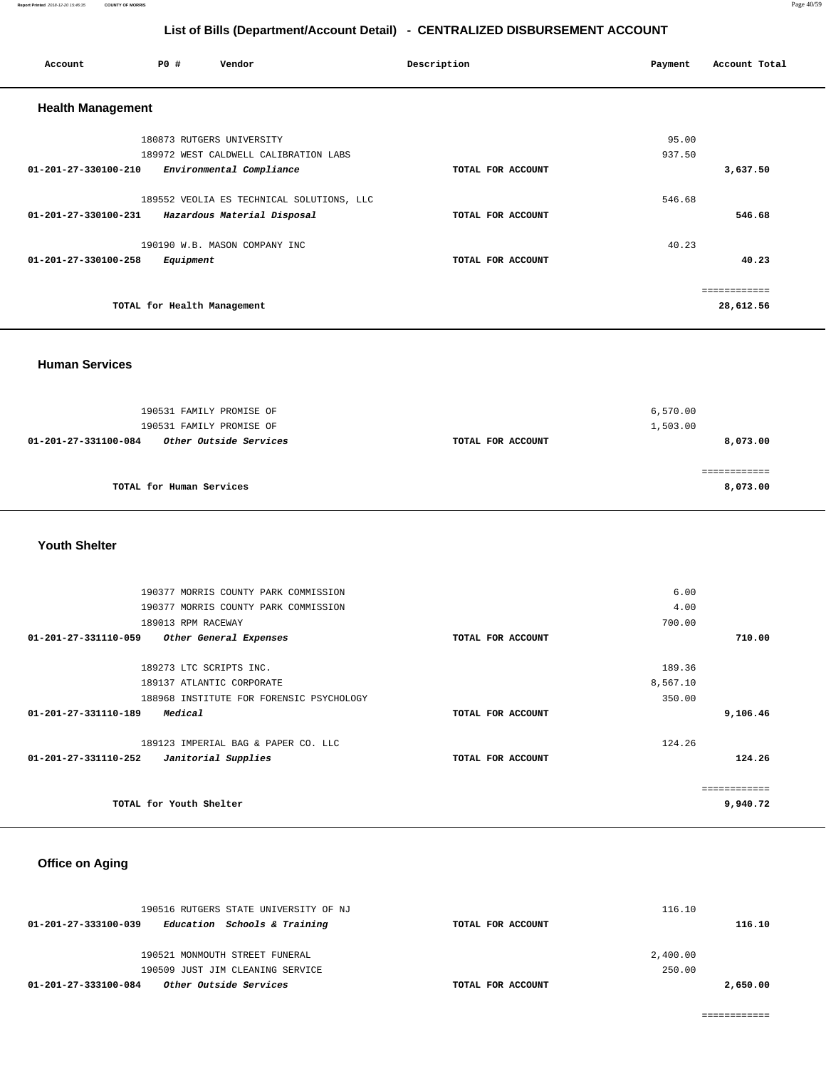## List of Bills (Department/Account Detail) - CENTRALIZED DISBURSEMENT ACCOUNT

| Account | P0 # | Vendor | Description | Payment | Account Total |
|---|---|---|---|---|---|

### Health Management

| Account | P0 # | Vendor | Description | Payment | Account Total |
|---|---|---|---|---|---|
| | 180873 | RUTGERS UNIVERSITY | | 95.00 | |
| | 189972 | WEST CALDWELL CALIBRATION LABS | | 937.50 | |
| 01-201-27-330100-210 | | *Environmental Compliance* | TOTAL FOR ACCOUNT | | 3,637.50 |
| | 189552 | VEOLIA ES TECHNICAL SOLUTIONS, LLC | | 546.68 | |
| 01-201-27-330100-231 | | *Hazardous Material Disposal* | TOTAL FOR ACCOUNT | | 546.68 |
| | 190190 | W.B. MASON COMPANY INC | | 40.23 | |
| 01-201-27-330100-258 | | *Equipment* | TOTAL FOR ACCOUNT | | 40.23 |
| | | | | | ============ |
| | | TOTAL for Health Management | | | 28,612.56 |

### Human Services

| Account | P0 # | Vendor | Description | Payment | Account Total |
|---|---|---|---|---|---|
| | 190531 | FAMILY PROMISE OF | | 6,570.00 | |
| | 190531 | FAMILY PROMISE OF | | 1,503.00 | |
| 01-201-27-331100-084 | | *Other Outside Services* | TOTAL FOR ACCOUNT | | 8,073.00 |
| | | | | | ============ |
| | | TOTAL for Human Services | | | 8,073.00 |

### Youth Shelter

| Account | P0 # | Vendor | Description | Payment | Account Total |
|---|---|---|---|---|---|
| | 190377 | MORRIS COUNTY PARK COMMISSION | | 6.00 | |
| | 190377 | MORRIS COUNTY PARK COMMISSION | | 4.00 | |
| | 189013 | RPM RACEWAY | | 700.00 | |
| 01-201-27-331110-059 | | *Other General Expenses* | TOTAL FOR ACCOUNT | | 710.00 |
| | 189273 | LTC SCRIPTS INC. | | 189.36 | |
| | 189137 | ATLANTIC CORPORATE | | 8,567.10 | |
| | 188968 | INSTITUTE FOR FORENSIC PSYCHOLOGY | | 350.00 | |
| 01-201-27-331110-189 | | *Medical* | TOTAL FOR ACCOUNT | | 9,106.46 |
| | 189123 | IMPERIAL BAG & PAPER CO. LLC | | 124.26 | |
| 01-201-27-331110-252 | | *Janitorial Supplies* | TOTAL FOR ACCOUNT | | 124.26 |
| | | | | | ============ |
| | | TOTAL for Youth Shelter | | | 9,940.72 |

### Office on Aging

| Account | P0 # | Vendor | Description | Payment | Account Total |
|---|---|---|---|---|---|
| | 190516 | RUTGERS STATE UNIVERSITY OF NJ | | 116.10 | |
| 01-201-27-333100-039 | | *Education Schools & Training* | TOTAL FOR ACCOUNT | | 116.10 |
| | 190521 | MONMOUTH STREET FUNERAL | | 2,400.00 | |
| | 190509 | JUST JIM CLEANING SERVICE | | 250.00 | |
| 01-201-27-333100-084 | | *Other Outside Services* | TOTAL FOR ACCOUNT | | 2,650.00 |
| | | | | | ============ |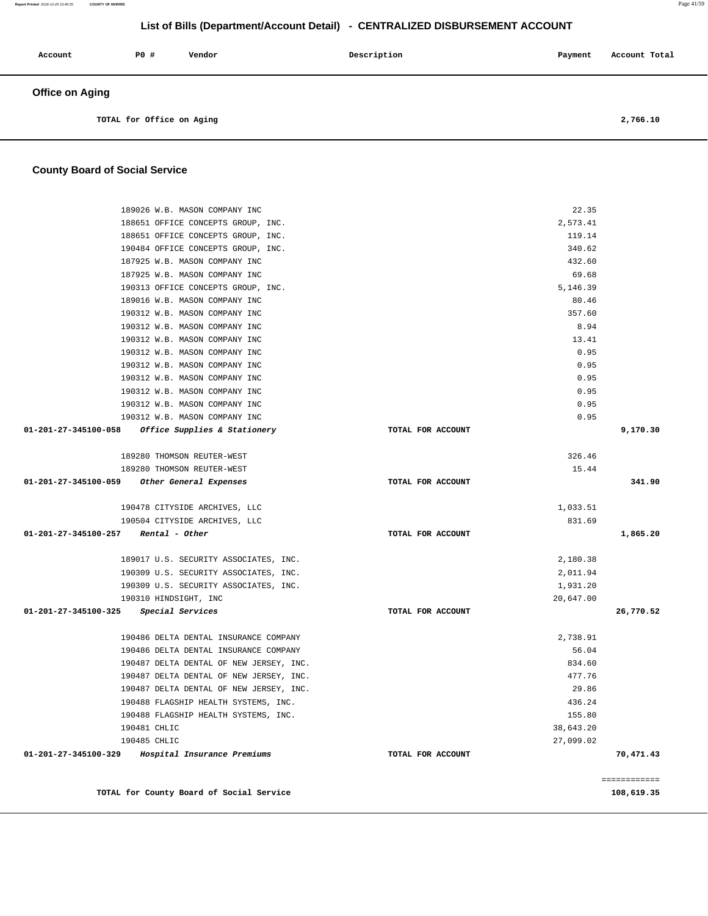# List of Bills (Department/Account Detail) - CENTRALIZED DISBURSEMENT ACCOUNT

| Account | PO # | Vendor | Description | Payment | Account Total |
|---|---|---|---|---|---|

## Office on Aging

| | | | | | |
|---|---|---|---|---|---|
| | TOTAL for Office on Aging | | | | 2,766.10 |

## County Board of Social Service

| Account | PO # | Vendor | Description | Payment | Account Total |
|---|---|---|---|---|---|
| | 189026 | W.B. MASON COMPANY INC | | 22.35 | |
| | 188651 | OFFICE CONCEPTS GROUP, INC. | | 2,573.41 | |
| | 188651 | OFFICE CONCEPTS GROUP, INC. | | 119.14 | |
| | 190484 | OFFICE CONCEPTS GROUP, INC. | | 340.62 | |
| | 187925 | W.B. MASON COMPANY INC | | 432.60 | |
| | 187925 | W.B. MASON COMPANY INC | | 69.68 | |
| | 190313 | OFFICE CONCEPTS GROUP, INC. | | 5,146.39 | |
| | 189016 | W.B. MASON COMPANY INC | | 80.46 | |
| | 190312 | W.B. MASON COMPANY INC | | 357.60 | |
| | 190312 | W.B. MASON COMPANY INC | | 8.94 | |
| | 190312 | W.B. MASON COMPANY INC | | 13.41 | |
| | 190312 | W.B. MASON COMPANY INC | | 0.95 | |
| | 190312 | W.B. MASON COMPANY INC | | 0.95 | |
| | 190312 | W.B. MASON COMPANY INC | | 0.95 | |
| | 190312 | W.B. MASON COMPANY INC | | 0.95 | |
| | 190312 | W.B. MASON COMPANY INC | | 0.95 | |
| | 190312 | W.B. MASON COMPANY INC | | 0.95 | |
| **01-201-27-345100-058** | | ***Office Supplies & Stationery*** | TOTAL FOR ACCOUNT | | **9,170.30** |
| | 189280 | THOMSON REUTER-WEST | | 326.46 | |
| | 189280 | THOMSON REUTER-WEST | | 15.44 | |
| **01-201-27-345100-059** | | ***Other General Expenses*** | TOTAL FOR ACCOUNT | | **341.90** |
| | 190478 | CITYSIDE ARCHIVES, LLC | | 1,033.51 | |
| | 190504 | CITYSIDE ARCHIVES, LLC | | 831.69 | |
| **01-201-27-345100-257** | | ***Rental - Other*** | TOTAL FOR ACCOUNT | | **1,865.20** |
| | 189017 | U.S. SECURITY ASSOCIATES, INC. | | 2,180.38 | |
| | 190309 | U.S. SECURITY ASSOCIATES, INC. | | 2,011.94 | |
| | 190309 | U.S. SECURITY ASSOCIATES, INC. | | 1,931.20 | |
| | 190310 | HINDSIGHT, INC | | 20,647.00 | |
| **01-201-27-345100-325** | | ***Special Services*** | TOTAL FOR ACCOUNT | | **26,770.52** |
| | 190486 | DELTA DENTAL INSURANCE COMPANY | | 2,738.91 | |
| | 190486 | DELTA DENTAL INSURANCE COMPANY | | 56.04 | |
| | 190487 | DELTA DENTAL OF NEW JERSEY, INC. | | 834.60 | |
| | 190487 | DELTA DENTAL OF NEW JERSEY, INC. | | 477.76 | |
| | 190487 | DELTA DENTAL OF NEW JERSEY, INC. | | 29.86 | |
| | 190488 | FLAGSHIP HEALTH SYSTEMS, INC. | | 436.24 | |
| | 190488 | FLAGSHIP HEALTH SYSTEMS, INC. | | 155.80 | |
| | 190481 | CHLIC | | 38,643.20 | |
| | 190485 | CHLIC | | 27,099.02 | |
| **01-201-27-345100-329** | | ***Hospital Insurance Premiums*** | TOTAL FOR ACCOUNT | | **70,471.43** |
| | | | | | ============ |
| | **TOTAL for County Board of Social Service** | | | | **108,619.35** |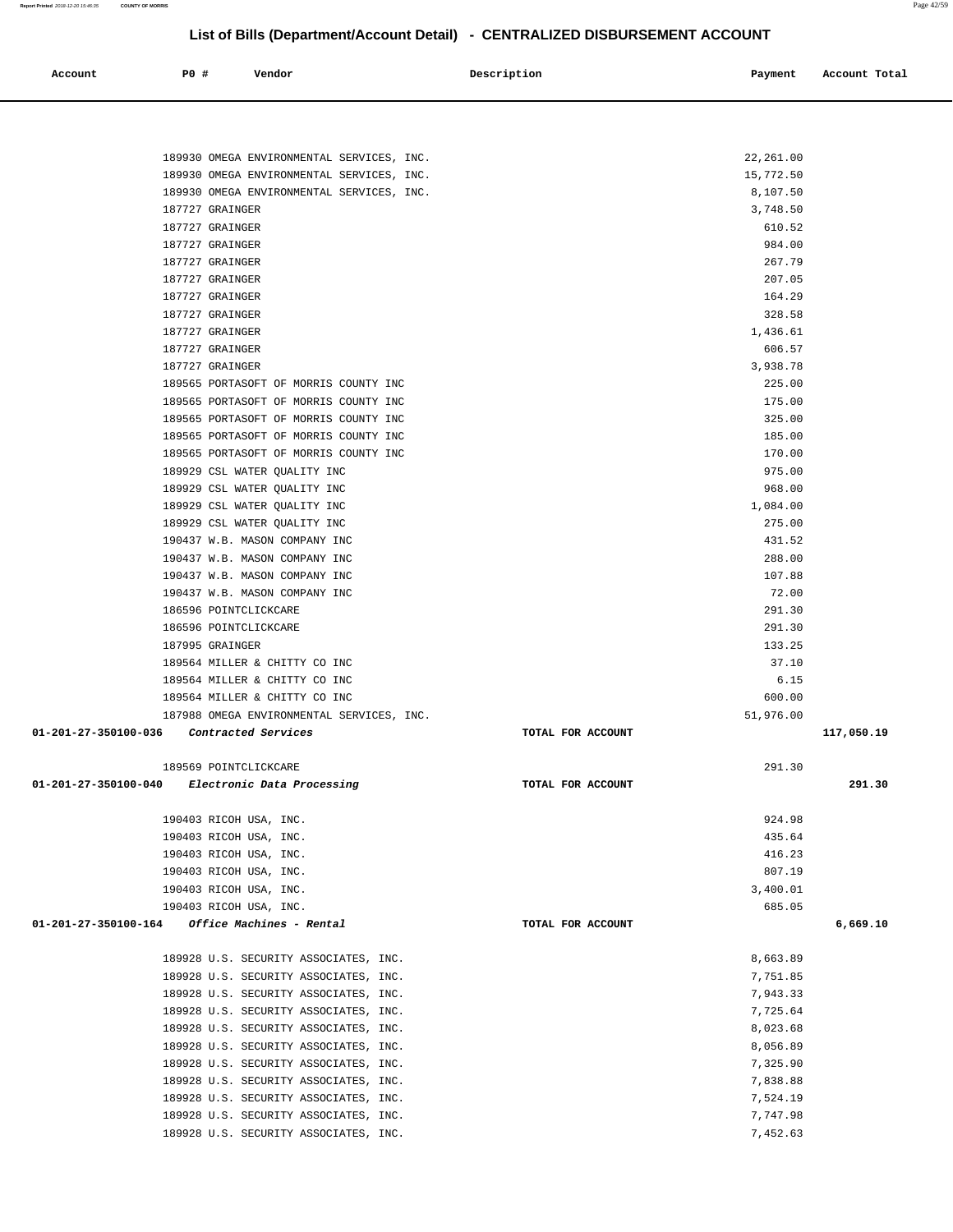# List of Bills (Department/Account Detail) - CENTRALIZED DISBURSEMENT ACCOUNT

| Account | PO # | Vendor | Description | Payment | Account Total |
|---|---|---|---|---|---|
| | 189930 | OMEGA ENVIRONMENTAL SERVICES, INC. | | 22,261.00 | |
| | 189930 | OMEGA ENVIRONMENTAL SERVICES, INC. | | 15,772.50 | |
| | 189930 | OMEGA ENVIRONMENTAL SERVICES, INC. | | 8,107.50 | |
| | 187727 | GRAINGER | | 3,748.50 | |
| | 187727 | GRAINGER | | 610.52 | |
| | 187727 | GRAINGER | | 984.00 | |
| | 187727 | GRAINGER | | 267.79 | |
| | 187727 | GRAINGER | | 207.05 | |
| | 187727 | GRAINGER | | 164.29 | |
| | 187727 | GRAINGER | | 328.58 | |
| | 187727 | GRAINGER | | 1,436.61 | |
| | 187727 | GRAINGER | | 606.57 | |
| | 187727 | GRAINGER | | 3,938.78 | |
| | 189565 | PORTASOFT OF MORRIS COUNTY INC | | 225.00 | |
| | 189565 | PORTASOFT OF MORRIS COUNTY INC | | 175.00 | |
| | 189565 | PORTASOFT OF MORRIS COUNTY INC | | 325.00 | |
| | 189565 | PORTASOFT OF MORRIS COUNTY INC | | 185.00 | |
| | 189565 | PORTASOFT OF MORRIS COUNTY INC | | 170.00 | |
| | 189929 | CSL WATER QUALITY INC | | 975.00 | |
| | 189929 | CSL WATER QUALITY INC | | 968.00 | |
| | 189929 | CSL WATER QUALITY INC | | 1,084.00 | |
| | 189929 | CSL WATER QUALITY INC | | 275.00 | |
| | 190437 | W.B. MASON COMPANY INC | | 431.52 | |
| | 190437 | W.B. MASON COMPANY INC | | 288.00 | |
| | 190437 | W.B. MASON COMPANY INC | | 107.88 | |
| | 190437 | W.B. MASON COMPANY INC | | 72.00 | |
| | 186596 | POINTCLICKCARE | | 291.30 | |
| | 186596 | POINTCLICKCARE | | 291.30 | |
| | 187995 | GRAINGER | | 133.25 | |
| | 189564 | MILLER & CHITTY CO INC | | 37.10 | |
| | 189564 | MILLER & CHITTY CO INC | | 6.15 | |
| | 189564 | MILLER & CHITTY CO INC | | 600.00 | |
| | 187988 | OMEGA ENVIRONMENTAL SERVICES, INC. | | 51,976.00 | |
| **01-201-27-350100-036** | | *Contracted Services* | TOTAL FOR ACCOUNT | | **117,050.19** |
| | 189569 | POINTCLICKCARE | | 291.30 | |
| **01-201-27-350100-040** | | *Electronic Data Processing* | TOTAL FOR ACCOUNT | | **291.30** |
| | 190403 | RICOH USA, INC. | | 924.98 | |
| | 190403 | RICOH USA, INC. | | 435.64 | |
| | 190403 | RICOH USA, INC. | | 416.23 | |
| | 190403 | RICOH USA, INC. | | 807.19 | |
| | 190403 | RICOH USA, INC. | | 3,400.01 | |
| | 190403 | RICOH USA, INC. | | 685.05 | |
| **01-201-27-350100-164** | | *Office Machines - Rental* | TOTAL FOR ACCOUNT | | **6,669.10** |
| | 189928 | U.S. SECURITY ASSOCIATES, INC. | | 8,663.89 | |
| | 189928 | U.S. SECURITY ASSOCIATES, INC. | | 7,751.85 | |
| | 189928 | U.S. SECURITY ASSOCIATES, INC. | | 7,943.33 | |
| | 189928 | U.S. SECURITY ASSOCIATES, INC. | | 7,725.64 | |
| | 189928 | U.S. SECURITY ASSOCIATES, INC. | | 8,023.68 | |
| | 189928 | U.S. SECURITY ASSOCIATES, INC. | | 8,056.89 | |
| | 189928 | U.S. SECURITY ASSOCIATES, INC. | | 7,325.90 | |
| | 189928 | U.S. SECURITY ASSOCIATES, INC. | | 7,838.88 | |
| | 189928 | U.S. SECURITY ASSOCIATES, INC. | | 7,524.19 | |
| | 189928 | U.S. SECURITY ASSOCIATES, INC. | | 7,747.98 | |
| | 189928 | U.S. SECURITY ASSOCIATES, INC. | | 7,452.63 | |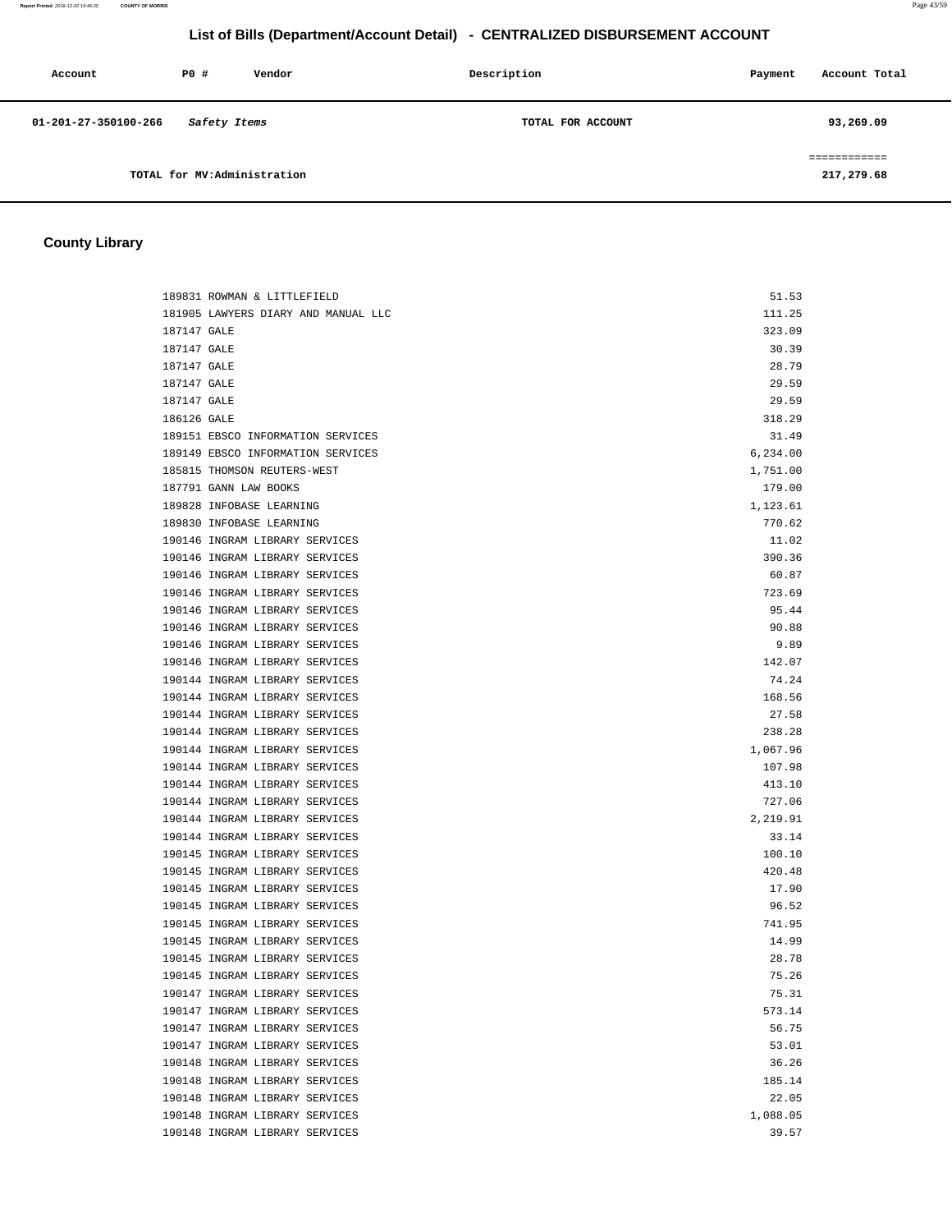## List of Bills (Department/Account Detail) - CENTRALIZED DISBURSEMENT ACCOUNT

| Account | P0 # | Vendor | Description | Payment | Account Total |
|---|---|---|---|---|---|
| 01-201-27-350100-266 | | *Safety Items* | TOTAL FOR ACCOUNT | | 93,269.09 |

TOTAL for MV:Administration ============ 217,279.68

## County Library

| P0 # | Vendor | Payment |
|---|---|---|
| 189831 | ROWMAN & LITTLEFIELD | 51.53 |
| 181905 | LAWYERS DIARY AND MANUAL LLC | 111.25 |
| 187147 | GALE | 323.09 |
| 187147 | GALE | 30.39 |
| 187147 | GALE | 28.79 |
| 187147 | GALE | 29.59 |
| 187147 | GALE | 29.59 |
| 186126 | GALE | 318.29 |
| 189151 | EBSCO INFORMATION SERVICES | 31.49 |
| 189149 | EBSCO INFORMATION SERVICES | 6,234.00 |
| 185815 | THOMSON REUTERS-WEST | 1,751.00 |
| 187791 | GANN LAW BOOKS | 179.00 |
| 189828 | INFOBASE LEARNING | 1,123.61 |
| 189830 | INFOBASE LEARNING | 770.62 |
| 190146 | INGRAM LIBRARY SERVICES | 11.02 |
| 190146 | INGRAM LIBRARY SERVICES | 390.36 |
| 190146 | INGRAM LIBRARY SERVICES | 60.87 |
| 190146 | INGRAM LIBRARY SERVICES | 723.69 |
| 190146 | INGRAM LIBRARY SERVICES | 95.44 |
| 190146 | INGRAM LIBRARY SERVICES | 90.88 |
| 190146 | INGRAM LIBRARY SERVICES | 9.89 |
| 190146 | INGRAM LIBRARY SERVICES | 142.07 |
| 190144 | INGRAM LIBRARY SERVICES | 74.24 |
| 190144 | INGRAM LIBRARY SERVICES | 168.56 |
| 190144 | INGRAM LIBRARY SERVICES | 27.58 |
| 190144 | INGRAM LIBRARY SERVICES | 238.28 |
| 190144 | INGRAM LIBRARY SERVICES | 1,067.96 |
| 190144 | INGRAM LIBRARY SERVICES | 107.98 |
| 190144 | INGRAM LIBRARY SERVICES | 413.10 |
| 190144 | INGRAM LIBRARY SERVICES | 727.06 |
| 190144 | INGRAM LIBRARY SERVICES | 2,219.91 |
| 190144 | INGRAM LIBRARY SERVICES | 33.14 |
| 190145 | INGRAM LIBRARY SERVICES | 100.10 |
| 190145 | INGRAM LIBRARY SERVICES | 420.48 |
| 190145 | INGRAM LIBRARY SERVICES | 17.90 |
| 190145 | INGRAM LIBRARY SERVICES | 96.52 |
| 190145 | INGRAM LIBRARY SERVICES | 741.95 |
| 190145 | INGRAM LIBRARY SERVICES | 14.99 |
| 190145 | INGRAM LIBRARY SERVICES | 28.78 |
| 190145 | INGRAM LIBRARY SERVICES | 75.26 |
| 190147 | INGRAM LIBRARY SERVICES | 75.31 |
| 190147 | INGRAM LIBRARY SERVICES | 573.14 |
| 190147 | INGRAM LIBRARY SERVICES | 56.75 |
| 190147 | INGRAM LIBRARY SERVICES | 53.01 |
| 190148 | INGRAM LIBRARY SERVICES | 36.26 |
| 190148 | INGRAM LIBRARY SERVICES | 185.14 |
| 190148 | INGRAM LIBRARY SERVICES | 22.05 |
| 190148 | INGRAM LIBRARY SERVICES | 1,088.05 |
| 190148 | INGRAM LIBRARY SERVICES | 39.57 |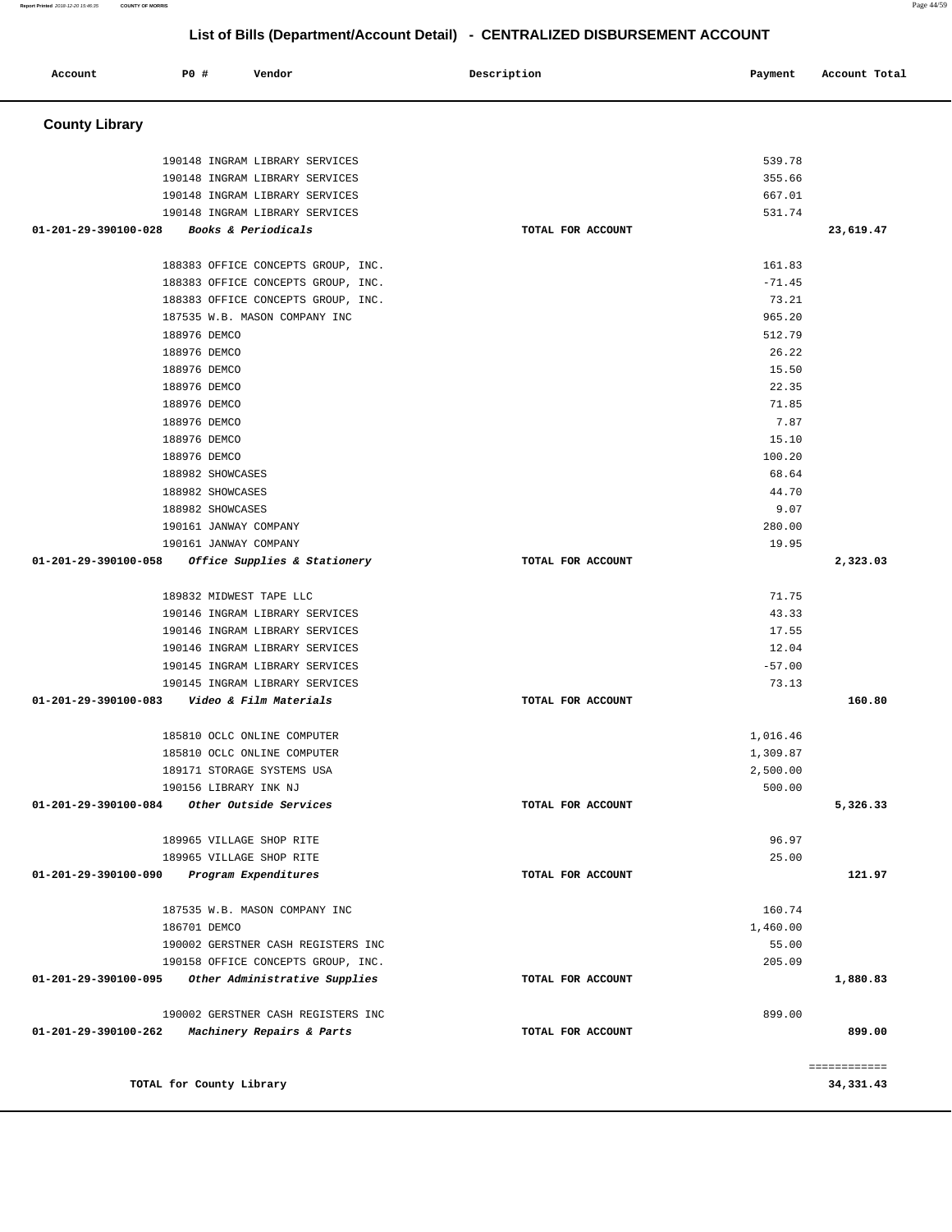## List of Bills (Department/Account Detail) - CENTRALIZED DISBURSEMENT ACCOUNT

| Account | PO # | Vendor | Description | Payment | Account Total |
|---|---|---|---|---|---|
| **County Library** | | | | | |
| | 190148 | INGRAM LIBRARY SERVICES | | 539.78 | |
| | 190148 | INGRAM LIBRARY SERVICES | | 355.66 | |
| | 190148 | INGRAM LIBRARY SERVICES | | 667.01 | |
| | 190148 | INGRAM LIBRARY SERVICES | | 531.74 | |
| **01-201-29-390100-028** | | ***Books & Periodicals*** | **TOTAL FOR ACCOUNT** | | **23,619.47** |
| | 188383 | OFFICE CONCEPTS GROUP, INC. | | 161.83 | |
| | 188383 | OFFICE CONCEPTS GROUP, INC. | | -71.45 | |
| | 188383 | OFFICE CONCEPTS GROUP, INC. | | 73.21 | |
| | 187535 | W.B. MASON COMPANY INC | | 965.20 | |
| | 188976 | DEMCO | | 512.79 | |
| | 188976 | DEMCO | | 26.22 | |
| | 188976 | DEMCO | | 15.50 | |
| | 188976 | DEMCO | | 22.35 | |
| | 188976 | DEMCO | | 71.85 | |
| | 188976 | DEMCO | | 7.87 | |
| | 188976 | DEMCO | | 15.10 | |
| | 188976 | DEMCO | | 100.20 | |
| | 188982 | SHOWCASES | | 68.64 | |
| | 188982 | SHOWCASES | | 44.70 | |
| | 188982 | SHOWCASES | | 9.07 | |
| | 190161 | JANWAY COMPANY | | 280.00 | |
| | 190161 | JANWAY COMPANY | | 19.95 | |
| **01-201-29-390100-058** | | ***Office Supplies & Stationery*** | **TOTAL FOR ACCOUNT** | | **2,323.03** |
| | 189832 | MIDWEST TAPE LLC | | 71.75 | |
| | 190146 | INGRAM LIBRARY SERVICES | | 43.33 | |
| | 190146 | INGRAM LIBRARY SERVICES | | 17.55 | |
| | 190146 | INGRAM LIBRARY SERVICES | | 12.04 | |
| | 190145 | INGRAM LIBRARY SERVICES | | -57.00 | |
| | 190145 | INGRAM LIBRARY SERVICES | | 73.13 | |
| **01-201-29-390100-083** | | ***Video & Film Materials*** | **TOTAL FOR ACCOUNT** | | **160.80** |
| | 185810 | OCLC ONLINE COMPUTER | | 1,016.46 | |
| | 185810 | OCLC ONLINE COMPUTER | | 1,309.87 | |
| | 189171 | STORAGE SYSTEMS USA | | 2,500.00 | |
| | 190156 | LIBRARY INK NJ | | 500.00 | |
| **01-201-29-390100-084** | | ***Other Outside Services*** | **TOTAL FOR ACCOUNT** | | **5,326.33** |
| | 189965 | VILLAGE SHOP RITE | | 96.97 | |
| | 189965 | VILLAGE SHOP RITE | | 25.00 | |
| **01-201-29-390100-090** | | ***Program Expenditures*** | **TOTAL FOR ACCOUNT** | | **121.97** |
| | 187535 | W.B. MASON COMPANY INC | | 160.74 | |
| | 186701 | DEMCO | | 1,460.00 | |
| | 190002 | GERSTNER CASH REGISTERS INC | | 55.00 | |
| | 190158 | OFFICE CONCEPTS GROUP, INC. | | 205.09 | |
| **01-201-29-390100-095** | | ***Other Administrative Supplies*** | **TOTAL FOR ACCOUNT** | | **1,880.83** |
| | 190002 | GERSTNER CASH REGISTERS INC | | 899.00 | |
| **01-201-29-390100-262** | | ***Machinery Repairs & Parts*** | **TOTAL FOR ACCOUNT** | | **899.00** |
| | | | | | ============ |
| **TOTAL for County Library** | | | | | **34,331.43** |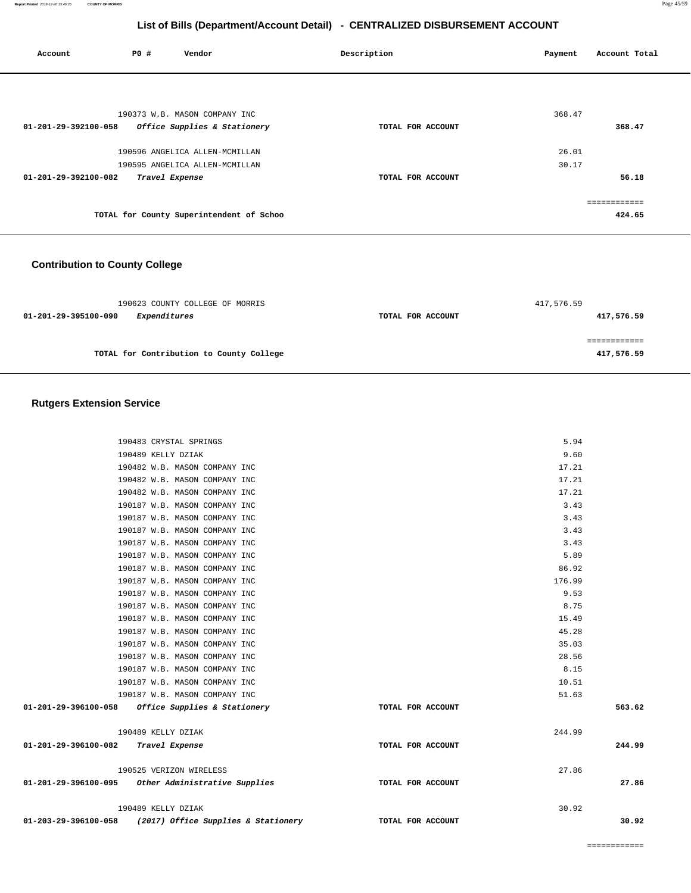## List of Bills (Department/Account Detail) - CENTRALIZED DISBURSEMENT ACCOUNT

| Account | PO # | Vendor | Description | Payment | Account Total |
|---|---|---|---|---|---|
| | 190373 | W.B. MASON COMPANY INC | | 368.47 | |
| **01-201-29-392100-058** | | ***Office Supplies & Stationery*** | **TOTAL FOR ACCOUNT** | | **368.47** |
| | 190596 | ANGELICA ALLEN-MCMILLAN | | 26.01 | |
| | 190595 | ANGELICA ALLEN-MCMILLAN | | 30.17 | |
| **01-201-29-392100-082** | | ***Travel Expense*** | **TOTAL FOR ACCOUNT** | | **56.18** |
| | | | | | ============ |
| | | **TOTAL for County Superintendent of Schoo** | | | **424.65** |

### Contribution to County College

| Account | PO # | Vendor | Description | Payment | Account Total |
|---|---|---|---|---|---|
| | 190623 | COUNTY COLLEGE OF MORRIS | | 417,576.59 | |
| **01-201-29-395100-090** | | ***Expenditures*** | **TOTAL FOR ACCOUNT** | | **417,576.59** |
| | | | | | ============ |
| | | **TOTAL for Contribution to County College** | | | **417,576.59** |

### Rutgers Extension Service

| Account | PO # | Vendor | Description | Payment | Account Total |
|---|---|---|---|---|---|
| | 190483 | CRYSTAL SPRINGS | | 5.94 | |
| | 190489 | KELLY DZIAK | | 9.60 | |
| | 190482 | W.B. MASON COMPANY INC | | 17.21 | |
| | 190482 | W.B. MASON COMPANY INC | | 17.21 | |
| | 190482 | W.B. MASON COMPANY INC | | 17.21 | |
| | 190187 | W.B. MASON COMPANY INC | | 3.43 | |
| | 190187 | W.B. MASON COMPANY INC | | 3.43 | |
| | 190187 | W.B. MASON COMPANY INC | | 3.43 | |
| | 190187 | W.B. MASON COMPANY INC | | 3.43 | |
| | 190187 | W.B. MASON COMPANY INC | | 5.89 | |
| | 190187 | W.B. MASON COMPANY INC | | 86.92 | |
| | 190187 | W.B. MASON COMPANY INC | | 176.99 | |
| | 190187 | W.B. MASON COMPANY INC | | 9.53 | |
| | 190187 | W.B. MASON COMPANY INC | | 8.75 | |
| | 190187 | W.B. MASON COMPANY INC | | 15.49 | |
| | 190187 | W.B. MASON COMPANY INC | | 45.28 | |
| | 190187 | W.B. MASON COMPANY INC | | 35.03 | |
| | 190187 | W.B. MASON COMPANY INC | | 28.56 | |
| | 190187 | W.B. MASON COMPANY INC | | 8.15 | |
| | 190187 | W.B. MASON COMPANY INC | | 10.51 | |
| | 190187 | W.B. MASON COMPANY INC | | 51.63 | |
| **01-201-29-396100-058** | | ***Office Supplies & Stationery*** | **TOTAL FOR ACCOUNT** | | **563.62** |
| | 190489 | KELLY DZIAK | | 244.99 | |
| **01-201-29-396100-082** | | ***Travel Expense*** | **TOTAL FOR ACCOUNT** | | **244.99** |
| | 190525 | VERIZON WIRELESS | | 27.86 | |
| **01-201-29-396100-095** | | ***Other Administrative Supplies*** | **TOTAL FOR ACCOUNT** | | **27.86** |
| | 190489 | KELLY DZIAK | | 30.92 | |
| **01-203-29-396100-058** | | ***(2017) Office Supplies & Stationery*** | **TOTAL FOR ACCOUNT** | | **30.92** |
| | | | | | ============ |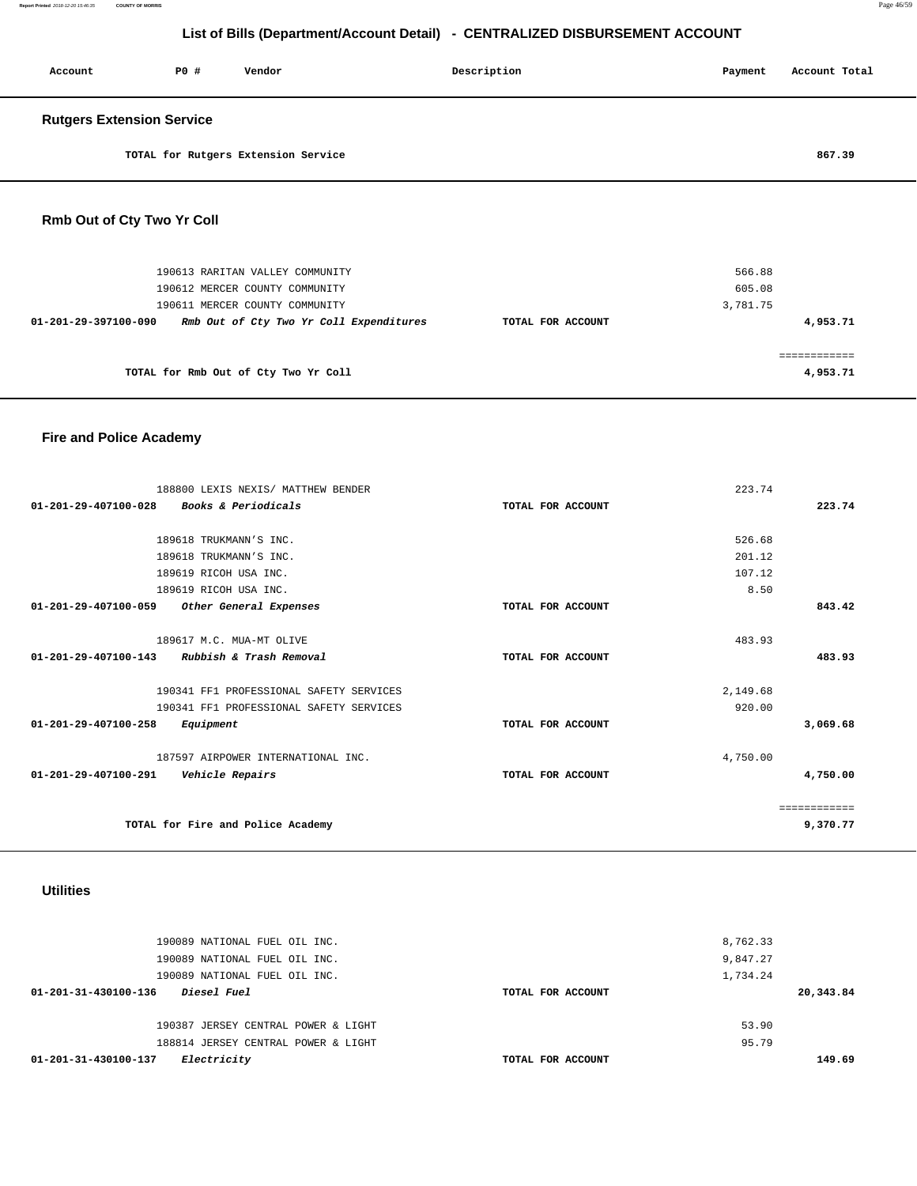# List of Bills (Department/Account Detail) - CENTRALIZED DISBURSEMENT ACCOUNT

| Account | PO # | Vendor | Description | Payment | Account Total |
|---|---|---|---|---|---|

## Rutgers Extension Service

| | | | | | |
|---|---|---|---|---|---|
| | | TOTAL for Rutgers Extension Service | | | 867.39 |

## Rmb Out of Cty Two Yr Coll

| Account | PO # | Vendor | Description | Payment | Account Total |
|---|---|---|---|---|---|
| | 190613 | RARITAN VALLEY COMMUNITY | | 566.88 | |
| | 190612 | MERCER COUNTY COMMUNITY | | 605.08 | |
| | 190611 | MERCER COUNTY COMMUNITY | | 3,781.75 | |
| 01-201-29-397100-090 | | *Rmb Out of Cty Two Yr Coll Expenditures* | TOTAL FOR ACCOUNT | | 4,953.71 |
| | | | | | ============ |
| | | TOTAL for Rmb Out of Cty Two Yr Coll | | | 4,953.71 |

## Fire and Police Academy

| Account | PO # | Vendor | Description | Payment | Account Total |
|---|---|---|---|---|---|
| | 188800 | LEXIS NEXIS/ MATTHEW BENDER | | 223.74 | |
| 01-201-29-407100-028 | | *Books & Periodicals* | TOTAL FOR ACCOUNT | | 223.74 |
| | 189618 | TRUKMANN'S INC. | | 526.68 | |
| | 189618 | TRUKMANN'S INC. | | 201.12 | |
| | 189619 | RICOH USA INC. | | 107.12 | |
| | 189619 | RICOH USA INC. | | 8.50 | |
| 01-201-29-407100-059 | | *Other General Expenses* | TOTAL FOR ACCOUNT | | 843.42 |
| | 189617 | M.C. MUA-MT OLIVE | | 483.93 | |
| 01-201-29-407100-143 | | *Rubbish & Trash Removal* | TOTAL FOR ACCOUNT | | 483.93 |
| | 190341 | FF1 PROFESSIONAL SAFETY SERVICES | | 2,149.68 | |
| | 190341 | FF1 PROFESSIONAL SAFETY SERVICES | | 920.00 | |
| 01-201-29-407100-258 | | *Equipment* | TOTAL FOR ACCOUNT | | 3,069.68 |
| | 187597 | AIRPOWER INTERNATIONAL INC. | | 4,750.00 | |
| 01-201-29-407100-291 | | *Vehicle Repairs* | TOTAL FOR ACCOUNT | | 4,750.00 |
| | | | | | ============ |
| | | TOTAL for Fire and Police Academy | | | 9,370.77 |

## Utilities

| Account | PO # | Vendor | Description | Payment | Account Total |
|---|---|---|---|---|---|
| | 190089 | NATIONAL FUEL OIL INC. | | 8,762.33 | |
| | 190089 | NATIONAL FUEL OIL INC. | | 9,847.27 | |
| | 190089 | NATIONAL FUEL OIL INC. | | 1,734.24 | |
| 01-201-31-430100-136 | | *Diesel Fuel* | TOTAL FOR ACCOUNT | | 20,343.84 |
| | 190387 | JERSEY CENTRAL POWER & LIGHT | | 53.90 | |
| | 188814 | JERSEY CENTRAL POWER & LIGHT | | 95.79 | |
| 01-201-31-430100-137 | | *Electricity* | TOTAL FOR ACCOUNT | | 149.69 |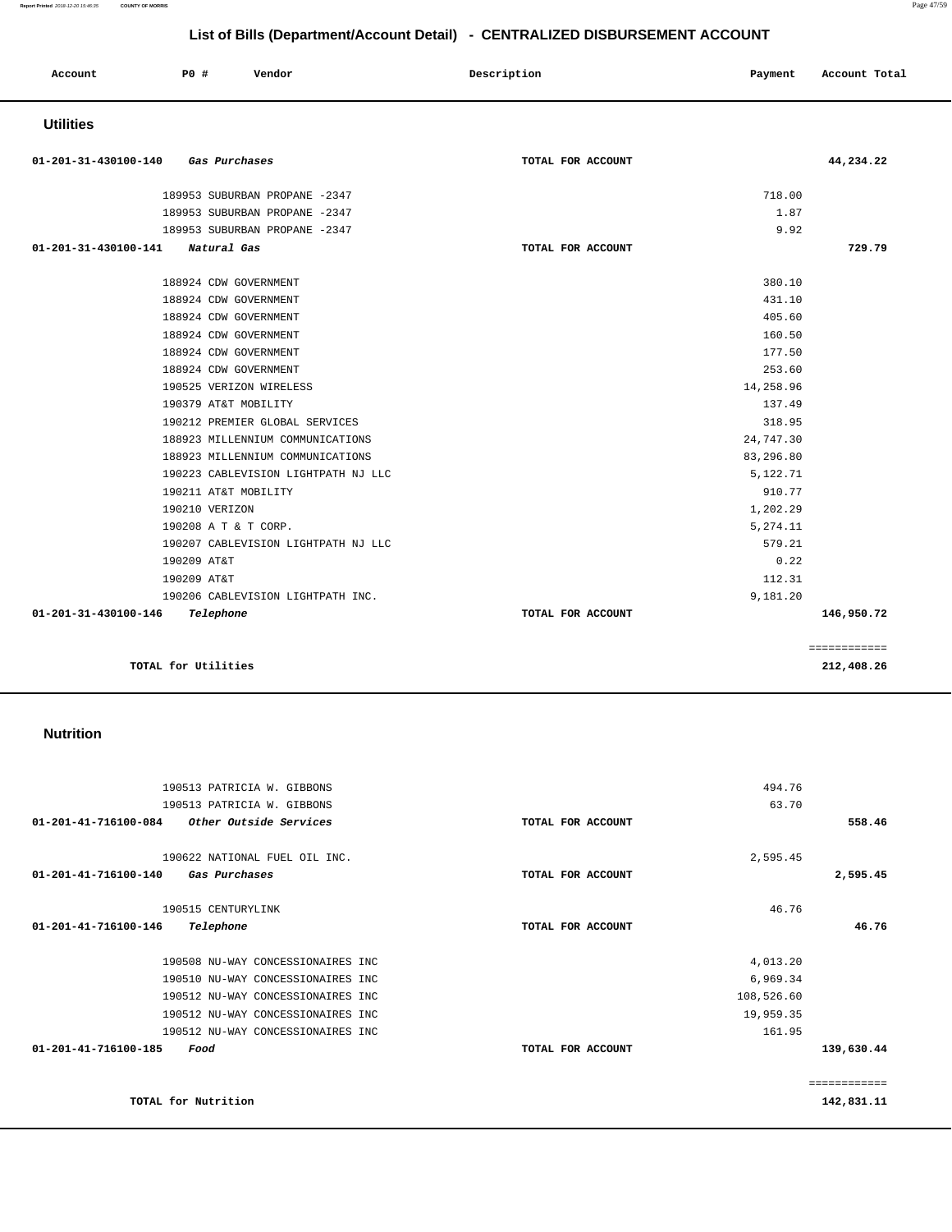# List of Bills (Department/Account Detail) - CENTRALIZED DISBURSEMENT ACCOUNT

| Account | PO # | Vendor | Description | Payment | Account Total |
|---|---|---|---|---|---|

## Utilities

| Account | PO # | Vendor | Description | Payment | Account Total |
|---|---|---|---|---|---|
| 01-201-31-430100-140 *Gas Purchases* | | | TOTAL FOR ACCOUNT | | 44,234.22 |
| | 189953 | SUBURBAN PROPANE -2347 | | 718.00 | |
| | 189953 | SUBURBAN PROPANE -2347 | | 1.87 | |
| | 189953 | SUBURBAN PROPANE -2347 | | 9.92 | |
| 01-201-31-430100-141 *Natural Gas* | | | TOTAL FOR ACCOUNT | | 729.79 |
| | 188924 | CDW GOVERNMENT | | 380.10 | |
| | 188924 | CDW GOVERNMENT | | 431.10 | |
| | 188924 | CDW GOVERNMENT | | 405.60 | |
| | 188924 | CDW GOVERNMENT | | 160.50 | |
| | 188924 | CDW GOVERNMENT | | 177.50 | |
| | 188924 | CDW GOVERNMENT | | 253.60 | |
| | 190525 | VERIZON WIRELESS | | 14,258.96 | |
| | 190379 | AT&T MOBILITY | | 137.49 | |
| | 190212 | PREMIER GLOBAL SERVICES | | 318.95 | |
| | 188923 | MILLENNIUM COMMUNICATIONS | | 24,747.30 | |
| | 188923 | MILLENNIUM COMMUNICATIONS | | 83,296.80 | |
| | 190223 | CABLEVISION LIGHTPATH NJ LLC | | 5,122.71 | |
| | 190211 | AT&T MOBILITY | | 910.77 | |
| | 190210 | VERIZON | | 1,202.29 | |
| | 190208 | A T & T CORP. | | 5,274.11 | |
| | 190207 | CABLEVISION LIGHTPATH NJ LLC | | 579.21 | |
| | 190209 | AT&T | | 0.22 | |
| | 190209 | AT&T | | 112.31 | |
| | 190206 | CABLEVISION LIGHTPATH INC. | | 9,181.20 | |
| 01-201-31-430100-146 *Telephone* | | | TOTAL FOR ACCOUNT | | 146,950.72 |
| TOTAL for Utilities | | | | | 212,408.26 |

## Nutrition

| Account | PO # | Vendor | Description | Payment | Account Total |
|---|---|---|---|---|---|
| | 190513 | PATRICIA W. GIBBONS | | 494.76 | |
| | 190513 | PATRICIA W. GIBBONS | | 63.70 | |
| 01-201-41-716100-084 *Other Outside Services* | | | TOTAL FOR ACCOUNT | | 558.46 |
| | 190622 | NATIONAL FUEL OIL INC. | | 2,595.45 | |
| 01-201-41-716100-140 *Gas Purchases* | | | TOTAL FOR ACCOUNT | | 2,595.45 |
| | 190515 | CENTURYLINK | | 46.76 | |
| 01-201-41-716100-146 *Telephone* | | | TOTAL FOR ACCOUNT | | 46.76 |
| | 190508 | NU-WAY CONCESSIONAIRES INC | | 4,013.20 | |
| | 190510 | NU-WAY CONCESSIONAIRES INC | | 6,969.34 | |
| | 190512 | NU-WAY CONCESSIONAIRES INC | | 108,526.60 | |
| | 190512 | NU-WAY CONCESSIONAIRES INC | | 19,959.35 | |
| | 190512 | NU-WAY CONCESSIONAIRES INC | | 161.95 | |
| 01-201-41-716100-185 *Food* | | | TOTAL FOR ACCOUNT | | 139,630.44 |
| TOTAL for Nutrition | | | | | 142,831.11 |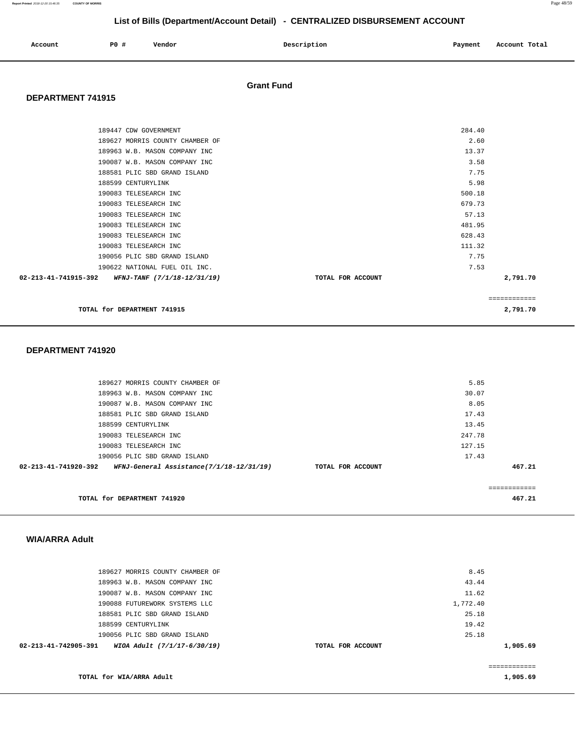## List of Bills (Department/Account Detail) - CENTRALIZED DISBURSEMENT ACCOUNT

| Account | PO # | Vendor | Description | Payment | Account Total |
|---|---|---|---|---|---|

### Grant Fund

#### DEPARTMENT 741915

| Account | PO # | Vendor | Description | Payment | Account Total |
|---|---|---|---|---|---|
| | 189447 | CDW GOVERNMENT | | 284.40 | |
| | 189627 | MORRIS COUNTY CHAMBER OF | | 2.60 | |
| | 189963 | W.B. MASON COMPANY INC | | 13.37 | |
| | 190087 | W.B. MASON COMPANY INC | | 3.58 | |
| | 188581 | PLIC SBD GRAND ISLAND | | 7.75 | |
| | 188599 | CENTURYLINK | | 5.98 | |
| | 190083 | TELESEARCH INC | | 500.18 | |
| | 190083 | TELESEARCH INC | | 679.73 | |
| | 190083 | TELESEARCH INC | | 57.13 | |
| | 190083 | TELESEARCH INC | | 481.95 | |
| | 190083 | TELESEARCH INC | | 628.43 | |
| | 190083 | TELESEARCH INC | | 111.32 | |
| | 190056 | PLIC SBD GRAND ISLAND | | 7.75 | |
| | 190622 | NATIONAL FUEL OIL INC. | | 7.53 | |
| **02-213-41-741915-392** | | ***WFNJ-TANF (7/1/18-12/31/19)*** | **TOTAL FOR ACCOUNT** | | **2,791.70** |

**TOTAL for DEPARTMENT 741915** — **2,791.70**

#### DEPARTMENT 741920

| Account | PO # | Vendor | Description | Payment | Account Total |
|---|---|---|---|---|---|
| | 189627 | MORRIS COUNTY CHAMBER OF | | 5.85 | |
| | 189963 | W.B. MASON COMPANY INC | | 30.07 | |
| | 190087 | W.B. MASON COMPANY INC | | 8.05 | |
| | 188581 | PLIC SBD GRAND ISLAND | | 17.43 | |
| | 188599 | CENTURYLINK | | 13.45 | |
| | 190083 | TELESEARCH INC | | 247.78 | |
| | 190083 | TELESEARCH INC | | 127.15 | |
| | 190056 | PLIC SBD GRAND ISLAND | | 17.43 | |
| **02-213-41-741920-392** | | ***WFNJ-General Assistance(7/1/18-12/31/19)*** | **TOTAL FOR ACCOUNT** | | **467.21** |

**TOTAL for DEPARTMENT 741920** — **467.21**

#### WIA/ARRA Adult

| Account | PO # | Vendor | Description | Payment | Account Total |
|---|---|---|---|---|---|
| | 189627 | MORRIS COUNTY CHAMBER OF | | 8.45 | |
| | 189963 | W.B. MASON COMPANY INC | | 43.44 | |
| | 190087 | W.B. MASON COMPANY INC | | 11.62 | |
| | 190088 | FUTUREWORK SYSTEMS LLC | | 1,772.40 | |
| | 188581 | PLIC SBD GRAND ISLAND | | 25.18 | |
| | 188599 | CENTURYLINK | | 19.42 | |
| | 190056 | PLIC SBD GRAND ISLAND | | 25.18 | |
| **02-213-41-742905-391** | | ***WIOA Adult (7/1/17-6/30/19)*** | **TOTAL FOR ACCOUNT** | | **1,905.69** |

**TOTAL for WIA/ARRA Adult** — **1,905.69**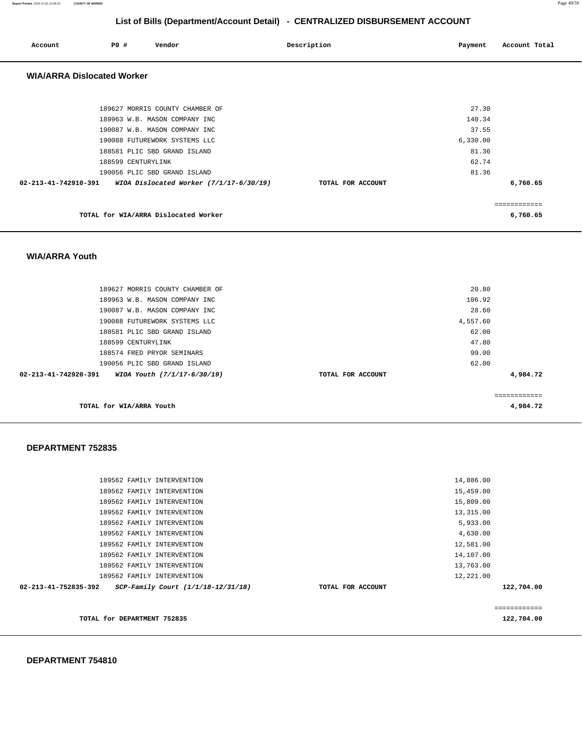## List of Bills (Department/Account Detail) - CENTRALIZED DISBURSEMENT ACCOUNT

| Account | PO # | Vendor | Description | Payment | Account Total |
|---|---|---|---|---|---|

### WIA/ARRA Dislocated Worker

| Account | PO # | Vendor | Description | Payment | Account Total |
|---|---|---|---|---|---|
| | 189627 | MORRIS COUNTY CHAMBER OF | | 27.30 | |
| | 189963 | W.B. MASON COMPANY INC | | 140.34 | |
| | 190087 | W.B. MASON COMPANY INC | | 37.55 | |
| | 190088 | FUTUREWORK SYSTEMS LLC | | 6,330.00 | |
| | 188581 | PLIC SBD GRAND ISLAND | | 81.36 | |
| | 188599 | CENTURYLINK | | 62.74 | |
| | 190056 | PLIC SBD GRAND ISLAND | | 81.36 | |
| **02-213-41-742910-391** | | ***WIOA Dislocated Worker (7/1/17-6/30/19)*** | **TOTAL FOR ACCOUNT** | | **6,760.65** |

**TOTAL for WIA/ARRA Dislocated Worker** ============ **6,760.65**

### WIA/ARRA Youth

| Account | PO # | Vendor | Description | Payment | Account Total |
|---|---|---|---|---|---|
| | 189627 | MORRIS COUNTY CHAMBER OF | | 20.80 | |
| | 189963 | W.B. MASON COMPANY INC | | 106.92 | |
| | 190087 | W.B. MASON COMPANY INC | | 28.60 | |
| | 190088 | FUTUREWORK SYSTEMS LLC | | 4,557.60 | |
| | 188581 | PLIC SBD GRAND ISLAND | | 62.00 | |
| | 188599 | CENTURYLINK | | 47.80 | |
| | 188574 | FRED PRYOR SEMINARS | | 99.00 | |
| | 190056 | PLIC SBD GRAND ISLAND | | 62.00 | |
| **02-213-41-742920-391** | | ***WIOA Youth (7/1/17-6/30/19)*** | **TOTAL FOR ACCOUNT** | | **4,984.72** |

**TOTAL for WIA/ARRA Youth** ============ **4,984.72**

### DEPARTMENT 752835

| Account | PO # | Vendor | Description | Payment | Account Total |
|---|---|---|---|---|---|
| | 189562 | FAMILY INTERVENTION | | 14,886.00 | |
| | 189562 | FAMILY INTERVENTION | | 15,459.00 | |
| | 189562 | FAMILY INTERVENTION | | 15,809.00 | |
| | 189562 | FAMILY INTERVENTION | | 13,315.00 | |
| | 189562 | FAMILY INTERVENTION | | 5,933.00 | |
| | 189562 | FAMILY INTERVENTION | | 4,630.00 | |
| | 189562 | FAMILY INTERVENTION | | 12,581.00 | |
| | 189562 | FAMILY INTERVENTION | | 14,107.00 | |
| | 189562 | FAMILY INTERVENTION | | 13,763.00 | |
| | 189562 | FAMILY INTERVENTION | | 12,221.00 | |
| **02-213-41-752835-392** | | ***SCP-Family Court (1/1/18-12/31/18)*** | **TOTAL FOR ACCOUNT** | | **122,704.00** |

**TOTAL for DEPARTMENT 752835** ============ **122,704.00**

### DEPARTMENT 754810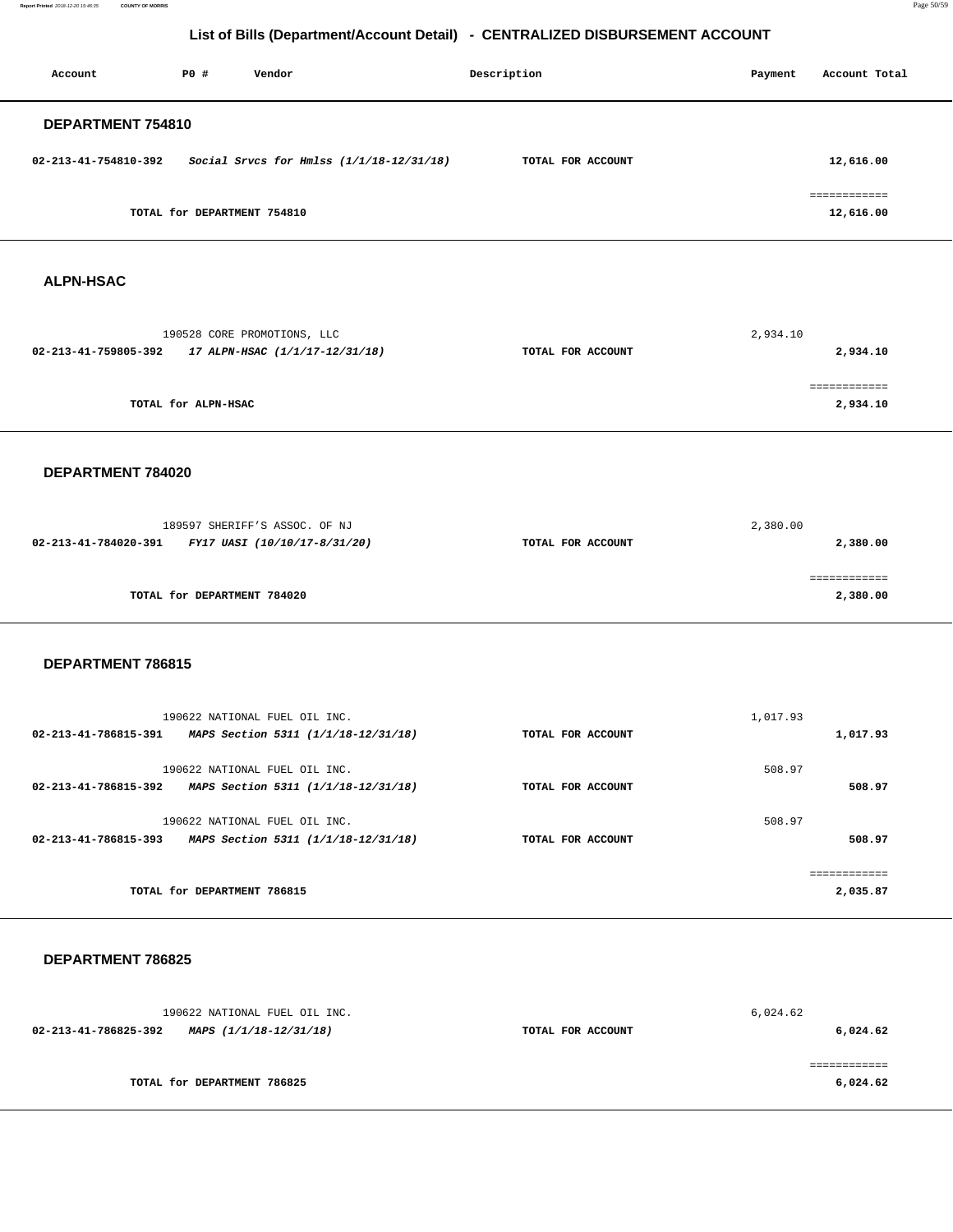## List of Bills (Department/Account Detail) - CENTRALIZED DISBURSEMENT ACCOUNT

| Account | PO # | Vendor | Description | Payment | Account Total |
|---|---|---|---|---|---|

### DEPARTMENT 754810

| | | | |
|---|---|---|---|
| 02-213-41-754810-392 | *Social Srvcs for Hmlss (1/1/18-12/31/18)* | TOTAL FOR ACCOUNT | 12,616.00 |
| | TOTAL for DEPARTMENT 754810 | | ============ 12,616.00 |

### ALPN-HSAC

| | | | | |
|---|---|---|---|---|
| | 190528 CORE PROMOTIONS, LLC | | 2,934.10 | |
| 02-213-41-759805-392 | *17 ALPN-HSAC (1/1/17-12/31/18)* | TOTAL FOR ACCOUNT | | 2,934.10 |
| | TOTAL for ALPN-HSAC | | | ============ 2,934.10 |

### DEPARTMENT 784020

| | | | | |
|---|---|---|---|---|
| | 189597 SHERIFF'S ASSOC. OF NJ | | 2,380.00 | |
| 02-213-41-784020-391 | *FY17 UASI (10/10/17-8/31/20)* | TOTAL FOR ACCOUNT | | 2,380.00 |
| | TOTAL for DEPARTMENT 784020 | | | ============ 2,380.00 |

### DEPARTMENT 786815

| | | | | |
|---|---|---|---|---|
| | 190622 NATIONAL FUEL OIL INC. | | 1,017.93 | |
| 02-213-41-786815-391 | *MAPS Section 5311 (1/1/18-12/31/18)* | TOTAL FOR ACCOUNT | | 1,017.93 |
| | 190622 NATIONAL FUEL OIL INC. | | 508.97 | |
| 02-213-41-786815-392 | *MAPS Section 5311 (1/1/18-12/31/18)* | TOTAL FOR ACCOUNT | | 508.97 |
| | 190622 NATIONAL FUEL OIL INC. | | 508.97 | |
| 02-213-41-786815-393 | *MAPS Section 5311 (1/1/18-12/31/18)* | TOTAL FOR ACCOUNT | | 508.97 |
| | TOTAL for DEPARTMENT 786815 | | | ============ 2,035.87 |

### DEPARTMENT 786825

| | | | | |
|---|---|---|---|---|
| | 190622 NATIONAL FUEL OIL INC. | | 6,024.62 | |
| 02-213-41-786825-392 | *MAPS (1/1/18-12/31/18)* | TOTAL FOR ACCOUNT | | 6,024.62 |
| | TOTAL for DEPARTMENT 786825 | | | ============ 6,024.62 |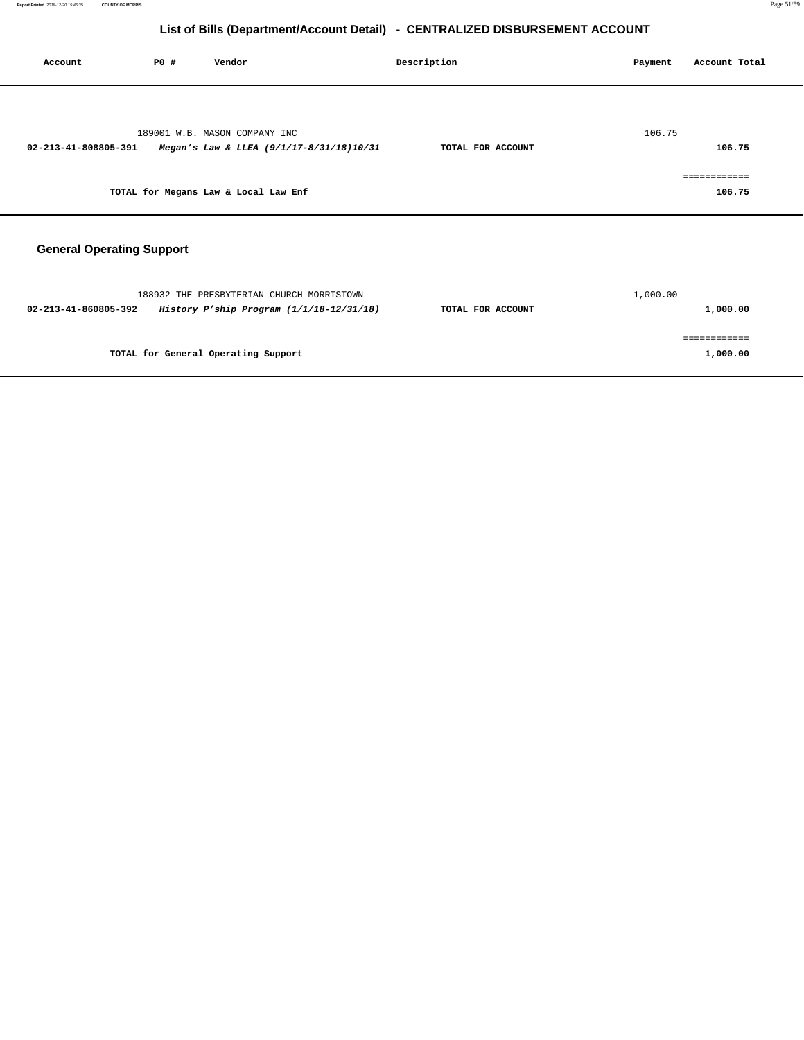# List of Bills (Department/Account Detail) - CENTRALIZED DISBURSEMENT ACCOUNT

| Account | PO # | Vendor | Description | Payment | Account Total |
|---|---|---|---|---|---|
| | 189001 | W.B. MASON COMPANY INC | | 106.75 | |
| **02-213-41-808805-391** | | ***Megan's Law & LLEA (9/1/17-8/31/18)10/31*** | **TOTAL FOR ACCOUNT** | | **106.75** |
| | | | | | ============ |
| | **TOTAL for Megans Law & Local Law Enf** | | | | **106.75** |

## General Operating Support

| Account | PO # | Vendor | Description | Payment | Account Total |
|---|---|---|---|---|---|
| | 188932 | THE PRESBYTERIAN CHURCH MORRISTOWN | | 1,000.00 | |
| **02-213-41-860805-392** | | ***History P'ship Program (1/1/18-12/31/18)*** | **TOTAL FOR ACCOUNT** | | **1,000.00** |
| | | | | | ============ |
| | **TOTAL for General Operating Support** | | | | **1,000.00** |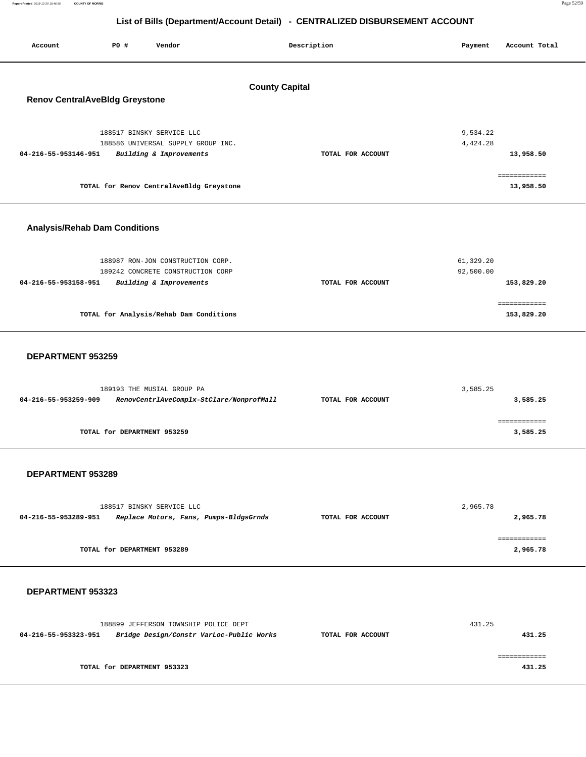## List of Bills (Department/Account Detail) - CENTRALIZED DISBURSEMENT ACCOUNT

| Account | PO # | Vendor | Description | Payment | Account Total |
|---|---|---|---|---|---|

## County Capital

### Renov CentralAveBldg Greystone

| Account | PO # | Vendor | Description | Payment | Account Total |
|---|---|---|---|---|---|
| | 188517 | BINSKY SERVICE LLC | | 9,534.22 | |
| | 188586 | UNIVERSAL SUPPLY GROUP INC. | | 4,424.28 | |
| 04-216-55-953146-951 | | *Building & Improvements* | TOTAL FOR ACCOUNT | | 13,958.50 |
| | | | | | ============ |
| | | TOTAL for Renov CentralAveBldg Greystone | | | 13,958.50 |

### Analysis/Rehab Dam Conditions

| Account | PO # | Vendor | Description | Payment | Account Total |
|---|---|---|---|---|---|
| | 188987 | RON-JON CONSTRUCTION CORP. | | 61,329.20 | |
| | 189242 | CONCRETE CONSTRUCTION CORP | | 92,500.00 | |
| 04-216-55-953158-951 | | *Building & Improvements* | TOTAL FOR ACCOUNT | | 153,829.20 |
| | | | | | ============ |
| | | TOTAL for Analysis/Rehab Dam Conditions | | | 153,829.20 |

### DEPARTMENT 953259

| Account | PO # | Vendor | Description | Payment | Account Total |
|---|---|---|---|---|---|
| | 189193 | THE MUSIAL GROUP PA | | 3,585.25 | |
| 04-216-55-953259-909 | | *RenovCentrlAveComplx-StClare/NonprofMall* | TOTAL FOR ACCOUNT | | 3,585.25 |
| | | | | | ============ |
| | | TOTAL for DEPARTMENT 953259 | | | 3,585.25 |

### DEPARTMENT 953289

| Account | PO # | Vendor | Description | Payment | Account Total |
|---|---|---|---|---|---|
| | 188517 | BINSKY SERVICE LLC | | 2,965.78 | |
| 04-216-55-953289-951 | | *Replace Motors, Fans, Pumps-BldgsGrnds* | TOTAL FOR ACCOUNT | | 2,965.78 |
| | | | | | ============ |
| | | TOTAL for DEPARTMENT 953289 | | | 2,965.78 |

### DEPARTMENT 953323

| Account | PO # | Vendor | Description | Payment | Account Total |
|---|---|---|---|---|---|
| | 188899 | JEFFERSON TOWNSHIP POLICE DEPT | | 431.25 | |
| 04-216-55-953323-951 | | *Bridge Design/Constr VarLoc-Public Works* | TOTAL FOR ACCOUNT | | 431.25 |
| | | | | | ============ |
| | | TOTAL for DEPARTMENT 953323 | | | 431.25 |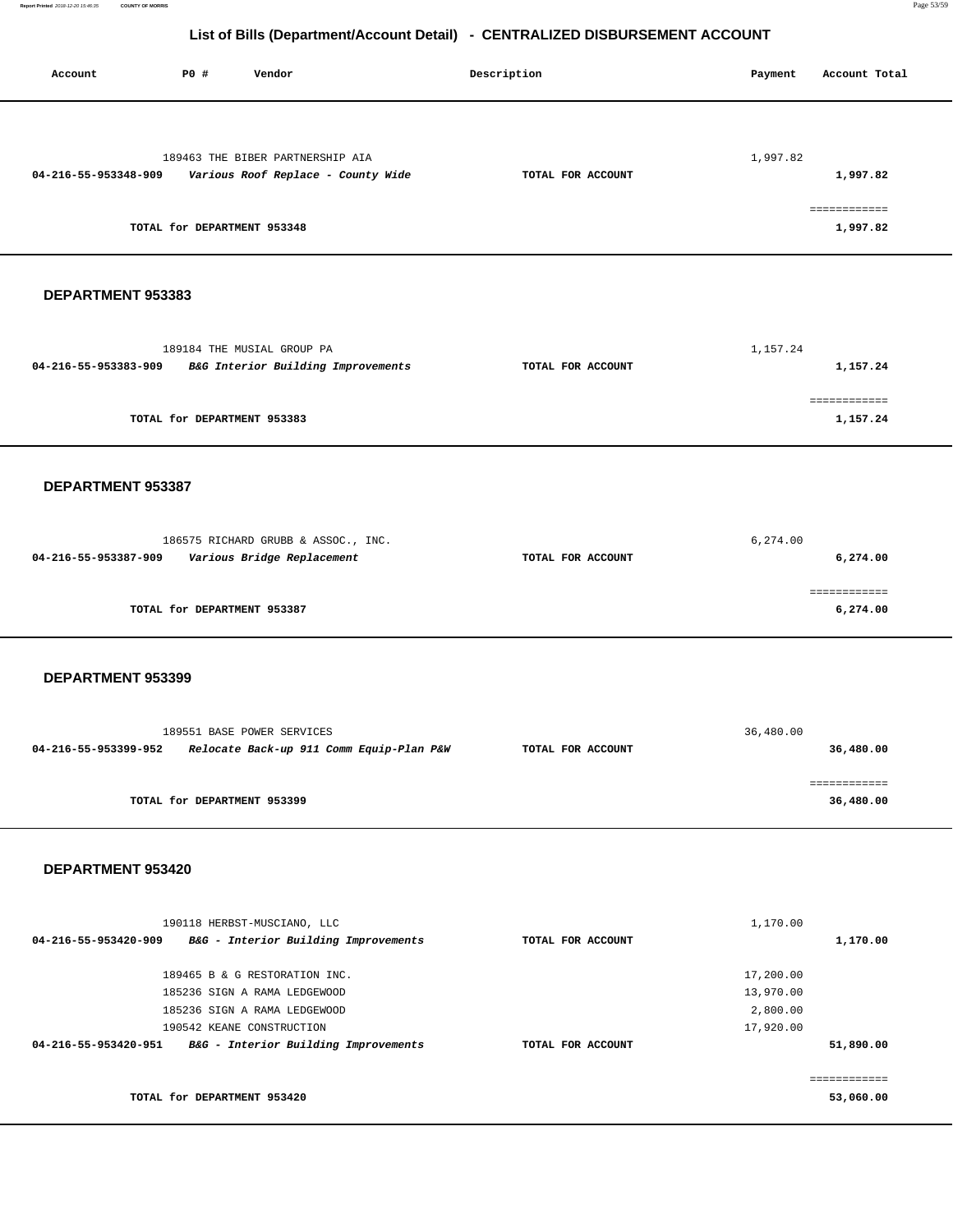## List of Bills (Department/Account Detail) - CENTRALIZED DISBURSEMENT ACCOUNT

| Account | PO # | Vendor | Description | Payment | Account Total |
|---|---|---|---|---|---|
| | 189463 | THE BIBER PARTNERSHIP AIA | | 1,997.82 | |
| 04-216-55-953348-909 | | *Various Roof Replace - County Wide* | TOTAL FOR ACCOUNT | | 1,997.82 |
| | | | | | ============ |
| | | TOTAL for DEPARTMENT 953348 | | | 1,997.82 |

### DEPARTMENT 953383

| Account | PO # | Vendor | Description | Payment | Account Total |
|---|---|---|---|---|---|
| | 189184 | THE MUSIAL GROUP PA | | 1,157.24 | |
| 04-216-55-953383-909 | | *B&G Interior Building Improvements* | TOTAL FOR ACCOUNT | | 1,157.24 |
| | | | | | ============ |
| | | TOTAL for DEPARTMENT 953383 | | | 1,157.24 |

### DEPARTMENT 953387

| Account | PO # | Vendor | Description | Payment | Account Total |
|---|---|---|---|---|---|
| | 186575 | RICHARD GRUBB & ASSOC., INC. | | 6,274.00 | |
| 04-216-55-953387-909 | | *Various Bridge Replacement* | TOTAL FOR ACCOUNT | | 6,274.00 |
| | | | | | ============ |
| | | TOTAL for DEPARTMENT 953387 | | | 6,274.00 |

### DEPARTMENT 953399

| Account | PO # | Vendor | Description | Payment | Account Total |
|---|---|---|---|---|---|
| | 189551 | BASE POWER SERVICES | | 36,480.00 | |
| 04-216-55-953399-952 | | *Relocate Back-up 911 Comm Equip-Plan P&W* | TOTAL FOR ACCOUNT | | 36,480.00 |
| | | | | | ============ |
| | | TOTAL for DEPARTMENT 953399 | | | 36,480.00 |

### DEPARTMENT 953420

| Account | PO # | Vendor | Description | Payment | Account Total |
|---|---|---|---|---|---|
| | 190118 | HERBST-MUSCIANO, LLC | | 1,170.00 | |
| 04-216-55-953420-909 | | *B&G - Interior Building Improvements* | TOTAL FOR ACCOUNT | | 1,170.00 |
| | 189465 | B & G RESTORATION INC. | | 17,200.00 | |
| | 185236 | SIGN A RAMA LEDGEWOOD | | 13,970.00 | |
| | 185236 | SIGN A RAMA LEDGEWOOD | | 2,800.00 | |
| | 190542 | KEANE CONSTRUCTION | | 17,920.00 | |
| 04-216-55-953420-951 | | *B&G - Interior Building Improvements* | TOTAL FOR ACCOUNT | | 51,890.00 |
| | | | | | ============ |
| | | TOTAL for DEPARTMENT 953420 | | | 53,060.00 |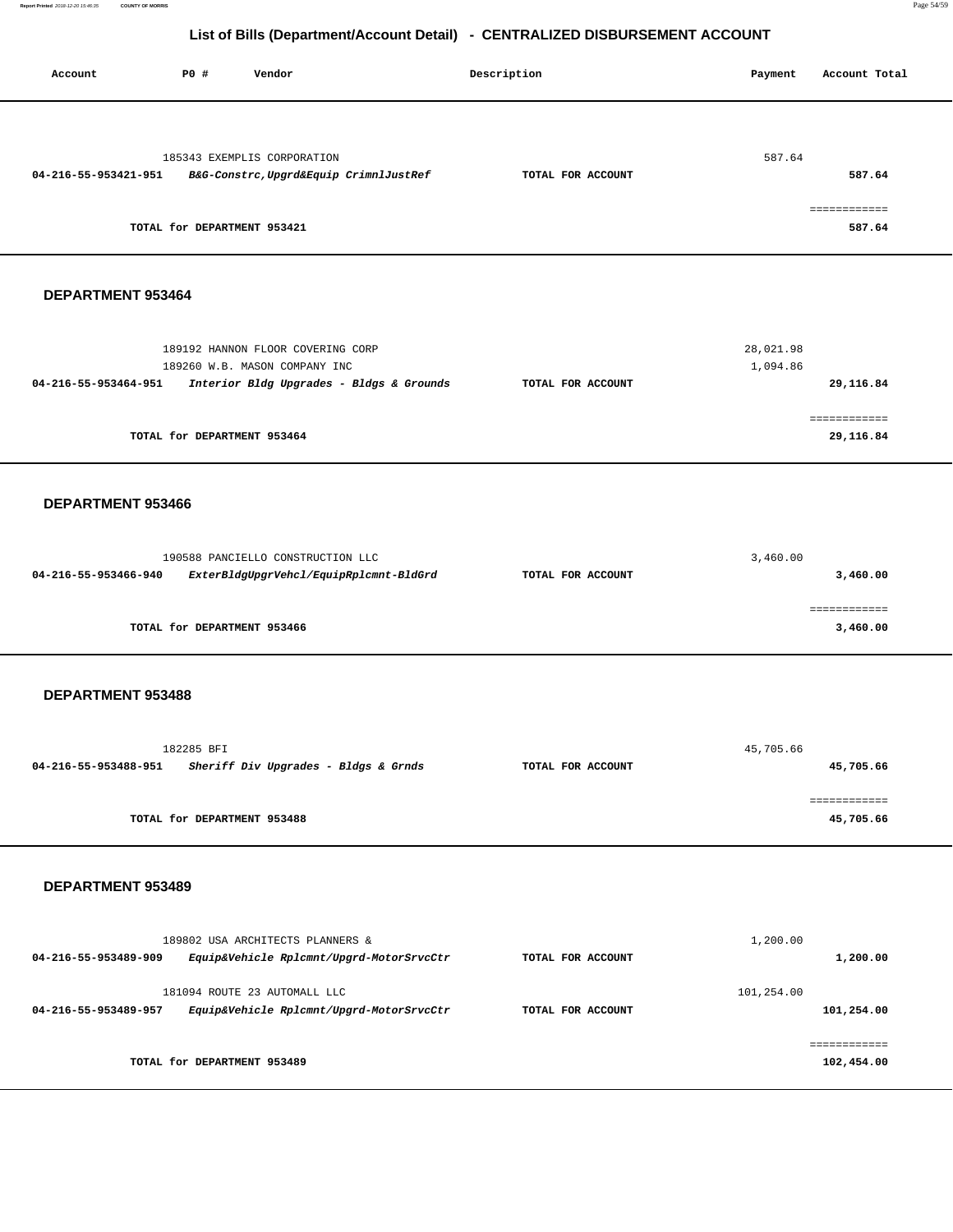## List of Bills (Department/Account Detail) - CENTRALIZED DISBURSEMENT ACCOUNT

| Account | PO # | Vendor | Description | Payment | Account Total |
|---|---|---|---|---|---|
| | 185343 | EXEMPLIS CORPORATION | | 587.64 | |
| 04-216-55-953421-951 | | *B&G-Constrc,Upgrd&Equip CrimnlJustRef* | TOTAL FOR ACCOUNT | | 587.64 |
| | | | | | ============ |
| | | TOTAL for DEPARTMENT 953421 | | | 587.64 |

### DEPARTMENT 953464

| Account | PO # | Vendor | Description | Payment | Account Total |
|---|---|---|---|---|---|
| | 189192 | HANNON FLOOR COVERING CORP | | 28,021.98 | |
| | 189260 | W.B. MASON COMPANY INC | | 1,094.86 | |
| 04-216-55-953464-951 | | *Interior Bldg Upgrades - Bldgs & Grounds* | TOTAL FOR ACCOUNT | | 29,116.84 |
| | | | | | ============ |
| | | TOTAL for DEPARTMENT 953464 | | | 29,116.84 |

### DEPARTMENT 953466

| Account | PO # | Vendor | Description | Payment | Account Total |
|---|---|---|---|---|---|
| | 190588 | PANCIELLO CONSTRUCTION LLC | | 3,460.00 | |
| 04-216-55-953466-940 | | *ExterBldgUpgrVehcl/EquipRplcmnt-BldGrd* | TOTAL FOR ACCOUNT | | 3,460.00 |
| | | | | | ============ |
| | | TOTAL for DEPARTMENT 953466 | | | 3,460.00 |

### DEPARTMENT 953488

| Account | PO # | Vendor | Description | Payment | Account Total |
|---|---|---|---|---|---|
| | 182285 | BFI | | 45,705.66 | |
| 04-216-55-953488-951 | | *Sheriff Div Upgrades - Bldgs & Grnds* | TOTAL FOR ACCOUNT | | 45,705.66 |
| | | | | | ============ |
| | | TOTAL for DEPARTMENT 953488 | | | 45,705.66 |

### DEPARTMENT 953489

| Account | PO # | Vendor | Description | Payment | Account Total |
|---|---|---|---|---|---|
| | 189802 | USA ARCHITECTS PLANNERS & | | 1,200.00 | |
| 04-216-55-953489-909 | | *Equip&Vehicle Rplcmnt/Upgrd-MotorSrvcCtr* | TOTAL FOR ACCOUNT | | 1,200.00 |
| | 181094 | ROUTE 23 AUTOMALL LLC | | 101,254.00 | |
| 04-216-55-953489-957 | | *Equip&Vehicle Rplcmnt/Upgrd-MotorSrvcCtr* | TOTAL FOR ACCOUNT | | 101,254.00 |
| | | | | | ============ |
| | | TOTAL for DEPARTMENT 953489 | | | 102,454.00 |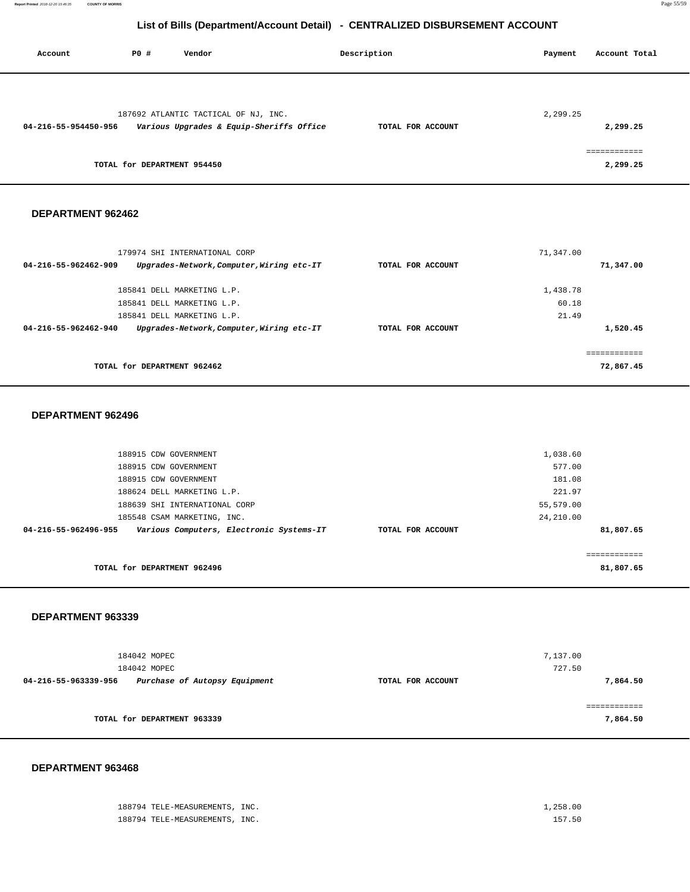## List of Bills (Department/Account Detail) - CENTRALIZED DISBURSEMENT ACCOUNT

| Account | PO # | Vendor | Description | Payment | Account Total |
|---|---|---|---|---|---|
| | 187692 | ATLANTIC TACTICAL OF NJ, INC. | | 2,299.25 | |
| **04-216-55-954450-956** | | ***Various Upgrades & Equip-Sheriffs Office*** | **TOTAL FOR ACCOUNT** | | **2,299.25** |
| | | | | | ============ |
| | **TOTAL for DEPARTMENT 954450** | | | | **2,299.25** |

### DEPARTMENT 962462

| Account | PO # | Vendor | Description | Payment | Account Total |
|---|---|---|---|---|---|
| | 179974 | SHI INTERNATIONAL CORP | | 71,347.00 | |
| **04-216-55-962462-909** | | ***Upgrades-Network,Computer,Wiring etc-IT*** | **TOTAL FOR ACCOUNT** | | **71,347.00** |
| | 185841 | DELL MARKETING L.P. | | 1,438.78 | |
| | 185841 | DELL MARKETING L.P. | | 60.18 | |
| | 185841 | DELL MARKETING L.P. | | 21.49 | |
| **04-216-55-962462-940** | | ***Upgrades-Network,Computer,Wiring etc-IT*** | **TOTAL FOR ACCOUNT** | | **1,520.45** |
| | | | | | ============ |
| | **TOTAL for DEPARTMENT 962462** | | | | **72,867.45** |

### DEPARTMENT 962496

| Account | PO # | Vendor | Description | Payment | Account Total |
|---|---|---|---|---|---|
| | 188915 | CDW GOVERNMENT | | 1,038.60 | |
| | 188915 | CDW GOVERNMENT | | 577.00 | |
| | 188915 | CDW GOVERNMENT | | 181.08 | |
| | 188624 | DELL MARKETING L.P. | | 221.97 | |
| | 188639 | SHI INTERNATIONAL CORP | | 55,579.00 | |
| | 185548 | CSAM MARKETING, INC. | | 24,210.00 | |
| **04-216-55-962496-955** | | ***Various Computers, Electronic Systems-IT*** | **TOTAL FOR ACCOUNT** | | **81,807.65** |
| | | | | | ============ |
| | **TOTAL for DEPARTMENT 962496** | | | | **81,807.65** |

### DEPARTMENT 963339

| Account | PO # | Vendor | Description | Payment | Account Total |
|---|---|---|---|---|---|
| | 184042 | MOPEC | | 7,137.00 | |
| | 184042 | MOPEC | | 727.50 | |
| **04-216-55-963339-956** | | ***Purchase of Autopsy Equipment*** | **TOTAL FOR ACCOUNT** | | **7,864.50** |
| | | | | | ============ |
| | **TOTAL for DEPARTMENT 963339** | | | | **7,864.50** |

### DEPARTMENT 963468

| Account | PO # | Vendor | Description | Payment | Account Total |
|---|---|---|---|---|---|
| | 188794 | TELE-MEASUREMENTS, INC. | | 1,258.00 | |
| | 188794 | TELE-MEASUREMENTS, INC. | | 157.50 | |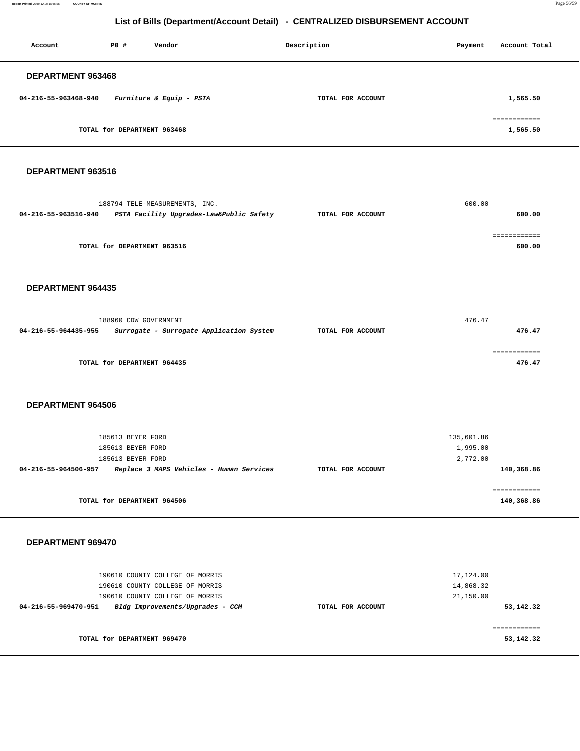# List of Bills (Department/Account Detail) - CENTRALIZED DISBURSEMENT ACCOUNT

| Account | PO # | Vendor | Description | Payment | Account Total |
|---|---|---|---|---|---|

## DEPARTMENT 963468

| Account | PO # | Vendor | Description | Payment | Account Total |
|---|---|---|---|---|---|
| **04-216-55-963468-940** | | ***Furniture & Equip - PSTA*** | **TOTAL FOR ACCOUNT** | | **1,565.50** |
| | | | | | ============ |
| | **TOTAL for DEPARTMENT 963468** | | | | **1,565.50** |

## DEPARTMENT 963516

| Account | PO # | Vendor | Description | Payment | Account Total |
|---|---|---|---|---|---|
| | 188794 | TELE-MEASUREMENTS, INC. | | 600.00 | |
| **04-216-55-963516-940** | | ***PSTA Facility Upgrades-Law&Public Safety*** | **TOTAL FOR ACCOUNT** | | **600.00** |
| | | | | | ============ |
| | **TOTAL for DEPARTMENT 963516** | | | | **600.00** |

## DEPARTMENT 964435

| Account | PO # | Vendor | Description | Payment | Account Total |
|---|---|---|---|---|---|
| | 188960 | CDW GOVERNMENT | | 476.47 | |
| **04-216-55-964435-955** | | ***Surrogate - Surrogate Application System*** | **TOTAL FOR ACCOUNT** | | **476.47** |
| | | | | | ============ |
| | **TOTAL for DEPARTMENT 964435** | | | | **476.47** |

## DEPARTMENT 964506

| Account | PO # | Vendor | Description | Payment | Account Total |
|---|---|---|---|---|---|
| | 185613 | BEYER FORD | | 135,601.86 | |
| | 185613 | BEYER FORD | | 1,995.00 | |
| | 185613 | BEYER FORD | | 2,772.00 | |
| **04-216-55-964506-957** | | ***Replace 3 MAPS Vehicles - Human Services*** | **TOTAL FOR ACCOUNT** | | **140,368.86** |
| | | | | | ============ |
| | **TOTAL for DEPARTMENT 964506** | | | | **140,368.86** |

## DEPARTMENT 969470

| Account | PO # | Vendor | Description | Payment | Account Total |
|---|---|---|---|---|---|
| | 190610 | COUNTY COLLEGE OF MORRIS | | 17,124.00 | |
| | 190610 | COUNTY COLLEGE OF MORRIS | | 14,868.32 | |
| | 190610 | COUNTY COLLEGE OF MORRIS | | 21,150.00 | |
| **04-216-55-969470-951** | | ***Bldg Improvements/Upgrades - CCM*** | **TOTAL FOR ACCOUNT** | | **53,142.32** |
| | | | | | ============ |
| | **TOTAL for DEPARTMENT 969470** | | | | **53,142.32** |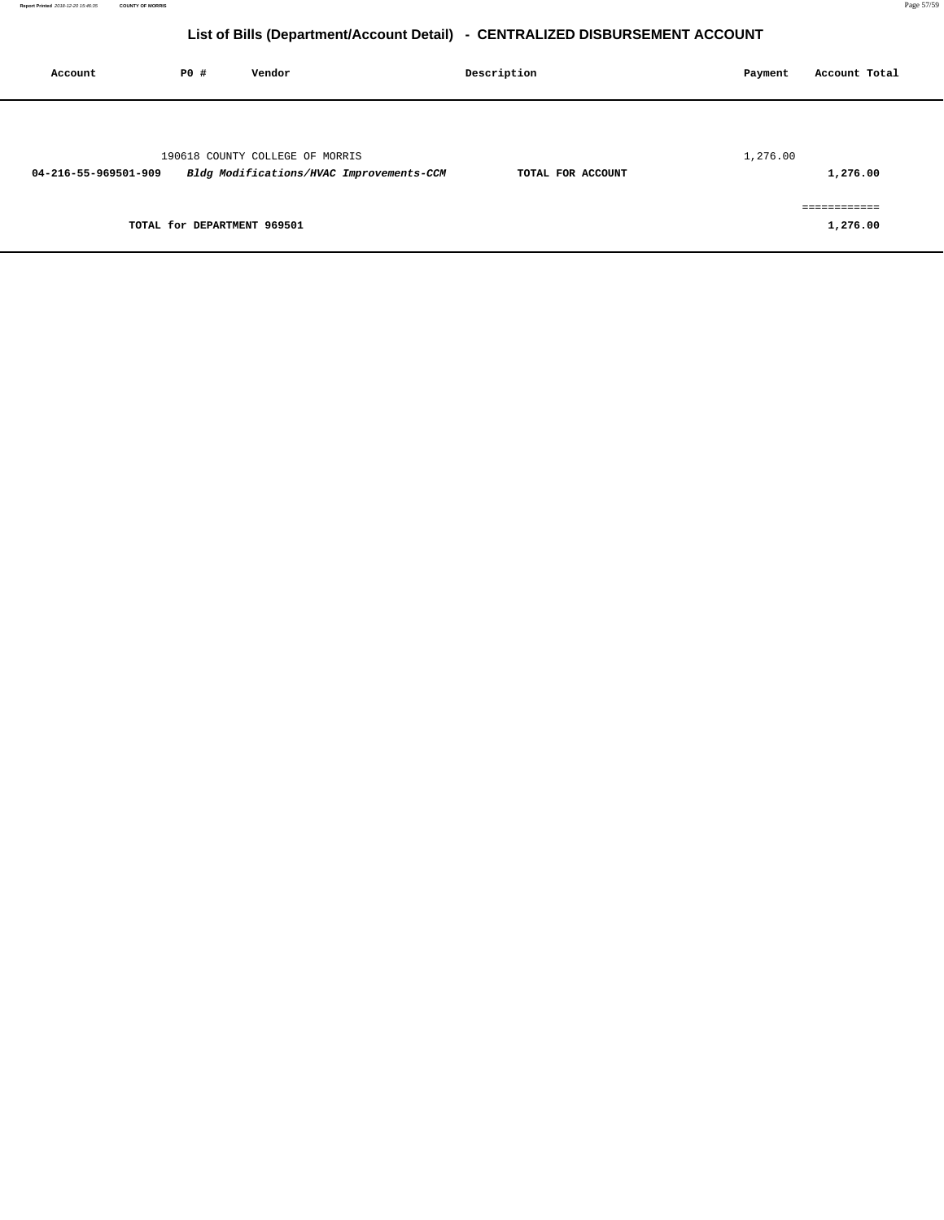## List of Bills (Department/Account Detail) - CENTRALIZED DISBURSEMENT ACCOUNT

| Account | PO # | Vendor | Description | Payment | Account Total |
|---|---|---|---|---|---|
| | 190618 | COUNTY COLLEGE OF MORRIS | | 1,276.00 | |
| **04-216-55-969501-909** | | ***Bldg Modifications/HVAC Improvements-CCM*** | **TOTAL FOR ACCOUNT** | | **1,276.00** |
| | | | | | ============ |
| | **TOTAL for DEPARTMENT 969501** | | | | **1,276.00** |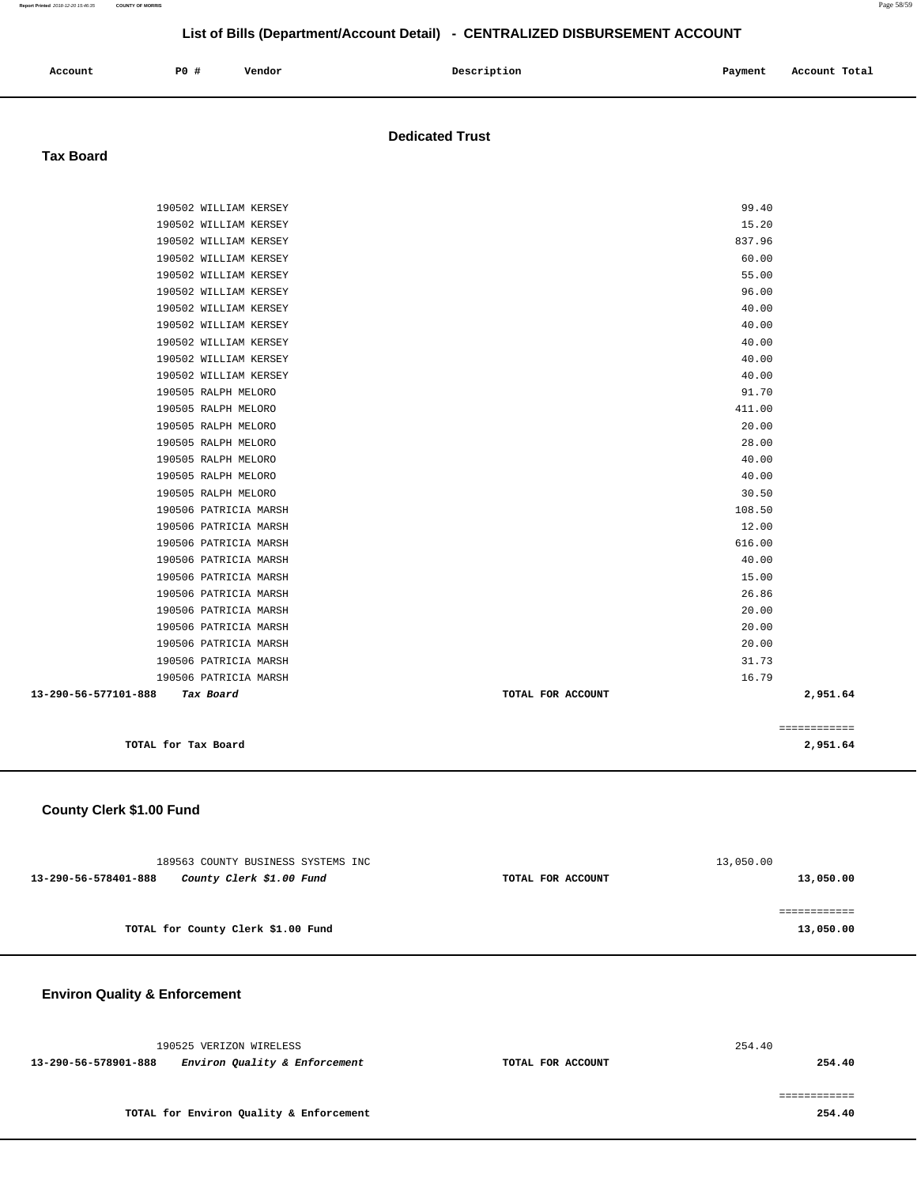# List of Bills (Department/Account Detail) - CENTRALIZED DISBURSEMENT ACCOUNT

| Account | PO # | Vendor | Description | Payment | Account Total |
|---|---|---|---|---|---|

## Dedicated Trust

### Tax Board

| Account | PO # | Vendor | Description | Payment | Account Total |
|---|---|---|---|---|---|
| | 190502 | WILLIAM KERSEY | | 99.40 | |
| | 190502 | WILLIAM KERSEY | | 15.20 | |
| | 190502 | WILLIAM KERSEY | | 837.96 | |
| | 190502 | WILLIAM KERSEY | | 60.00 | |
| | 190502 | WILLIAM KERSEY | | 55.00 | |
| | 190502 | WILLIAM KERSEY | | 96.00 | |
| | 190502 | WILLIAM KERSEY | | 40.00 | |
| | 190502 | WILLIAM KERSEY | | 40.00 | |
| | 190502 | WILLIAM KERSEY | | 40.00 | |
| | 190502 | WILLIAM KERSEY | | 40.00 | |
| | 190502 | WILLIAM KERSEY | | 40.00 | |
| | 190505 | RALPH MELORO | | 91.70 | |
| | 190505 | RALPH MELORO | | 411.00 | |
| | 190505 | RALPH MELORO | | 20.00 | |
| | 190505 | RALPH MELORO | | 28.00 | |
| | 190505 | RALPH MELORO | | 40.00 | |
| | 190505 | RALPH MELORO | | 40.00 | |
| | 190505 | RALPH MELORO | | 30.50 | |
| | 190506 | PATRICIA MARSH | | 108.50 | |
| | 190506 | PATRICIA MARSH | | 12.00 | |
| | 190506 | PATRICIA MARSH | | 616.00 | |
| | 190506 | PATRICIA MARSH | | 40.00 | |
| | 190506 | PATRICIA MARSH | | 15.00 | |
| | 190506 | PATRICIA MARSH | | 26.86 | |
| | 190506 | PATRICIA MARSH | | 20.00 | |
| | 190506 | PATRICIA MARSH | | 20.00 | |
| | 190506 | PATRICIA MARSH | | 20.00 | |
| | 190506 | PATRICIA MARSH | | 31.73 | |
| | 190506 | PATRICIA MARSH | | 16.79 | |
| 13-290-56-577101-888 | | *Tax Board* | TOTAL FOR ACCOUNT | | 2,951.64 |

**TOTAL for Tax Board** — 2,951.64

### County Clerk $1.00 Fund

| Account | PO # | Vendor | Description | Payment | Account Total |
|---|---|---|---|---|---|
| | 189563 | COUNTY BUSINESS SYSTEMS INC | | 13,050.00 | |
| 13-290-56-578401-888 | | *County Clerk $1.00 Fund* | TOTAL FOR ACCOUNT | | 13,050.00 |

**TOTAL for County Clerk $1.00 Fund** — 13,050.00

### Environ Quality & Enforcement

| Account | PO # | Vendor | Description | Payment | Account Total |
|---|---|---|---|---|---|
| | 190525 | VERIZON WIRELESS | | 254.40 | |
| 13-290-56-578901-888 | | *Environ Quality & Enforcement* | TOTAL FOR ACCOUNT | | 254.40 |

**TOTAL for Environ Quality & Enforcement** — 254.40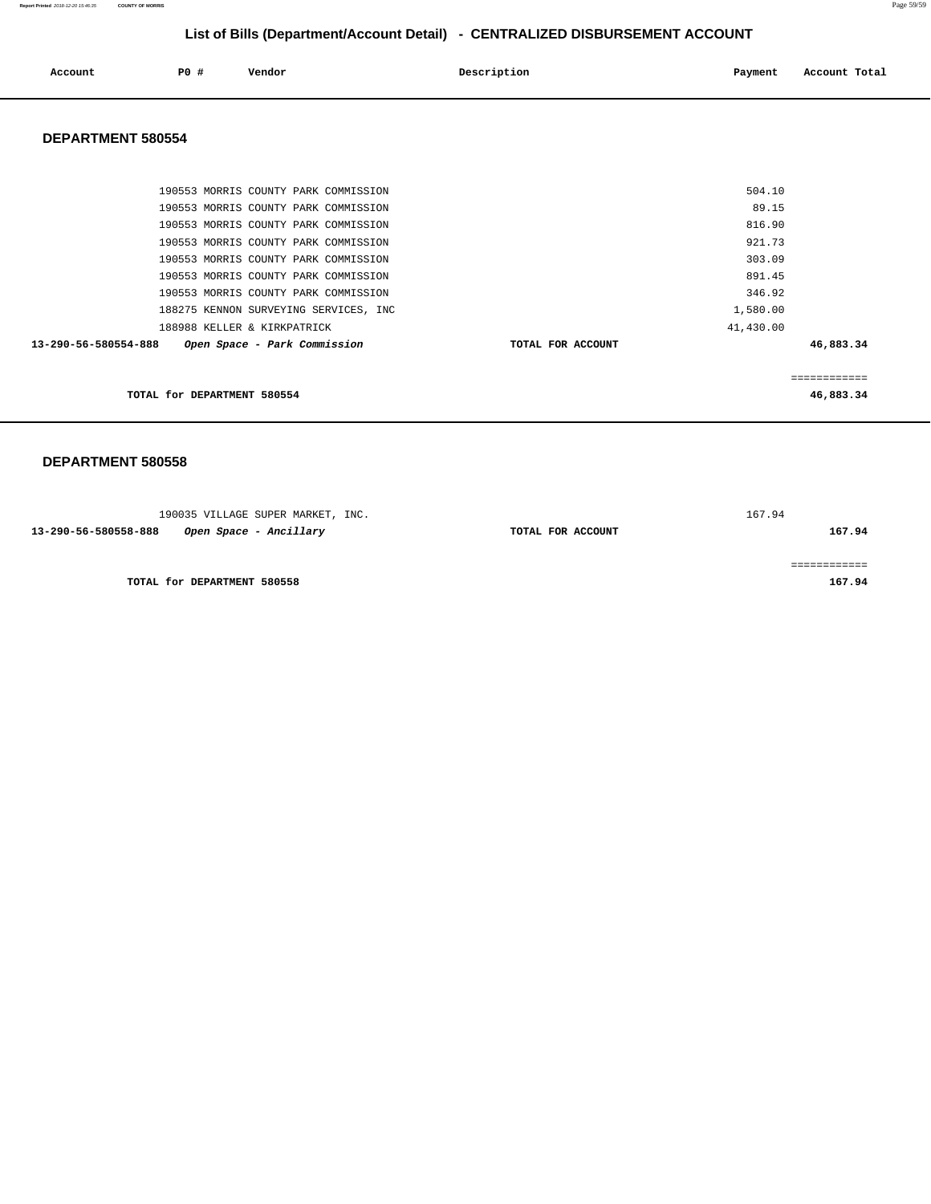# List of Bills (Department/Account Detail) - CENTRALIZED DISBURSEMENT ACCOUNT

| Account | PO # | Vendor | Description | Payment | Account Total |
|---|---|---|---|---|---|

## DEPARTMENT 580554

| Account | PO # | Vendor | Description | Payment | Account Total |
|---|---|---|---|---|---|
| | 190553 | MORRIS COUNTY PARK COMMISSION | | 504.10 | |
| | 190553 | MORRIS COUNTY PARK COMMISSION | | 89.15 | |
| | 190553 | MORRIS COUNTY PARK COMMISSION | | 816.90 | |
| | 190553 | MORRIS COUNTY PARK COMMISSION | | 921.73 | |
| | 190553 | MORRIS COUNTY PARK COMMISSION | | 303.09 | |
| | 190553 | MORRIS COUNTY PARK COMMISSION | | 891.45 | |
| | 190553 | MORRIS COUNTY PARK COMMISSION | | 346.92 | |
| | 188275 | KENNON SURVEYING SERVICES, INC | | 1,580.00 | |
| | 188988 | KELLER & KIRKPATRICK | | 41,430.00 | |
| **13-290-56-580554-888** | | ***Open Space - Park Commission*** | **TOTAL FOR ACCOUNT** | | **46,883.34** |

============

**TOTAL for DEPARTMENT 580554** **46,883.34**

## DEPARTMENT 580558

| Account | PO # | Vendor | Description | Payment | Account Total |
|---|---|---|---|---|---|
| | 190035 | VILLAGE SUPER MARKET, INC. | | 167.94 | |
| **13-290-56-580558-888** | | ***Open Space - Ancillary*** | **TOTAL FOR ACCOUNT** | | **167.94** |

============

**TOTAL for DEPARTMENT 580558** **167.94**